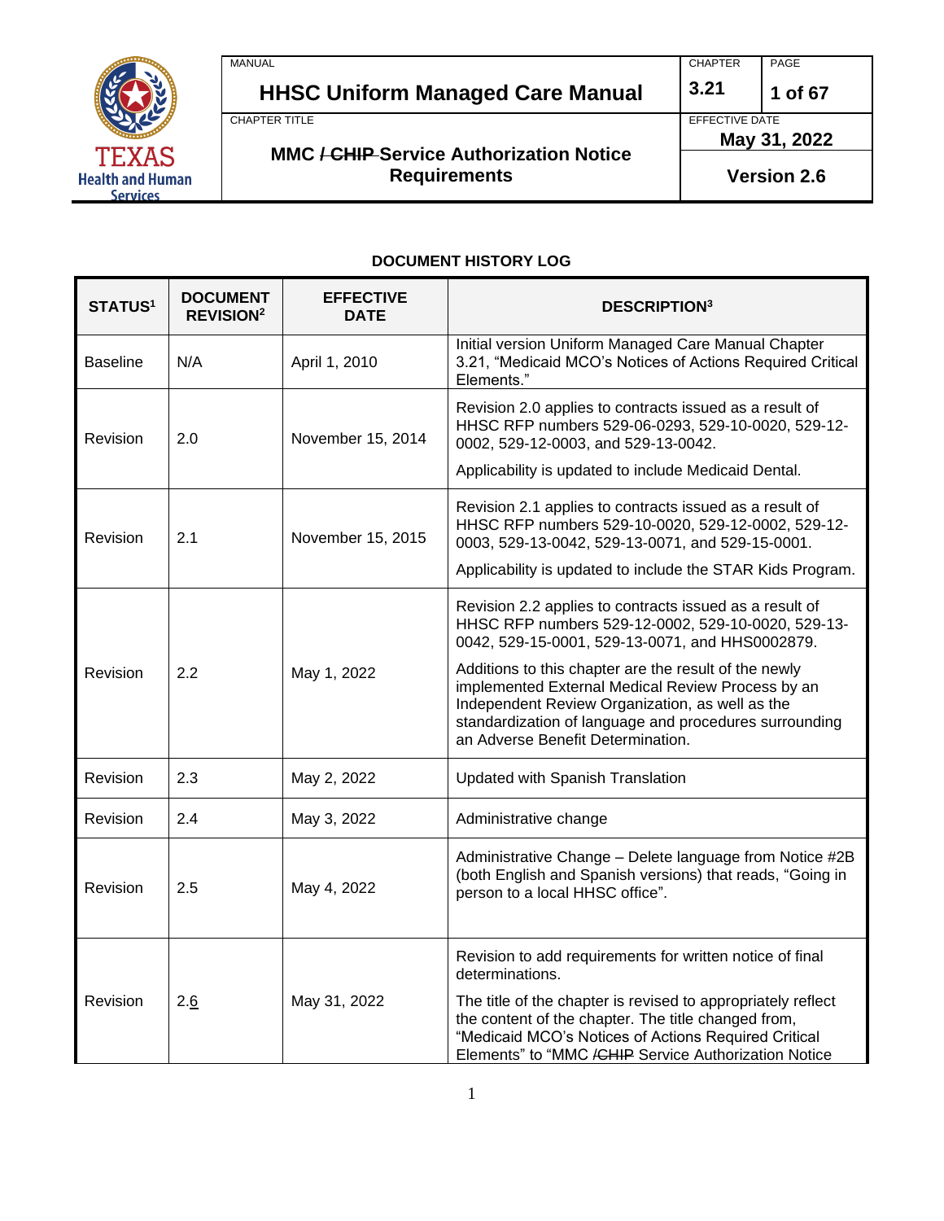| MANUAL | CHAPTER | PAGE |
|---|---|---|
| **HHSC Uniform Managed Care Manual** | **3.21** | **1 of 67** |
| CHAPTER TITLE | EFFECTIVE DATE | |
| **MMC / ~~CHIP~~ Service Authorization Notice Requirements** | **May 31, 2022** | |
| | **Version 2.6** | |

## DOCUMENT HISTORY LOG

| STATUS[1] | DOCUMENT REVISION[2] | EFFECTIVE DATE | DESCRIPTION[3] |
|---|---|---|---|
| Baseline | N/A | April 1, 2010 | Initial version Uniform Managed Care Manual Chapter 3.21, "Medicaid MCO's Notices of Actions Required Critical Elements." |
| Revision | 2.0 | November 15, 2014 | Revision 2.0 applies to contracts issued as a result of HHSC RFP numbers 529-06-0293, 529-10-0020, 529-12-0002, 529-12-0003, and 529-13-0042.<br><br>Applicability is updated to include Medicaid Dental. |
| Revision | 2.1 | November 15, 2015 | Revision 2.1 applies to contracts issued as a result of HHSC RFP numbers 529-10-0020, 529-12-0002, 529-12-0003, 529-13-0042, 529-13-0071, and 529-15-0001.<br><br>Applicability is updated to include the STAR Kids Program. |
| Revision | 2.2 | May 1, 2022 | Revision 2.2 applies to contracts issued as a result of HHSC RFP numbers 529-12-0002, 529-10-0020, 529-13-0042, 529-15-0001, 529-13-0071, and HHS0002879.<br><br>Additions to this chapter are the result of the newly implemented External Medical Review Process by an Independent Review Organization, as well as the standardization of language and procedures surrounding an Adverse Benefit Determination. |
| Revision | 2.3 | May 2, 2022 | Updated with Spanish Translation |
| Revision | 2.4 | May 3, 2022 | Administrative change |
| Revision | 2.5 | May 4, 2022 | Administrative Change – Delete language from Notice #2B (both English and Spanish versions) that reads, "Going in person to a local HHSC office". |
| Revision | 2.6 | May 31, 2022 | Revision to add requirements for written notice of final determinations.<br><br>The title of the chapter is revised to appropriately reflect the content of the chapter. The title changed from, "Medicaid MCO's Notices of Actions Required Critical Elements" to "MMC /~~CHIP~~ Service Authorization Notice |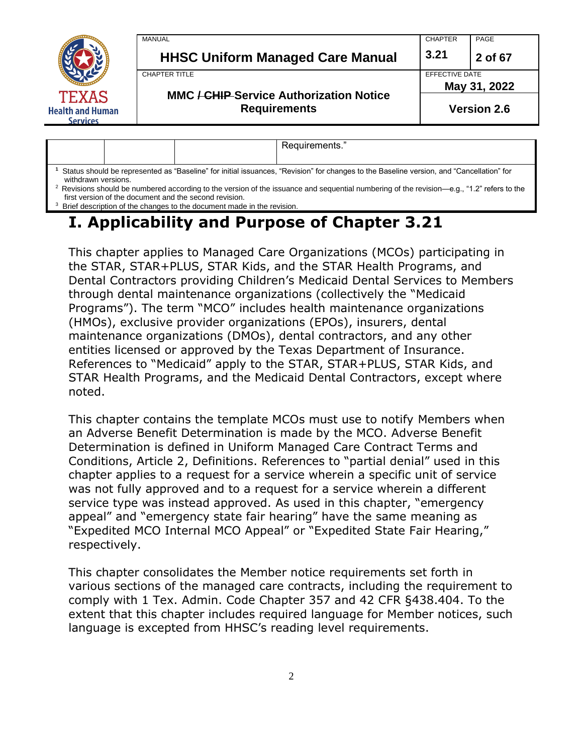| | | | Requirements.” |
|---|---|---|---|

[1] Status should be represented as “Baseline” for initial issuances, “Revision” for changes to the Baseline version, and “Cancellation” for withdrawn versions.
[2] Revisions should be numbered according to the version of the issuance and sequential numbering of the revision—e.g., “1.2” refers to the first version of the document and the second revision.
[3] Brief description of the changes to the document made in the revision.

# I. Applicability and Purpose of Chapter 3.21

This chapter applies to Managed Care Organizations (MCOs) participating in the STAR, STAR+PLUS, STAR Kids, and the STAR Health Programs, and Dental Contractors providing Children’s Medicaid Dental Services to Members through dental maintenance organizations (collectively the “Medicaid Programs”). The term “MCO” includes health maintenance organizations (HMOs), exclusive provider organizations (EPOs), insurers, dental maintenance organizations (DMOs), dental contractors, and any other entities licensed or approved by the Texas Department of Insurance. References to “Medicaid” apply to the STAR, STAR+PLUS, STAR Kids, and STAR Health Programs, and the Medicaid Dental Contractors, except where noted.

This chapter contains the template MCOs must use to notify Members when an Adverse Benefit Determination is made by the MCO. Adverse Benefit Determination is defined in Uniform Managed Care Contract Terms and Conditions, Article 2, Definitions. References to “partial denial” used in this chapter applies to a request for a service wherein a specific unit of service was not fully approved and to a request for a service wherein a different service type was instead approved. As used in this chapter, “emergency appeal” and “emergency state fair hearing” have the same meaning as “Expedited MCO Internal MCO Appeal” or “Expedited State Fair Hearing,” respectively.

This chapter consolidates the Member notice requirements set forth in various sections of the managed care contracts, including the requirement to comply with 1 Tex. Admin. Code Chapter 357 and 42 CFR §438.404. To the extent that this chapter includes required language for Member notices, such language is excepted from HHSC’s reading level requirements.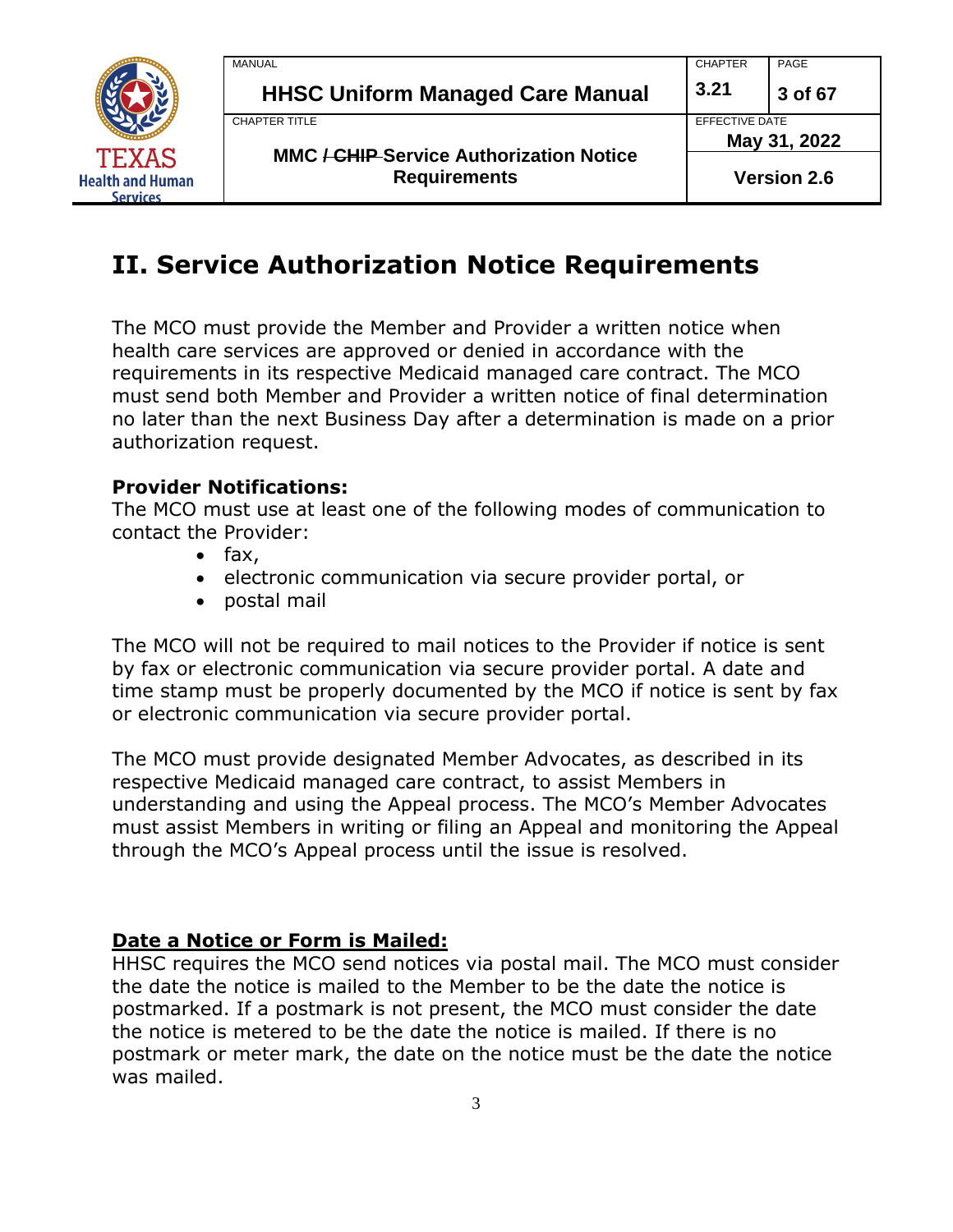# II. Service Authorization Notice Requirements

The MCO must provide the Member and Provider a written notice when health care services are approved or denied in accordance with the requirements in its respective Medicaid managed care contract. The MCO must send both Member and Provider a written notice of final determination no later than the next Business Day after a determination is made on a prior authorization request.

**Provider Notifications:**
The MCO must use at least one of the following modes of communication to contact the Provider:

- fax,
- electronic communication via secure provider portal, or
- postal mail

The MCO will not be required to mail notices to the Provider if notice is sent by fax or electronic communication via secure provider portal. A date and time stamp must be properly documented by the MCO if notice is sent by fax or electronic communication via secure provider portal.

The MCO must provide designated Member Advocates, as described in its respective Medicaid managed care contract, to assist Members in understanding and using the Appeal process. The MCO's Member Advocates must assist Members in writing or filing an Appeal and monitoring the Appeal through the MCO's Appeal process until the issue is resolved.

**Date a Notice or Form is Mailed:**
HHSC requires the MCO send notices via postal mail. The MCO must consider the date the notice is mailed to the Member to be the date the notice is postmarked. If a postmark is not present, the MCO must consider the date the notice is metered to be the date the notice is mailed. If there is no postmark or meter mark, the date on the notice must be the date the notice was mailed.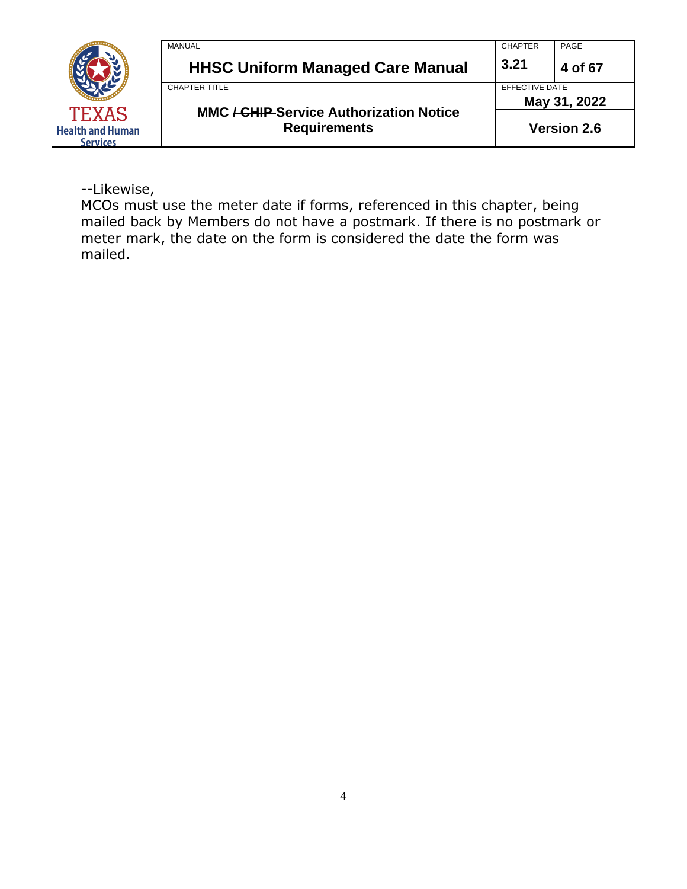--Likewise,
MCOs must use the meter date if forms, referenced in this chapter, being mailed back by Members do not have a postmark. If there is no postmark or meter mark, the date on the form is considered the date the form was mailed.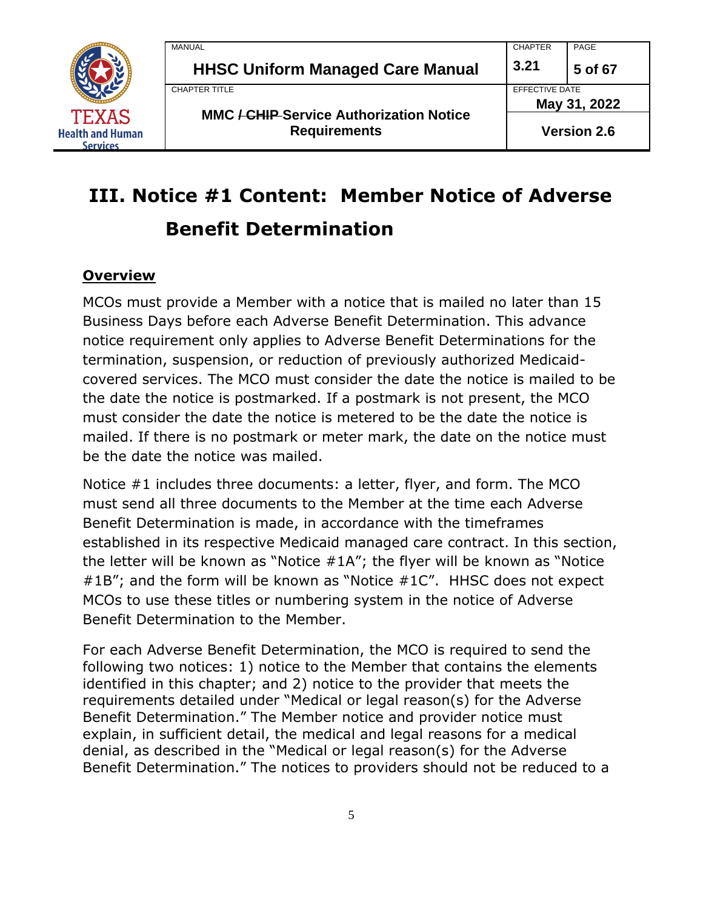# III. Notice #1 Content: Member Notice of Adverse Benefit Determination

## Overview

MCOs must provide a Member with a notice that is mailed no later than 15 Business Days before each Adverse Benefit Determination. This advance notice requirement only applies to Adverse Benefit Determinations for the termination, suspension, or reduction of previously authorized Medicaid-covered services. The MCO must consider the date the notice is mailed to be the date the notice is postmarked. If a postmark is not present, the MCO must consider the date the notice is metered to be the date the notice is mailed. If there is no postmark or meter mark, the date on the notice must be the date the notice was mailed.

Notice #1 includes three documents: a letter, flyer, and form. The MCO must send all three documents to the Member at the time each Adverse Benefit Determination is made, in accordance with the timeframes established in its respective Medicaid managed care contract. In this section, the letter will be known as "Notice #1A"; the flyer will be known as "Notice #1B"; and the form will be known as "Notice #1C". HHSC does not expect MCOs to use these titles or numbering system in the notice of Adverse Benefit Determination to the Member.

For each Adverse Benefit Determination, the MCO is required to send the following two notices: 1) notice to the Member that contains the elements identified in this chapter; and 2) notice to the provider that meets the requirements detailed under "Medical or legal reason(s) for the Adverse Benefit Determination." The Member notice and provider notice must explain, in sufficient detail, the medical and legal reasons for a medical denial, as described in the "Medical or legal reason(s) for the Adverse Benefit Determination." The notices to providers should not be reduced to a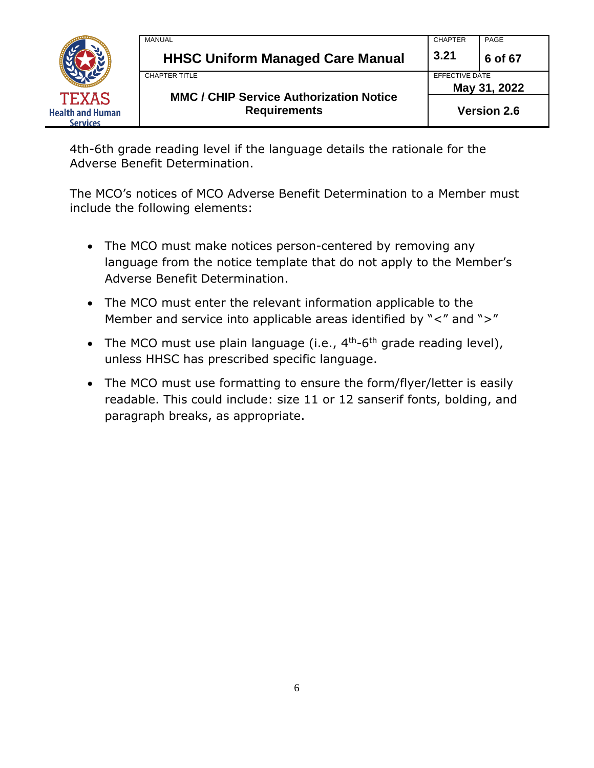4th-6th grade reading level if the language details the rationale for the Adverse Benefit Determination.

The MCO's notices of MCO Adverse Benefit Determination to a Member must include the following elements:

- The MCO must make notices person-centered by removing any language from the notice template that do not apply to the Member's Adverse Benefit Determination.
- The MCO must enter the relevant information applicable to the Member and service into applicable areas identified by "<" and ">"
- The MCO must use plain language (i.e., $4^{th}$-$6^{th}$ grade reading level), unless HHSC has prescribed specific language.
- The MCO must use formatting to ensure the form/flyer/letter is easily readable. This could include: size 11 or 12 sanserif fonts, bolding, and paragraph breaks, as appropriate.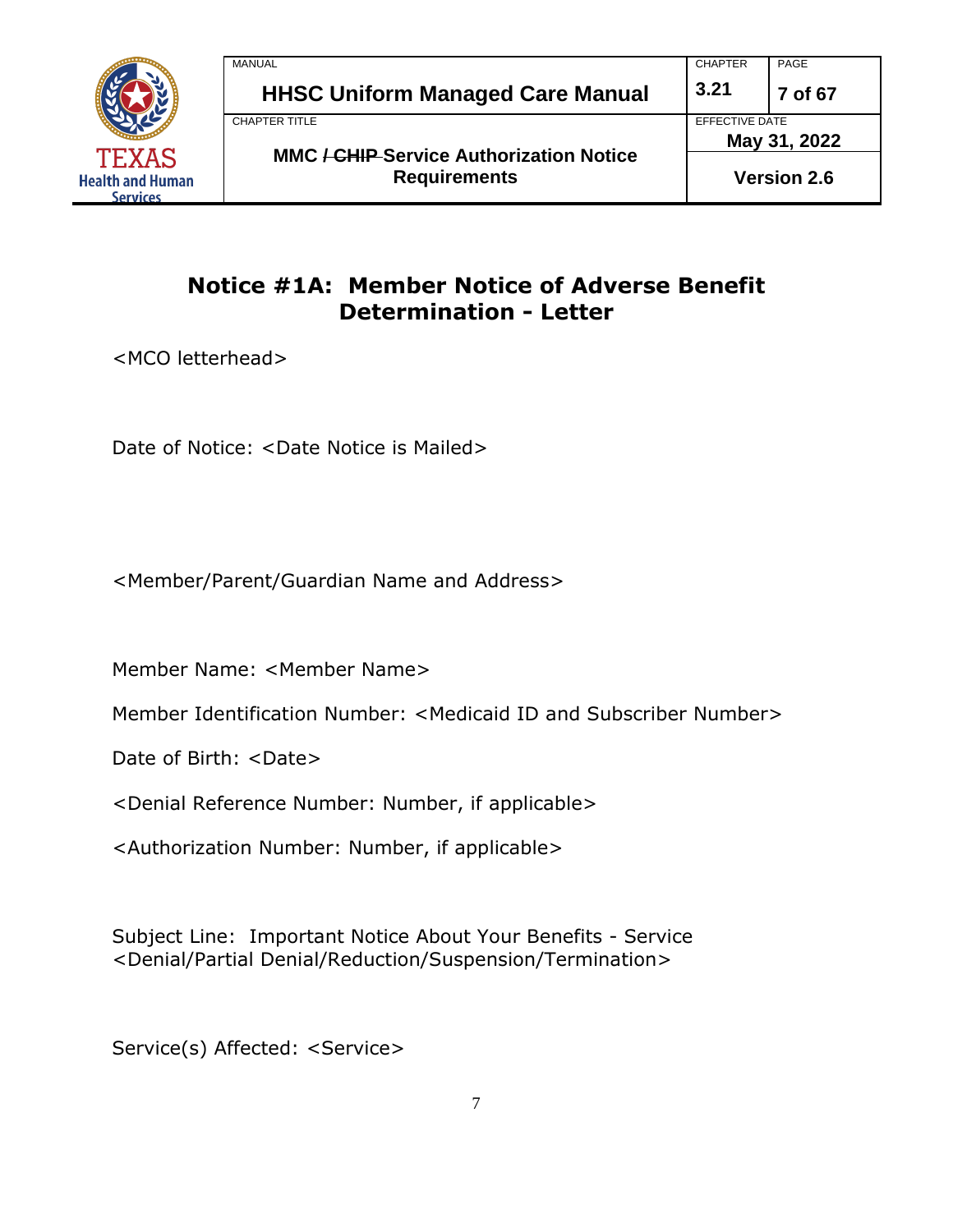## Notice #1A: Member Notice of Adverse Benefit Determination - Letter

<MCO letterhead>

Date of Notice: <Date Notice is Mailed>

<Member/Parent/Guardian Name and Address>

Member Name: <Member Name>

Member Identification Number: <Medicaid ID and Subscriber Number>

Date of Birth: <Date>

<Denial Reference Number: Number, if applicable>

<Authorization Number: Number, if applicable>

Subject Line: Important Notice About Your Benefits - Service <Denial/Partial Denial/Reduction/Suspension/Termination>

Service(s) Affected: <Service>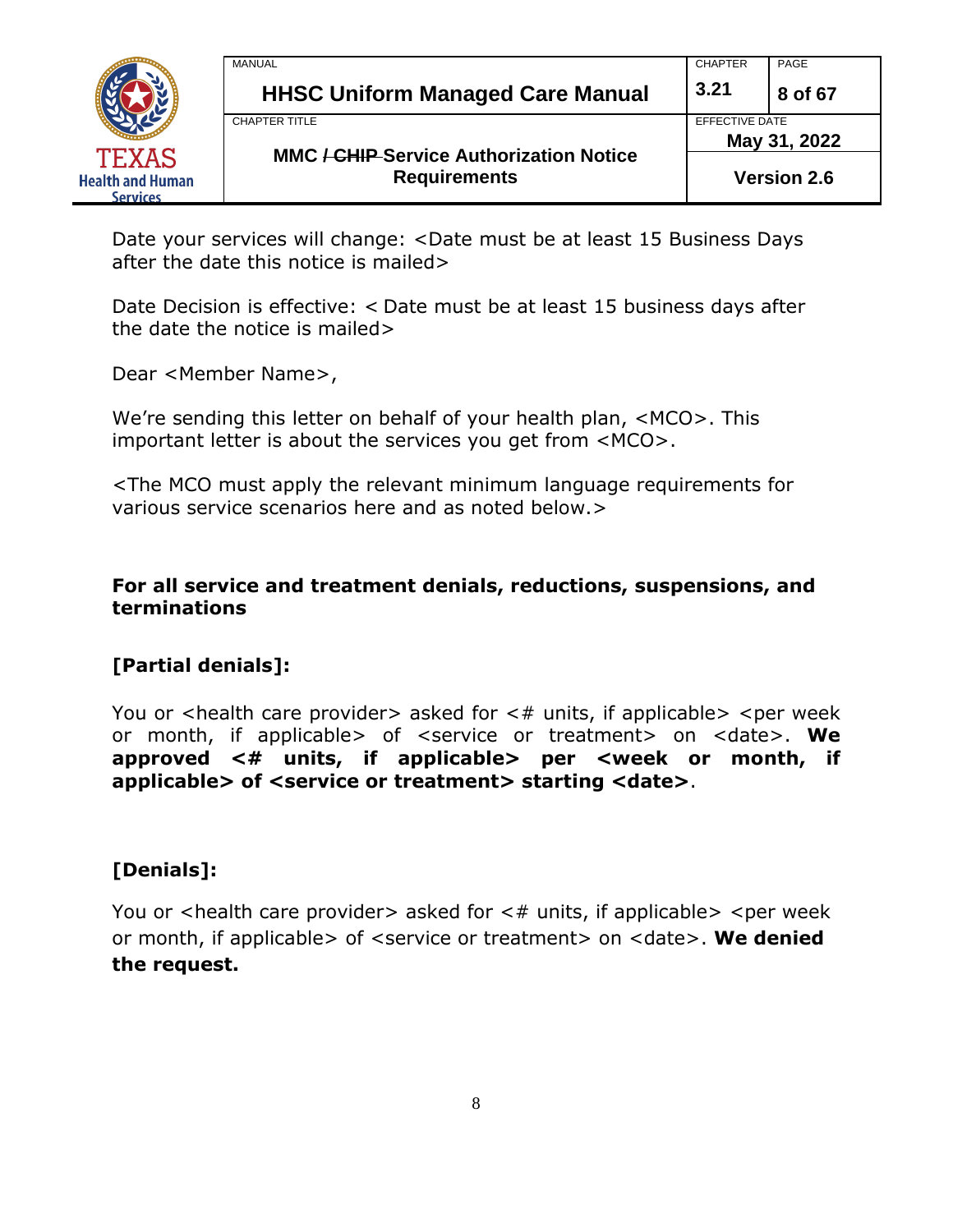Date your services will change: <Date must be at least 15 Business Days after the date this notice is mailed>

Date Decision is effective: < Date must be at least 15 business days after the date the notice is mailed>

Dear <Member Name>,

We're sending this letter on behalf of your health plan, <MCO>. This important letter is about the services you get from <MCO>.

<The MCO must apply the relevant minimum language requirements for various service scenarios here and as noted below.>

**For all service and treatment denials, reductions, suspensions, and terminations**

**[Partial denials]:**

You or <health care provider> asked for <# units, if applicable> <per week or month, if applicable> of <service or treatment> on <date>. **We approved <# units, if applicable> per <week or month, if applicable> of <service or treatment> starting <date>**.

**[Denials]:**

You or <health care provider> asked for <# units, if applicable> <per week or month, if applicable> of <service or treatment> on <date>. **We denied the request.**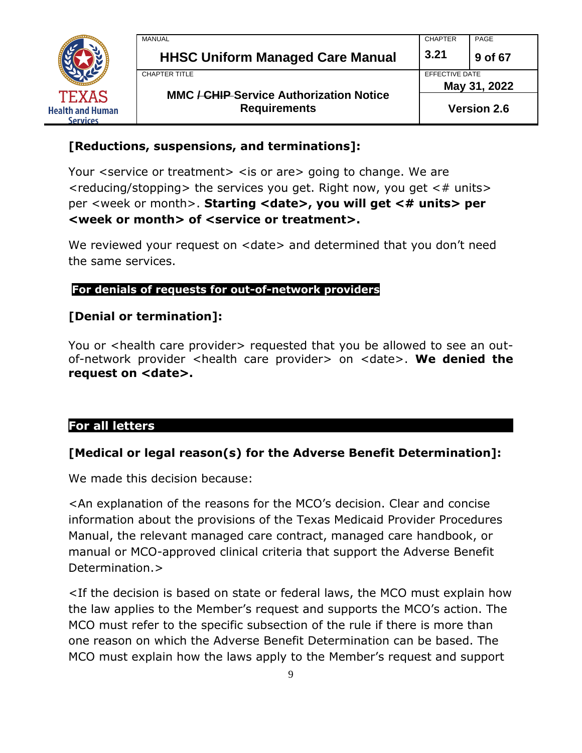**[Reductions, suspensions, and terminations]:**

Your <service or treatment> <is or are> going to change. We are <reducing/stopping> the services you get. Right now, you get <# units> per <week or month>. **Starting <date>, you will get <# units> per <week or month> of <service or treatment>.**

We reviewed your request on <date> and determined that you don't need the same services.

**For denials of requests for out-of-network providers**

**[Denial or termination]:**

You or <health care provider> requested that you be allowed to see an out-of-network provider <health care provider> on <date>. **We denied the request on <date>.**

**For all letters**

**[Medical or legal reason(s) for the Adverse Benefit Determination]:**

We made this decision because:

<An explanation of the reasons for the MCO's decision. Clear and concise information about the provisions of the Texas Medicaid Provider Procedures Manual, the relevant managed care contract, managed care handbook, or manual or MCO-approved clinical criteria that support the Adverse Benefit Determination.>

<If the decision is based on state or federal laws, the MCO must explain how the law applies to the Member's request and supports the MCO's action. The MCO must refer to the specific subsection of the rule if there is more than one reason on which the Adverse Benefit Determination can be based. The MCO must explain how the laws apply to the Member's request and support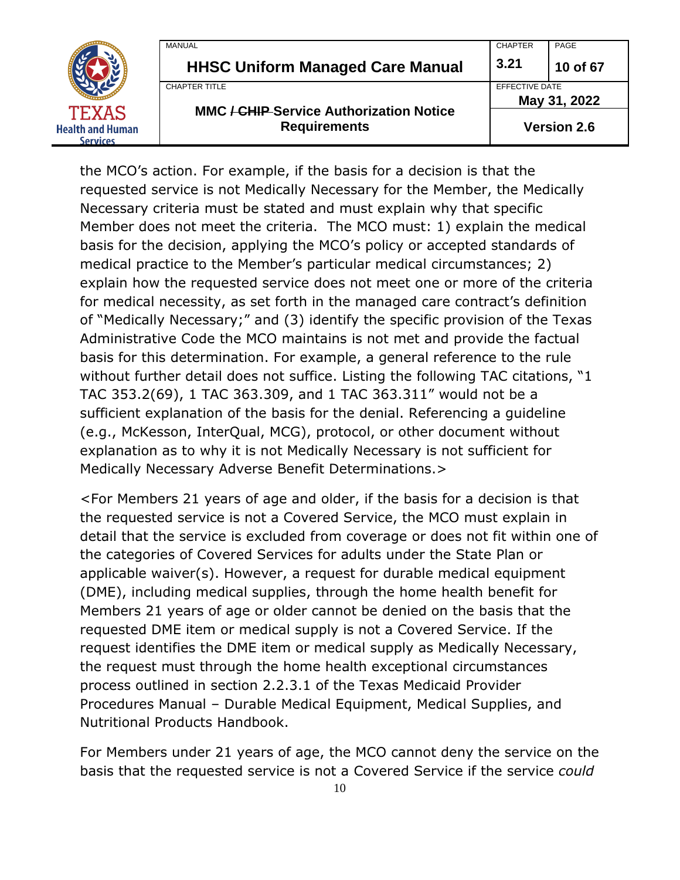the MCO's action. For example, if the basis for a decision is that the requested service is not Medically Necessary for the Member, the Medically Necessary criteria must be stated and must explain why that specific Member does not meet the criteria. The MCO must: 1) explain the medical basis for the decision, applying the MCO's policy or accepted standards of medical practice to the Member's particular medical circumstances; 2) explain how the requested service does not meet one or more of the criteria for medical necessity, as set forth in the managed care contract's definition of "Medically Necessary;" and (3) identify the specific provision of the Texas Administrative Code the MCO maintains is not met and provide the factual basis for this determination. For example, a general reference to the rule without further detail does not suffice. Listing the following TAC citations, "1 TAC 353.2(69), 1 TAC 363.309, and 1 TAC 363.311" would not be a sufficient explanation of the basis for the denial. Referencing a guideline (e.g., McKesson, InterQual, MCG), protocol, or other document without explanation as to why it is not Medically Necessary is not sufficient for Medically Necessary Adverse Benefit Determinations.>

<For Members 21 years of age and older, if the basis for a decision is that the requested service is not a Covered Service, the MCO must explain in detail that the service is excluded from coverage or does not fit within one of the categories of Covered Services for adults under the State Plan or applicable waiver(s). However, a request for durable medical equipment (DME), including medical supplies, through the home health benefit for Members 21 years of age or older cannot be denied on the basis that the requested DME item or medical supply is not a Covered Service. If the request identifies the DME item or medical supply as Medically Necessary, the request must through the home health exceptional circumstances process outlined in section 2.2.3.1 of the Texas Medicaid Provider Procedures Manual – Durable Medical Equipment, Medical Supplies, and Nutritional Products Handbook.

For Members under 21 years of age, the MCO cannot deny the service on the basis that the requested service is not a Covered Service if the service *could*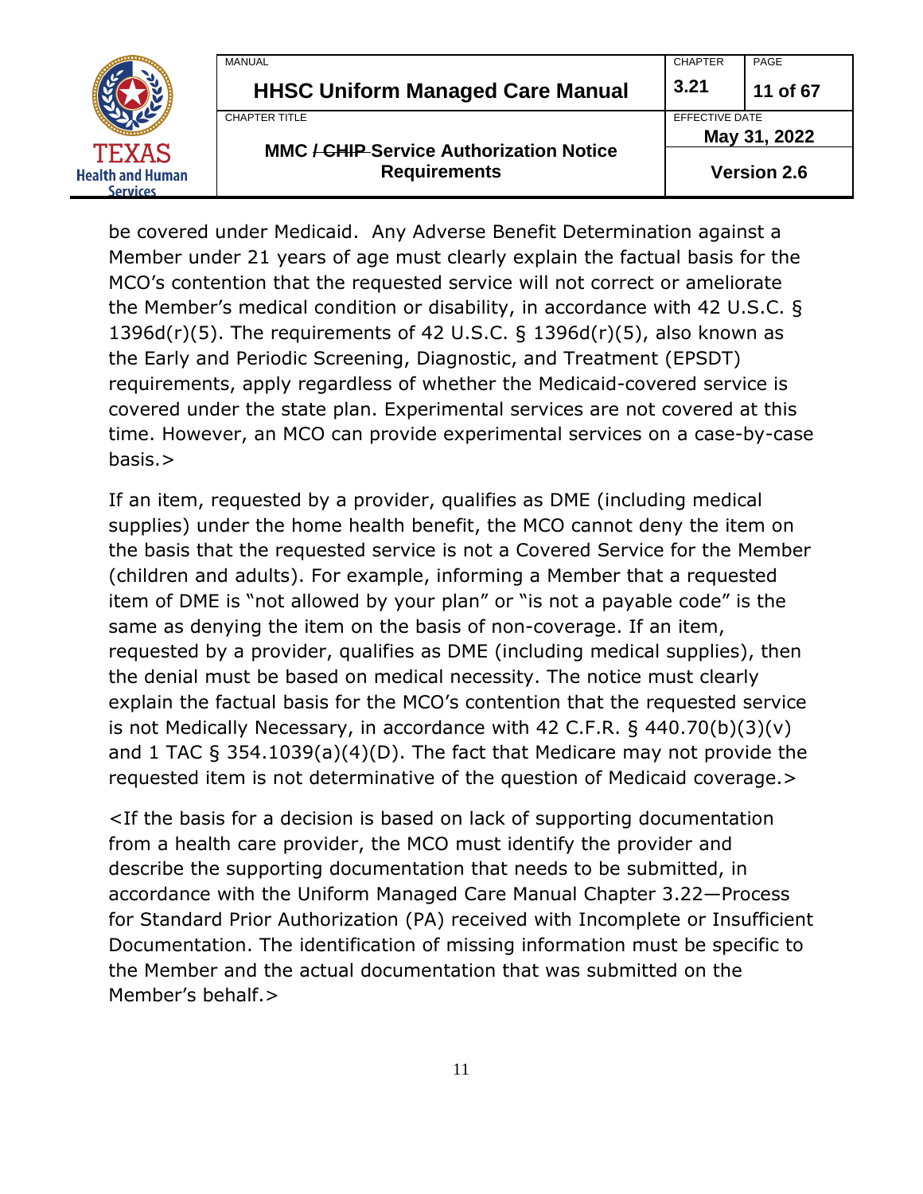be covered under Medicaid. Any Adverse Benefit Determination against a Member under 21 years of age must clearly explain the factual basis for the MCO's contention that the requested service will not correct or ameliorate the Member's medical condition or disability, in accordance with 42 U.S.C. § 1396d(r)(5). The requirements of 42 U.S.C. § 1396d(r)(5), also known as the Early and Periodic Screening, Diagnostic, and Treatment (EPSDT) requirements, apply regardless of whether the Medicaid-covered service is covered under the state plan. Experimental services are not covered at this time. However, an MCO can provide experimental services on a case-by-case basis.>

If an item, requested by a provider, qualifies as DME (including medical supplies) under the home health benefit, the MCO cannot deny the item on the basis that the requested service is not a Covered Service for the Member (children and adults). For example, informing a Member that a requested item of DME is "not allowed by your plan" or "is not a payable code" is the same as denying the item on the basis of non-coverage. If an item, requested by a provider, qualifies as DME (including medical supplies), then the denial must be based on medical necessity. The notice must clearly explain the factual basis for the MCO's contention that the requested service is not Medically Necessary, in accordance with 42 C.F.R. § 440.70(b)(3)(v) and 1 TAC § 354.1039(a)(4)(D). The fact that Medicare may not provide the requested item is not determinative of the question of Medicaid coverage.>

<If the basis for a decision is based on lack of supporting documentation from a health care provider, the MCO must identify the provider and describe the supporting documentation that needs to be submitted, in accordance with the Uniform Managed Care Manual Chapter 3.22—Process for Standard Prior Authorization (PA) received with Incomplete or Insufficient Documentation. The identification of missing information must be specific to the Member and the actual documentation that was submitted on the Member's behalf.>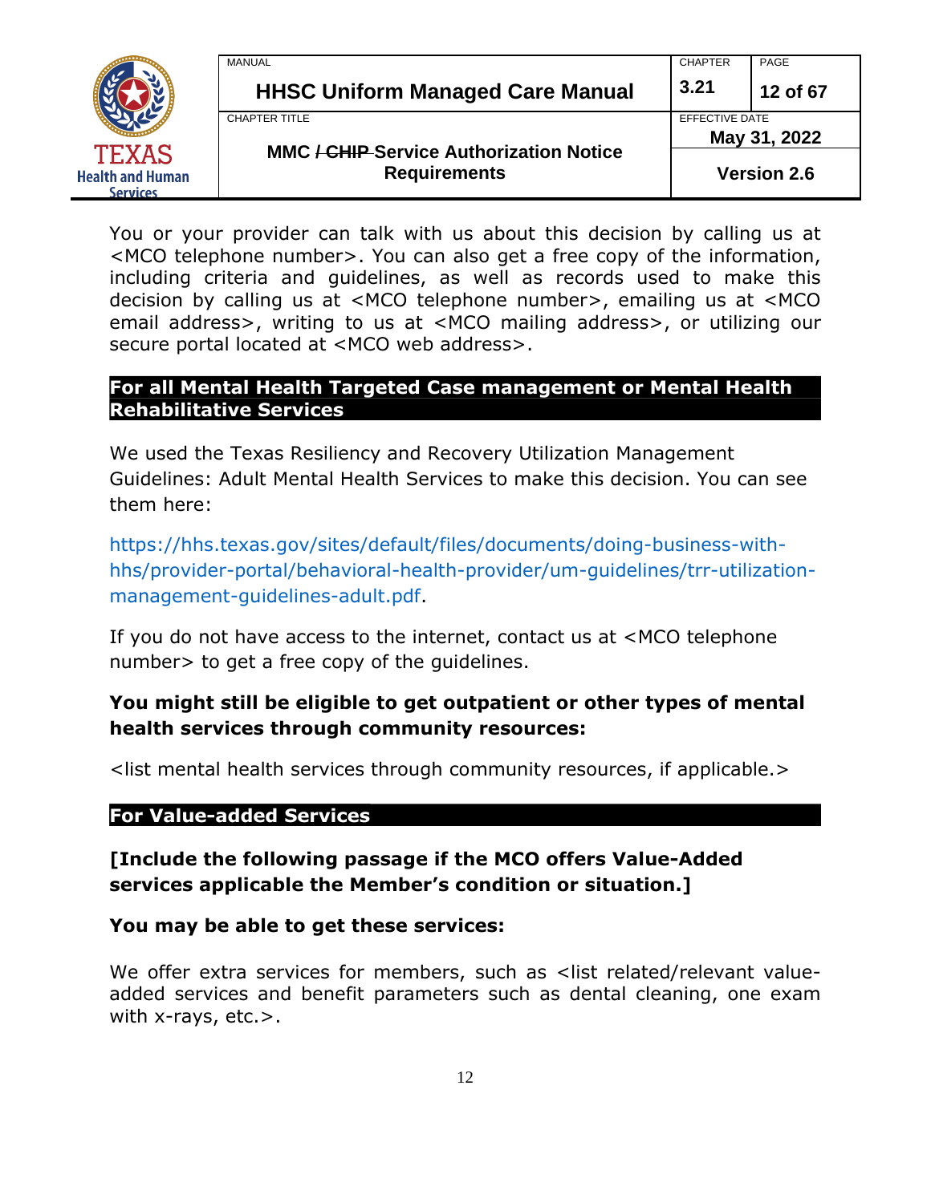You or your provider can talk with us about this decision by calling us at <MCO telephone number>. You can also get a free copy of the information, including criteria and guidelines, as well as records used to make this decision by calling us at <MCO telephone number>, emailing us at <MCO email address>, writing to us at <MCO mailing address>, or utilizing our secure portal located at <MCO web address>.

## For all Mental Health Targeted Case management or Mental Health Rehabilitative Services

We used the Texas Resiliency and Recovery Utilization Management Guidelines: Adult Mental Health Services to make this decision. You can see them here:

https://hhs.texas.gov/sites/default/files/documents/doing-business-with-hhs/provider-portal/behavioral-health-provider/um-guidelines/trr-utilization-management-guidelines-adult.pdf.

If you do not have access to the internet, contact us at <MCO telephone number> to get a free copy of the guidelines.

**You might still be eligible to get outpatient or other types of mental health services through community resources:**

<list mental health services through community resources, if applicable.>

## For Value-added Services

**[Include the following passage if the MCO offers Value-Added services applicable the Member's condition or situation.]**

**You may be able to get these services:**

We offer extra services for members, such as <list related/relevant value-added services and benefit parameters such as dental cleaning, one exam with x-rays, etc.>.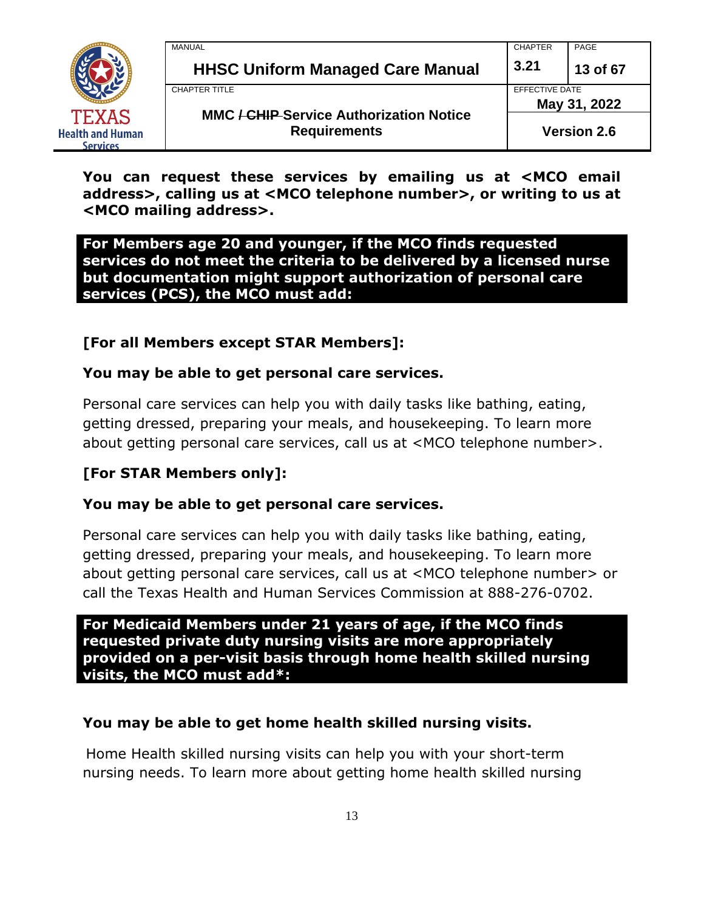**You can request these services by emailing us at <MCO email address>, calling us at <MCO telephone number>, or writing to us at <MCO mailing address>.**

**For Members age 20 and younger, if the MCO finds requested services do not meet the criteria to be delivered by a licensed nurse but documentation might support authorization of personal care services (PCS), the MCO must add:**

**[For all Members except STAR Members]:**

**You may be able to get personal care services.**

Personal care services can help you with daily tasks like bathing, eating, getting dressed, preparing your meals, and housekeeping. To learn more about getting personal care services, call us at <MCO telephone number>.

**[For STAR Members only]:**

**You may be able to get personal care services.**

Personal care services can help you with daily tasks like bathing, eating, getting dressed, preparing your meals, and housekeeping. To learn more about getting personal care services, call us at <MCO telephone number> or call the Texas Health and Human Services Commission at 888-276-0702.

**For Medicaid Members under 21 years of age, if the MCO finds requested private duty nursing visits are more appropriately provided on a per-visit basis through home health skilled nursing visits, the MCO must add*:**

**You may be able to get home health skilled nursing visits.**

Home Health skilled nursing visits can help you with your short-term nursing needs. To learn more about getting home health skilled nursing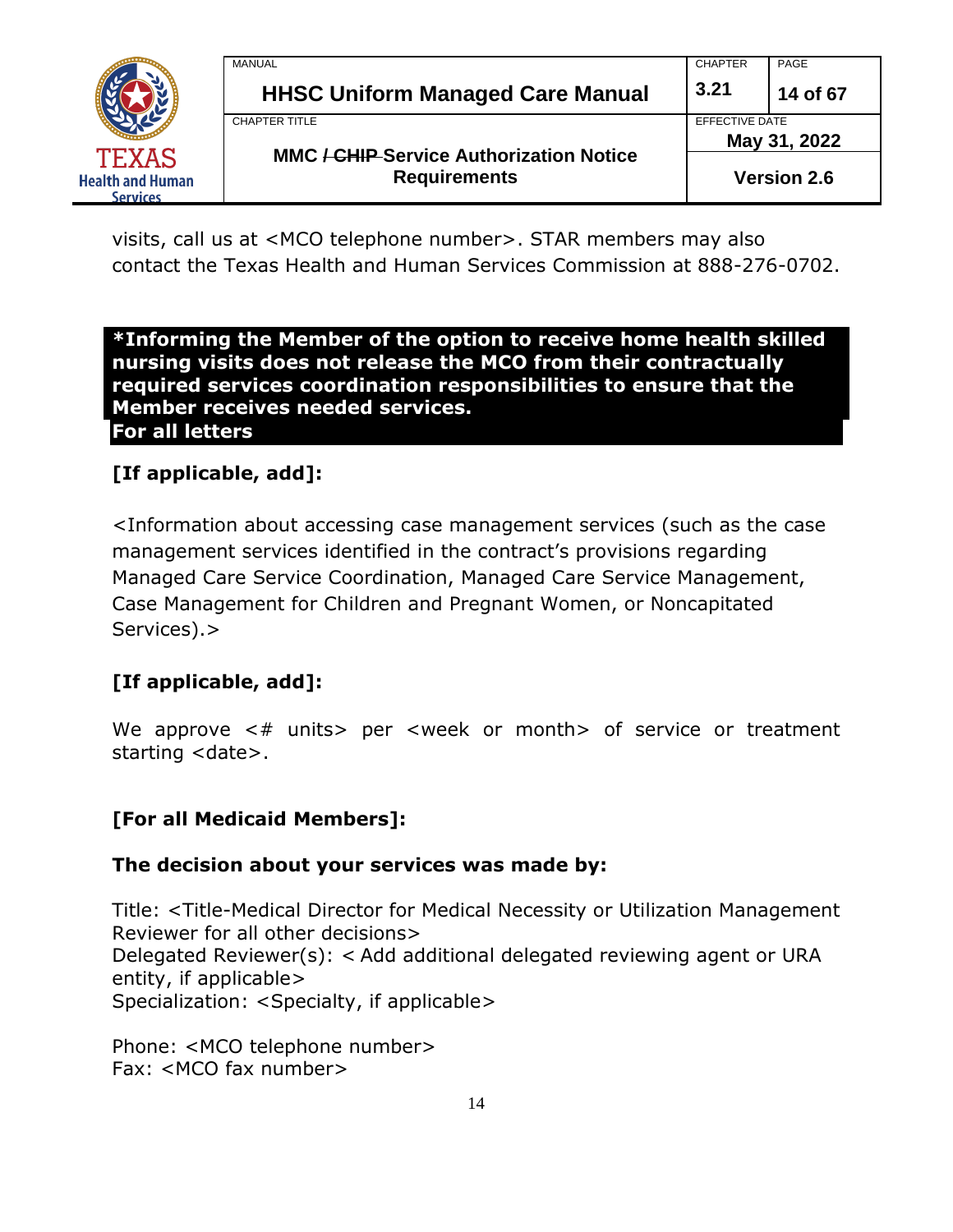visits, call us at <MCO telephone number>. STAR members may also contact the Texas Health and Human Services Commission at 888-276-0702.

**\*Informing the Member of the option to receive home health skilled nursing visits does not release the MCO from their contractually required services coordination responsibilities to ensure that the Member receives needed services.**
**For all letters**

**[If applicable, add]:**

<Information about accessing case management services (such as the case management services identified in the contract's provisions regarding Managed Care Service Coordination, Managed Care Service Management, Case Management for Children and Pregnant Women, or Noncapitated Services).>

**[If applicable, add]:**

We approve <# units> per <week or month> of service or treatment starting <date>.

**[For all Medicaid Members]:**

**The decision about your services was made by:**

Title: <Title-Medical Director for Medical Necessity or Utilization Management Reviewer for all other decisions>
Delegated Reviewer(s): < Add additional delegated reviewing agent or URA entity, if applicable>
Specialization: <Specialty, if applicable>

Phone: <MCO telephone number>
Fax: <MCO fax number>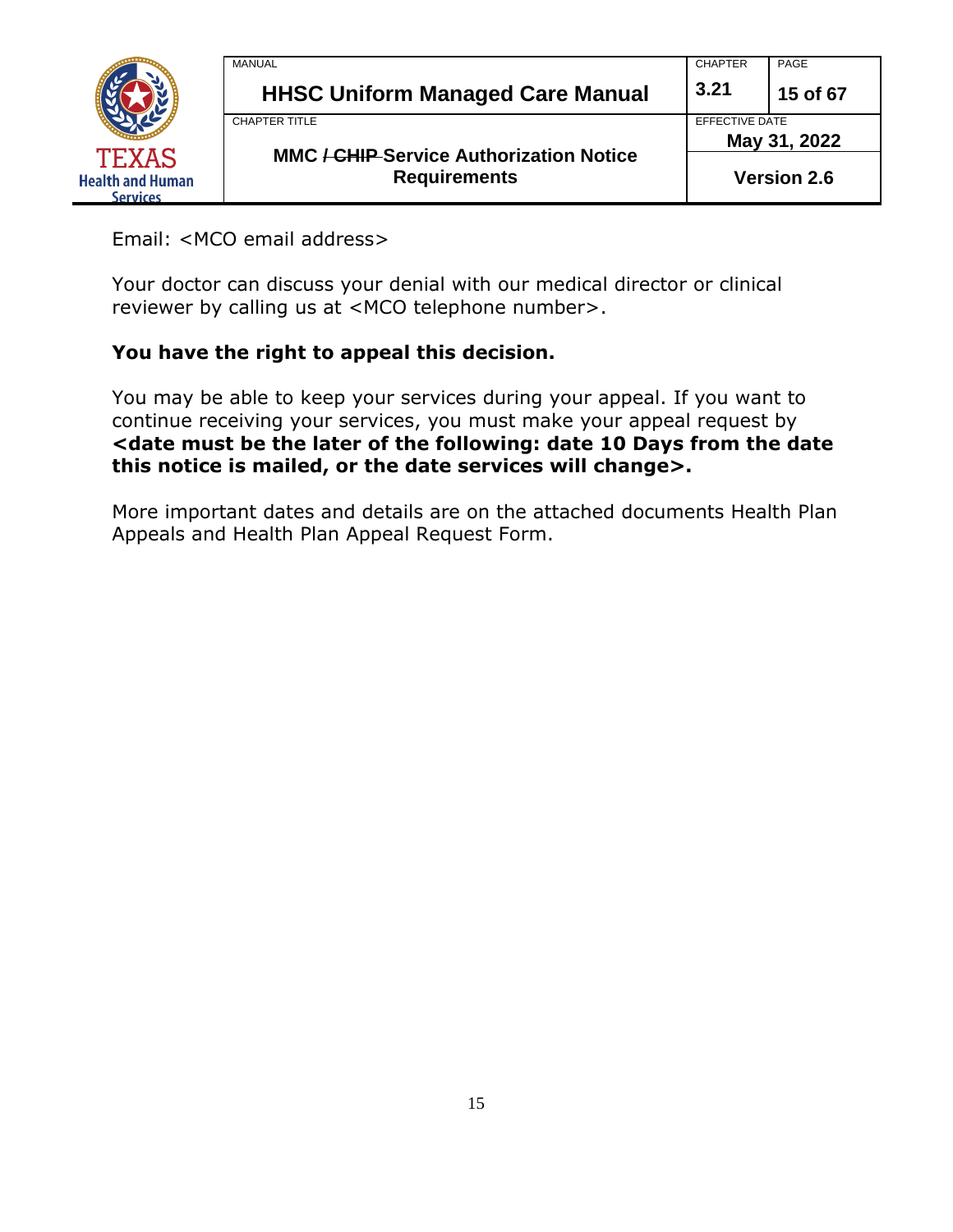Email: <MCO email address>

Your doctor can discuss your denial with our medical director or clinical reviewer by calling us at <MCO telephone number>.

**You have the right to appeal this decision.**

You may be able to keep your services during your appeal. If you want to continue receiving your services, you must make your appeal request by **<date must be the later of the following: date 10 Days from the date this notice is mailed, or the date services will change>.**

More important dates and details are on the attached documents Health Plan Appeals and Health Plan Appeal Request Form.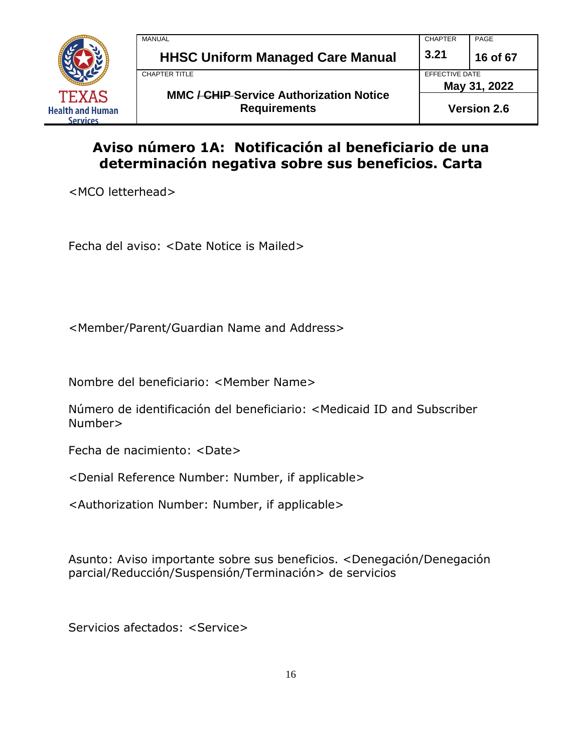## Aviso número 1A: Notificación al beneficiario de una determinación negativa sobre sus beneficios. Carta

<MCO letterhead>

Fecha del aviso: <Date Notice is Mailed>

<Member/Parent/Guardian Name and Address>

Nombre del beneficiario: <Member Name>

Número de identificación del beneficiario: <Medicaid ID and Subscriber Number>

Fecha de nacimiento: <Date>

<Denial Reference Number: Number, if applicable>

<Authorization Number: Number, if applicable>

Asunto: Aviso importante sobre sus beneficios. <Denegación/Denegación parcial/Reducción/Suspensión/Terminación> de servicios

Servicios afectados: <Service>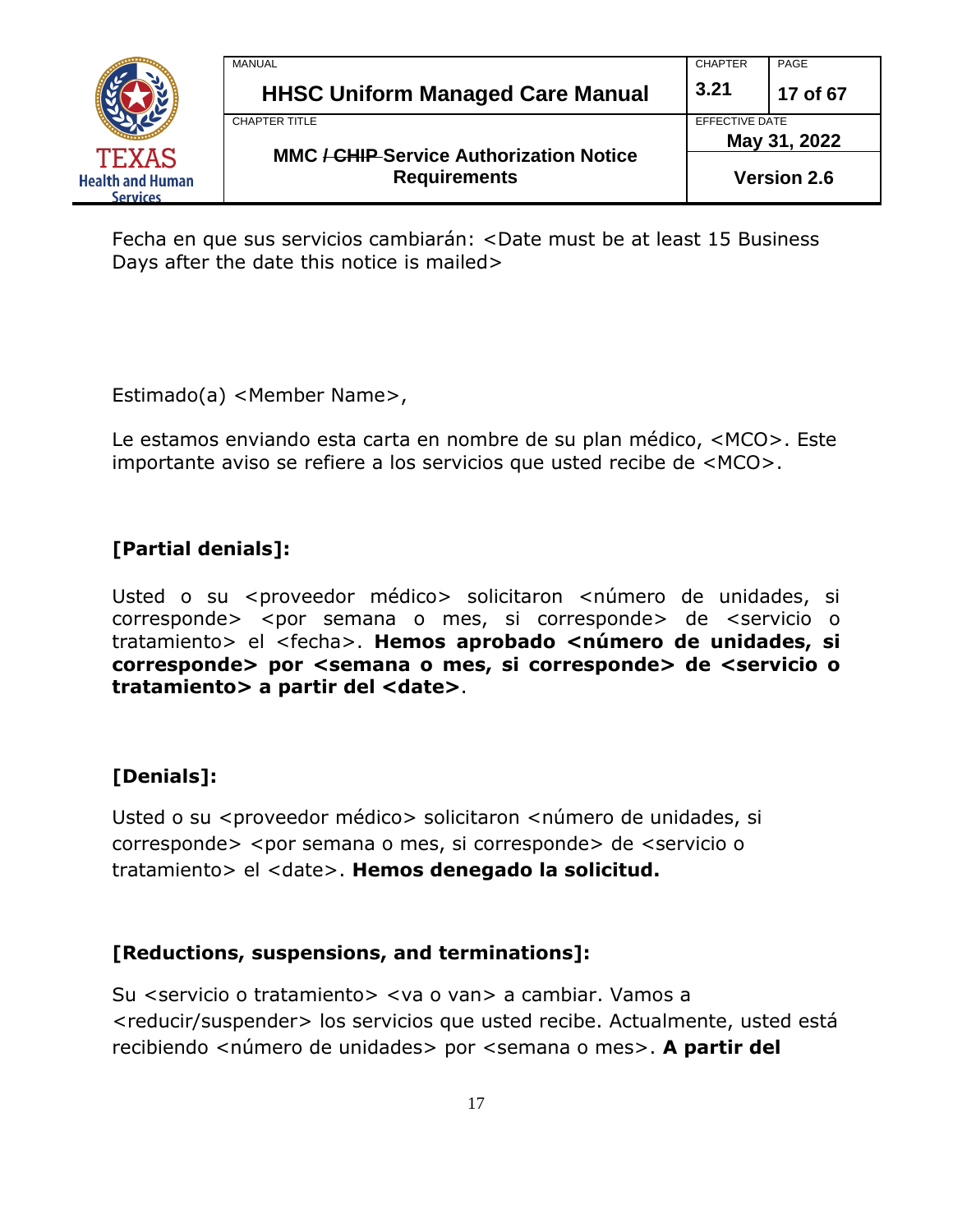Fecha en que sus servicios cambiarán: <Date must be at least 15 Business Days after the date this notice is mailed>

Estimado(a) <Member Name>,

Le estamos enviando esta carta en nombre de su plan médico, <MCO>. Este importante aviso se refiere a los servicios que usted recibe de <MCO>.

**[Partial denials]:**

Usted o su <proveedor médico> solicitaron <número de unidades, si corresponde> <por semana o mes, si corresponde> de <servicio o tratamiento> el <fecha>. **Hemos aprobado <número de unidades, si corresponde> por <semana o mes, si corresponde> de <servicio o tratamiento> a partir del <date>**.

**[Denials]:**

Usted o su <proveedor médico> solicitaron <número de unidades, si corresponde> <por semana o mes, si corresponde> de <servicio o tratamiento> el <date>. **Hemos denegado la solicitud.**

**[Reductions, suspensions, and terminations]:**

Su <servicio o tratamiento> <va o van> a cambiar. Vamos a <reducir/suspender> los servicios que usted recibe. Actualmente, usted está recibiendo <número de unidades> por <semana o mes>. **A partir del**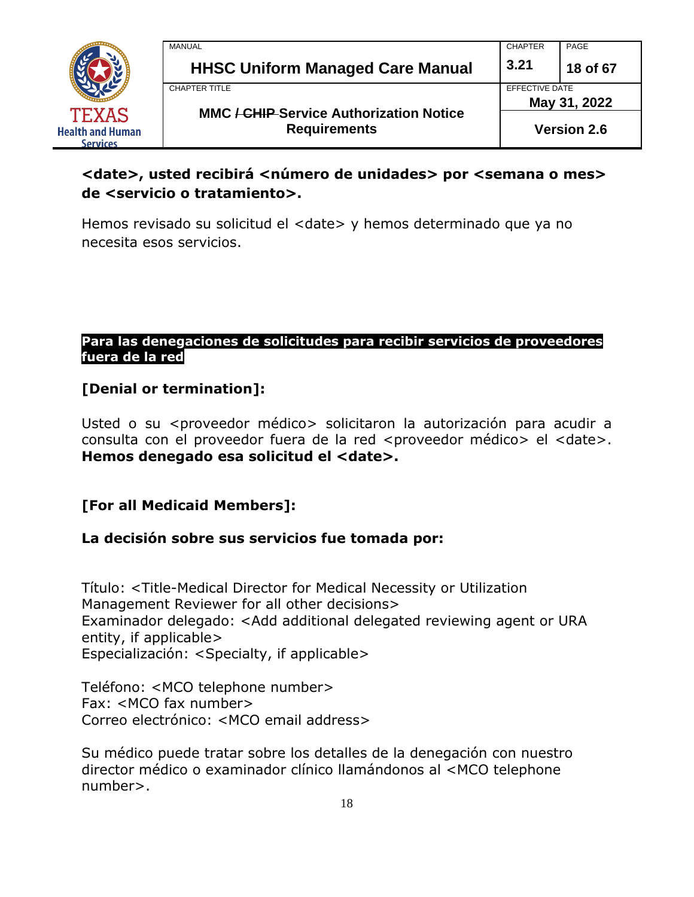**<date>, usted recibirá <número de unidades> por <semana o mes> de <servicio o tratamiento>.**

Hemos revisado su solicitud el <date> y hemos determinado que ya no necesita esos servicios.

**Para las denegaciones de solicitudes para recibir servicios de proveedores fuera de la red**

**[Denial or termination]:**

Usted o su <proveedor médico> solicitaron la autorización para acudir a consulta con el proveedor fuera de la red <proveedor médico> el <date>. **Hemos denegado esa solicitud el <date>.**

**[For all Medicaid Members]:**

**La decisión sobre sus servicios fue tomada por:**

Título: <Title-Medical Director for Medical Necessity or Utilization Management Reviewer for all other decisions>
Examinador delegado: <Add additional delegated reviewing agent or URA entity, if applicable>
Especialización: <Specialty, if applicable>

Teléfono: <MCO telephone number>
Fax: <MCO fax number>
Correo electrónico: <MCO email address>

Su médico puede tratar sobre los detalles de la denegación con nuestro director médico o examinador clínico llamándonos al <MCO telephone number>.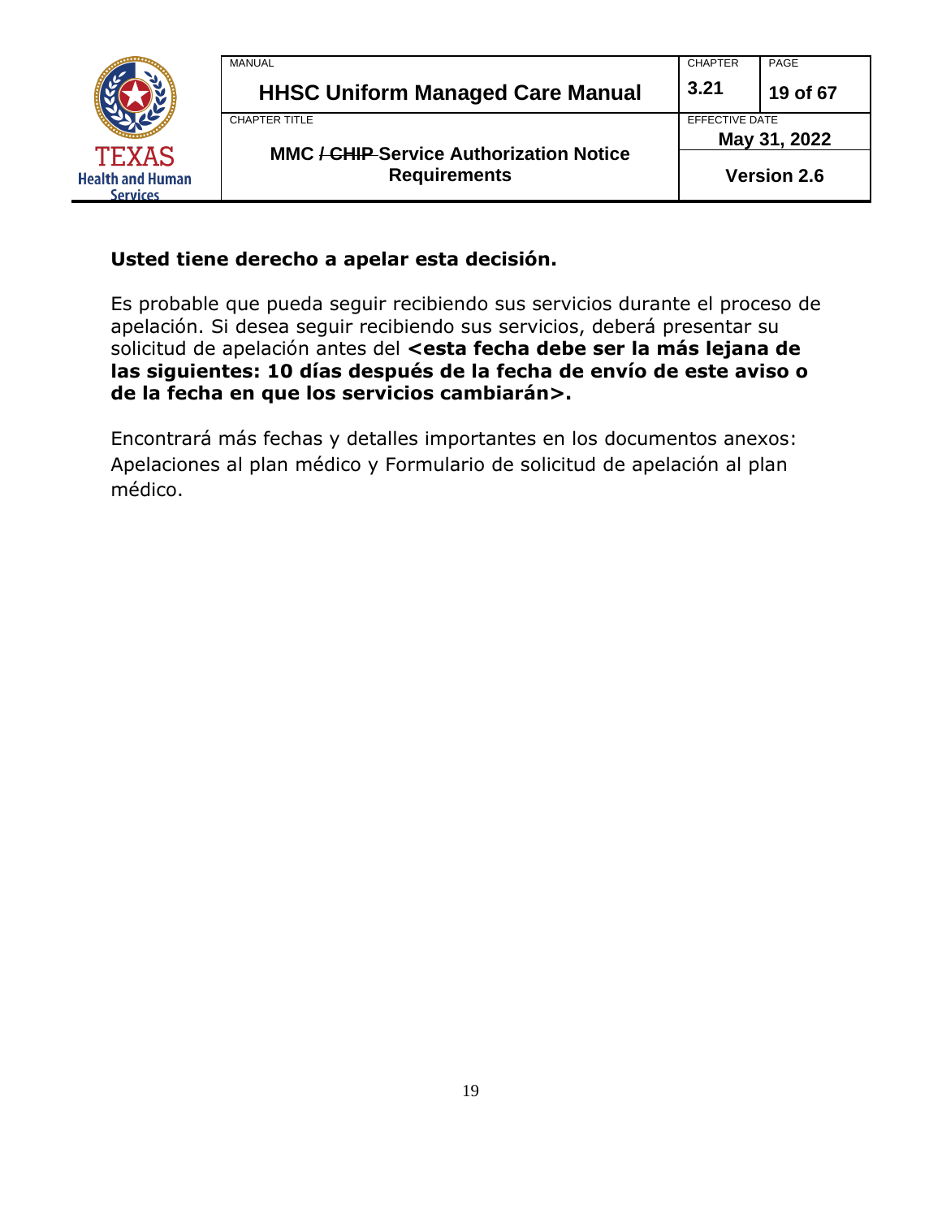**Usted tiene derecho a apelar esta decisión.**

Es probable que pueda seguir recibiendo sus servicios durante el proceso de apelación. Si desea seguir recibiendo sus servicios, deberá presentar su solicitud de apelación antes del **<esta fecha debe ser la más lejana de las siguientes: 10 días después de la fecha de envío de este aviso o de la fecha en que los servicios cambiarán>.**

Encontrará más fechas y detalles importantes en los documentos anexos: Apelaciones al plan médico y Formulario de solicitud de apelación al plan médico.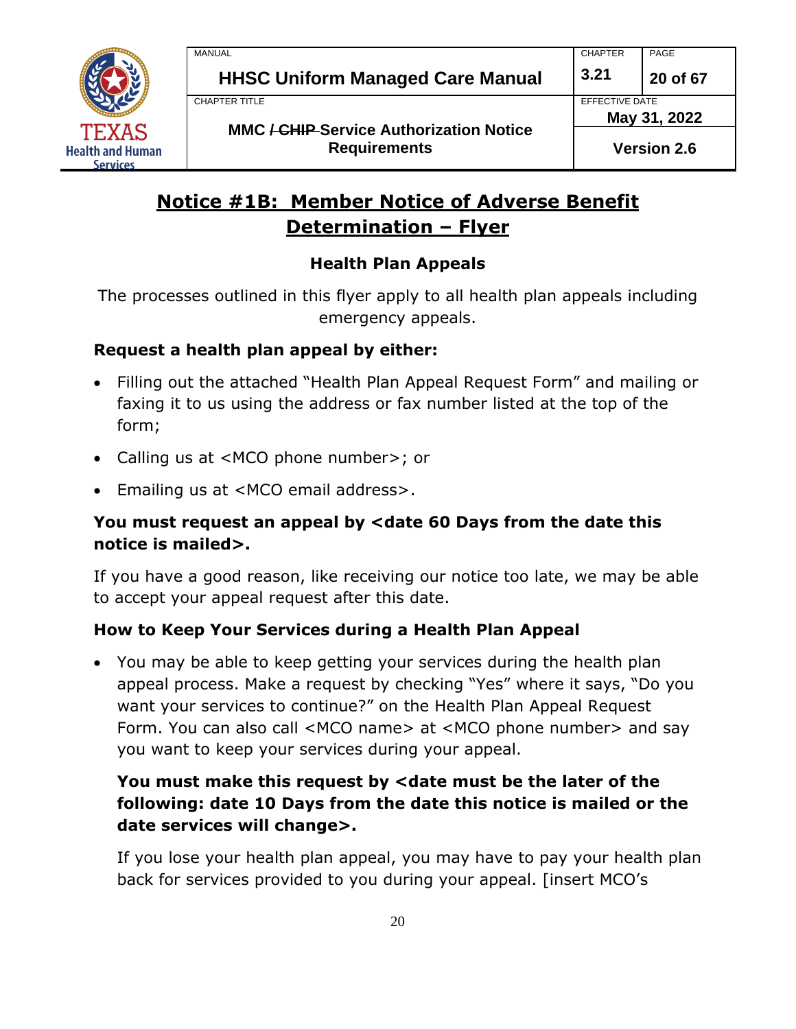# Notice #1B: Member Notice of Adverse Benefit Determination – Flyer

## Health Plan Appeals

The processes outlined in this flyer apply to all health plan appeals including emergency appeals.

**Request a health plan appeal by either:**

- Filling out the attached "Health Plan Appeal Request Form" and mailing or faxing it to us using the address or fax number listed at the top of the form;
- Calling us at <MCO phone number>; or
- Emailing us at <MCO email address>.

**You must request an appeal by <date 60 Days from the date this notice is mailed>.**

If you have a good reason, like receiving our notice too late, we may be able to accept your appeal request after this date.

**How to Keep Your Services during a Health Plan Appeal**

- You may be able to keep getting your services during the health plan appeal process. Make a request by checking "Yes" where it says, "Do you want your services to continue?" on the Health Plan Appeal Request Form. You can also call <MCO name> at <MCO phone number> and say you want to keep your services during your appeal.

  **You must make this request by <date must be the later of the following: date 10 Days from the date this notice is mailed or the date services will change>.**

  If you lose your health plan appeal, you may have to pay your health plan back for services provided to you during your appeal. [insert MCO's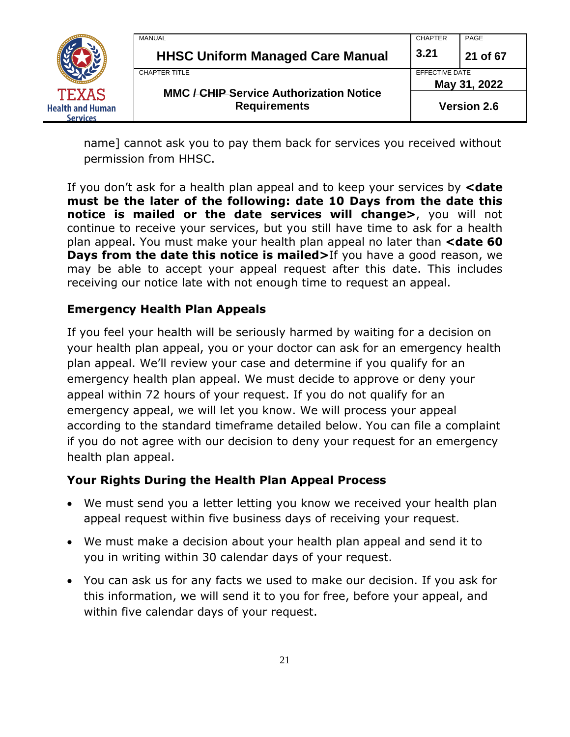name] cannot ask you to pay them back for services you received without permission from HHSC.

If you don't ask for a health plan appeal and to keep your services by **<date must be the later of the following: date 10 Days from the date this notice is mailed or the date services will change>**, you will not continue to receive your services, but you still have time to ask for a health plan appeal. You must make your health plan appeal no later than **<date 60 Days from the date this notice is mailed>**If you have a good reason, we may be able to accept your appeal request after this date. This includes receiving our notice late with not enough time to request an appeal.

### Emergency Health Plan Appeals

If you feel your health will be seriously harmed by waiting for a decision on your health plan appeal, you or your doctor can ask for an emergency health plan appeal. We'll review your case and determine if you qualify for an emergency health plan appeal. We must decide to approve or deny your appeal within 72 hours of your request. If you do not qualify for an emergency appeal, we will let you know. We will process your appeal according to the standard timeframe detailed below. You can file a complaint if you do not agree with our decision to deny your request for an emergency health plan appeal.

### Your Rights During the Health Plan Appeal Process

- We must send you a letter letting you know we received your health plan appeal request within five business days of receiving your request.
- We must make a decision about your health plan appeal and send it to you in writing within 30 calendar days of your request.
- You can ask us for any facts we used to make our decision. If you ask for this information, we will send it to you for free, before your appeal, and within five calendar days of your request.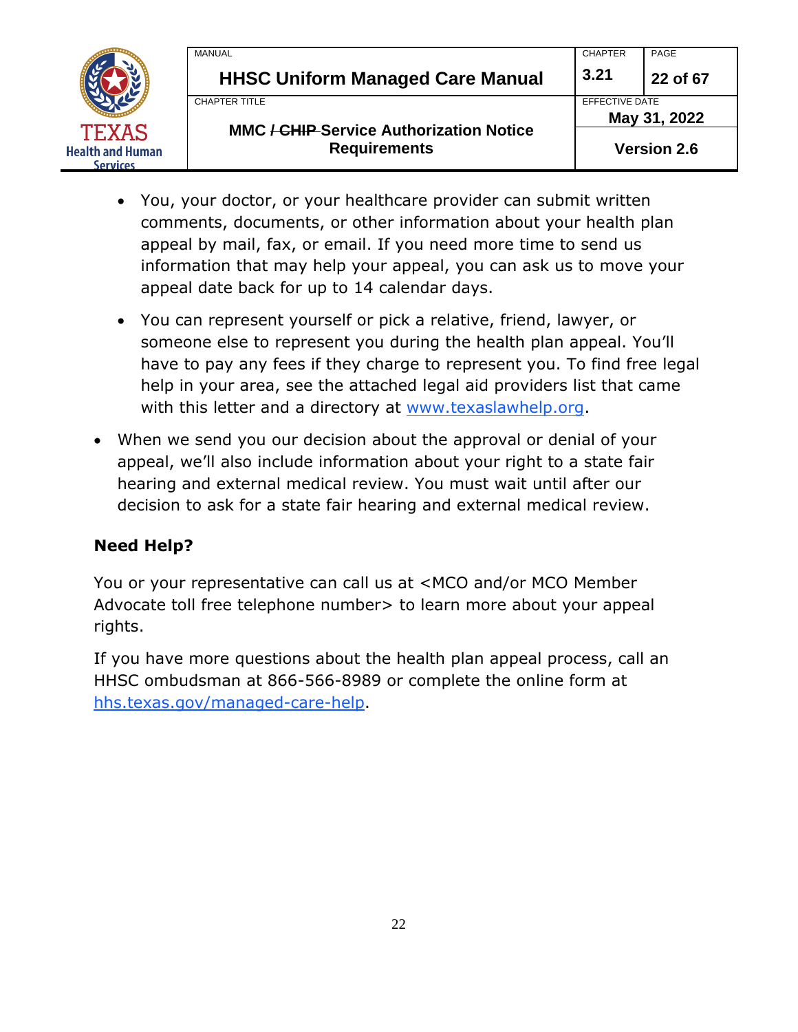- You, your doctor, or your healthcare provider can submit written comments, documents, or other information about your health plan appeal by mail, fax, or email. If you need more time to send us information that may help your appeal, you can ask us to move your appeal date back for up to 14 calendar days.
   - You can represent yourself or pick a relative, friend, lawyer, or someone else to represent you during the health plan appeal. You'll have to pay any fees if they charge to represent you. To find free legal help in your area, see the attached legal aid providers list that came with this letter and a directory at [www.texaslawhelp.org](http://www.texaslawhelp.org).

- When we send you our decision about the approval or denial of your appeal, we'll also include information about your right to a state fair hearing and external medical review. You must wait until after our decision to ask for a state fair hearing and external medical review.

**Need Help?**

You or your representative can call us at <MCO and/or MCO Member Advocate toll free telephone number> to learn more about your appeal rights.

If you have more questions about the health plan appeal process, call an HHSC ombudsman at 866-566-8989 or complete the online form at [hhs.texas.gov/managed-care-help](https://hhs.texas.gov/managed-care-help).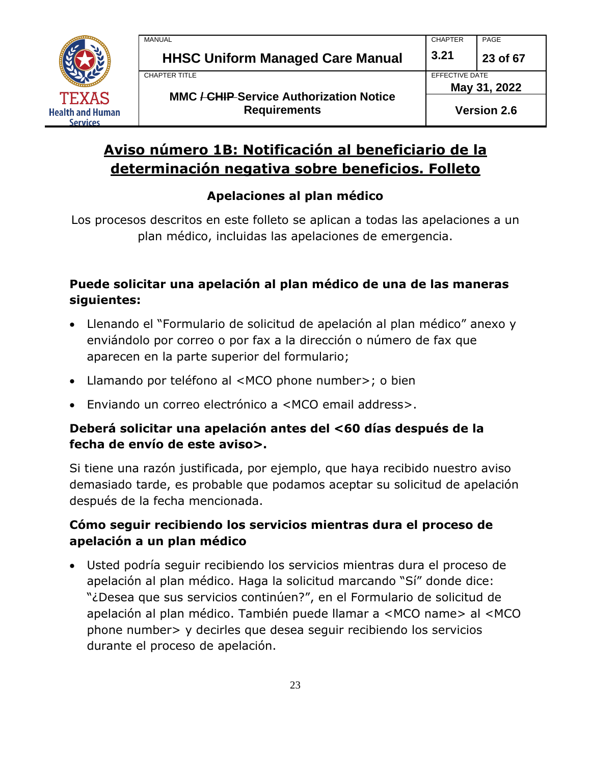## Aviso número 1B: Notificación al beneficiario de la determinación negativa sobre beneficios. Folleto

### Apelaciones al plan médico

Los procesos descritos en este folleto se aplican a todas las apelaciones a un plan médico, incluidas las apelaciones de emergencia.

**Puede solicitar una apelación al plan médico de una de las maneras siguientes:**

- Llenando el "Formulario de solicitud de apelación al plan médico" anexo y enviándolo por correo o por fax a la dirección o número de fax que aparecen en la parte superior del formulario;
- Llamando por teléfono al <MCO phone number>; o bien
- Enviando un correo electrónico a <MCO email address>.

**Deberá solicitar una apelación antes del <60 días después de la fecha de envío de este aviso>.**

Si tiene una razón justificada, por ejemplo, que haya recibido nuestro aviso demasiado tarde, es probable que podamos aceptar su solicitud de apelación después de la fecha mencionada.

**Cómo seguir recibiendo los servicios mientras dura el proceso de apelación a un plan médico**

- Usted podría seguir recibiendo los servicios mientras dura el proceso de apelación al plan médico. Haga la solicitud marcando "Sí" donde dice: "¿Desea que sus servicios continúen?", en el Formulario de solicitud de apelación al plan médico. También puede llamar a <MCO name> al <MCO phone number> y decirles que desea seguir recibiendo los servicios durante el proceso de apelación.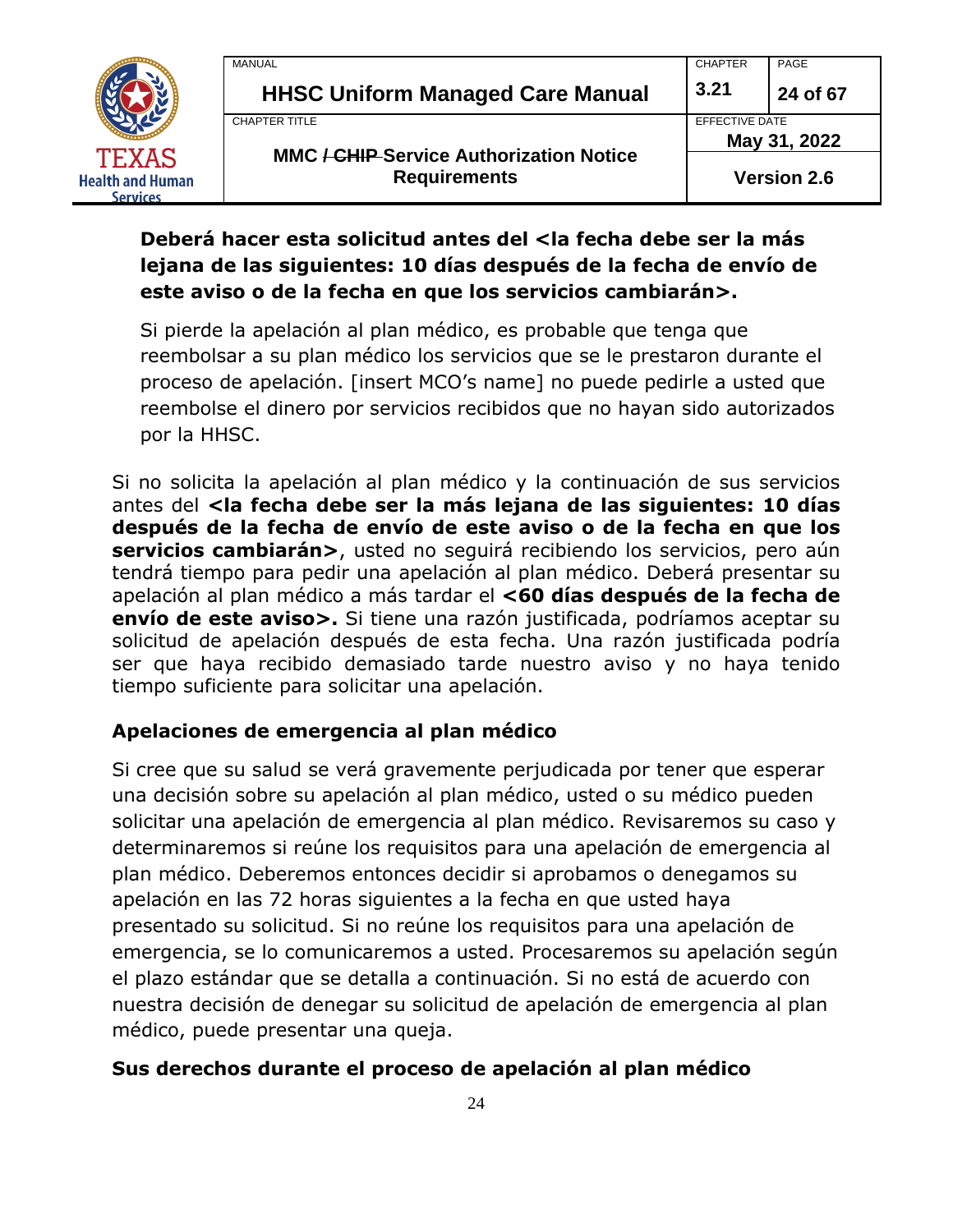**Deberá hacer esta solicitud antes del <la fecha debe ser la más lejana de las siguientes: 10 días después de la fecha de envío de este aviso o de la fecha en que los servicios cambiarán>.**

Si pierde la apelación al plan médico, es probable que tenga que reembolsar a su plan médico los servicios que se le prestaron durante el proceso de apelación. [insert MCO's name] no puede pedirle a usted que reembolse el dinero por servicios recibidos que no hayan sido autorizados por la HHSC.

Si no solicita la apelación al plan médico y la continuación de sus servicios antes del **<la fecha debe ser la más lejana de las siguientes: 10 días después de la fecha de envío de este aviso o de la fecha en que los servicios cambiarán>**, usted no seguirá recibiendo los servicios, pero aún tendrá tiempo para pedir una apelación al plan médico. Deberá presentar su apelación al plan médico a más tardar el **<60 días después de la fecha de envío de este aviso>.** Si tiene una razón justificada, podríamos aceptar su solicitud de apelación después de esta fecha. Una razón justificada podría ser que haya recibido demasiado tarde nuestro aviso y no haya tenido tiempo suficiente para solicitar una apelación.

**Apelaciones de emergencia al plan médico**

Si cree que su salud se verá gravemente perjudicada por tener que esperar una decisión sobre su apelación al plan médico, usted o su médico pueden solicitar una apelación de emergencia al plan médico. Revisaremos su caso y determinaremos si reúne los requisitos para una apelación de emergencia al plan médico. Deberemos entonces decidir si aprobamos o denegamos su apelación en las 72 horas siguientes a la fecha en que usted haya presentado su solicitud. Si no reúne los requisitos para una apelación de emergencia, se lo comunicaremos a usted. Procesaremos su apelación según el plazo estándar que se detalla a continuación. Si no está de acuerdo con nuestra decisión de denegar su solicitud de apelación de emergencia al plan médico, puede presentar una queja.

**Sus derechos durante el proceso de apelación al plan médico**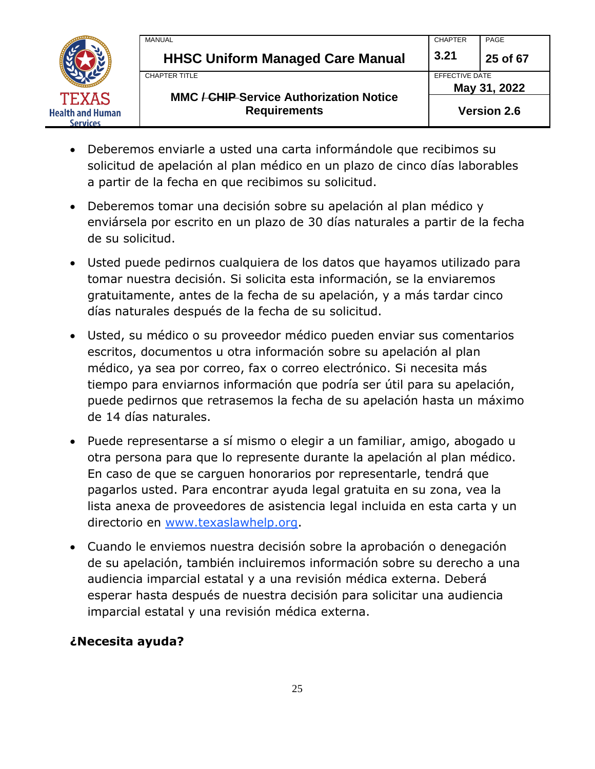- Deberemos enviarle a usted una carta informándole que recibimos su solicitud de apelación al plan médico en un plazo de cinco días laborables a partir de la fecha en que recibimos su solicitud.

- Deberemos tomar una decisión sobre su apelación al plan médico y enviársela por escrito en un plazo de 30 días naturales a partir de la fecha de su solicitud.

- Usted puede pedirnos cualquiera de los datos que hayamos utilizado para tomar nuestra decisión. Si solicita esta información, se la enviaremos gratuitamente, antes de la fecha de su apelación, y a más tardar cinco días naturales después de la fecha de su solicitud.

- Usted, su médico o su proveedor médico pueden enviar sus comentarios escritos, documentos u otra información sobre su apelación al plan médico, ya sea por correo, fax o correo electrónico. Si necesita más tiempo para enviarnos información que podría ser útil para su apelación, puede pedirnos que retrasemos la fecha de su apelación hasta un máximo de 14 días naturales.

- Puede representarse a sí mismo o elegir a un familiar, amigo, abogado u otra persona para que lo represente durante la apelación al plan médico. En caso de que se carguen honorarios por representarle, tendrá que pagarlos usted. Para encontrar ayuda legal gratuita en su zona, vea la lista anexa de proveedores de asistencia legal incluida en esta carta y un directorio en [www.texaslawhelp.org](http://www.texaslawhelp.org).

- Cuando le enviemos nuestra decisión sobre la aprobación o denegación de su apelación, también incluiremos información sobre su derecho a una audiencia imparcial estatal y a una revisión médica externa. Deberá esperar hasta después de nuestra decisión para solicitar una audiencia imparcial estatal y una revisión médica externa.

**¿Necesita ayuda?**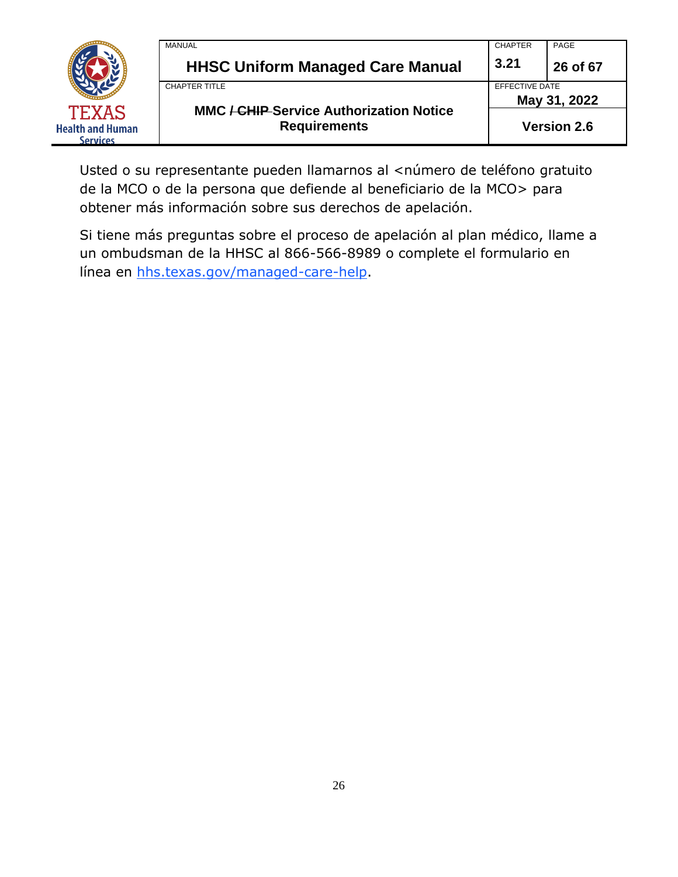Usted o su representante pueden llamarnos al <número de teléfono gratuito de la MCO o de la persona que defiende al beneficiario de la MCO> para obtener más información sobre sus derechos de apelación.

Si tiene más preguntas sobre el proceso de apelación al plan médico, llame a un ombudsman de la HHSC al 866-566-8989 o complete el formulario en línea en [hhs.texas.gov/managed-care-help](https://hhs.texas.gov/managed-care-help).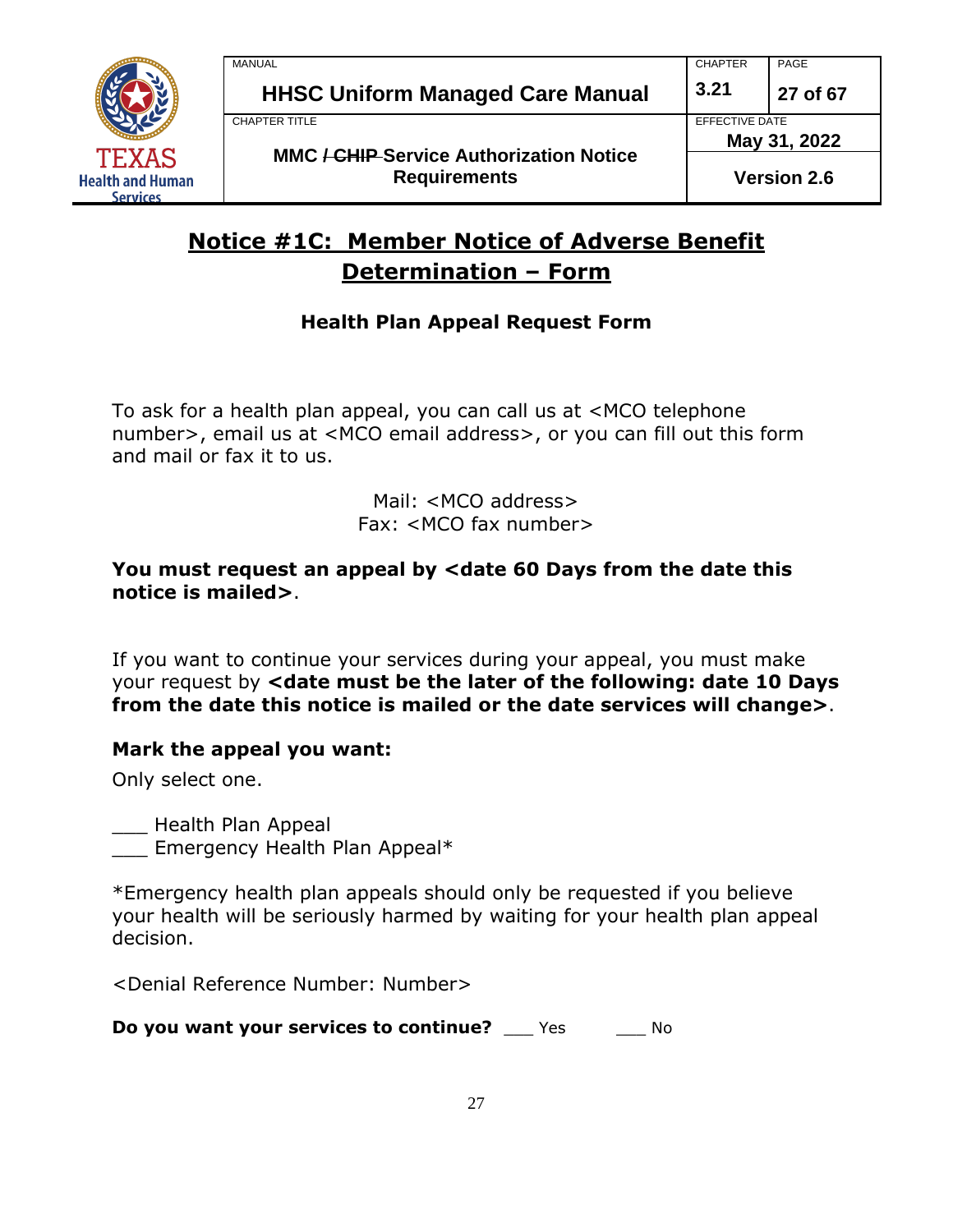# Notice #1C: Member Notice of Adverse Benefit Determination – Form

### Health Plan Appeal Request Form

To ask for a health plan appeal, you can call us at <MCO telephone number>, email us at <MCO email address>, or you can fill out this form and mail or fax it to us.

Mail: <MCO address>
Fax: <MCO fax number>

**You must request an appeal by <date 60 Days from the date this notice is mailed>**.

If you want to continue your services during your appeal, you must make your request by **<date must be the later of the following: date 10 Days from the date this notice is mailed or the date services will change>**.

**Mark the appeal you want:**

Only select one.

___ Health Plan Appeal
___ Emergency Health Plan Appeal*

*Emergency health plan appeals should only be requested if you believe your health will be seriously harmed by waiting for your health plan appeal decision.

<Denial Reference Number: Number>

**Do you want your services to continue?** ___ Yes ___ No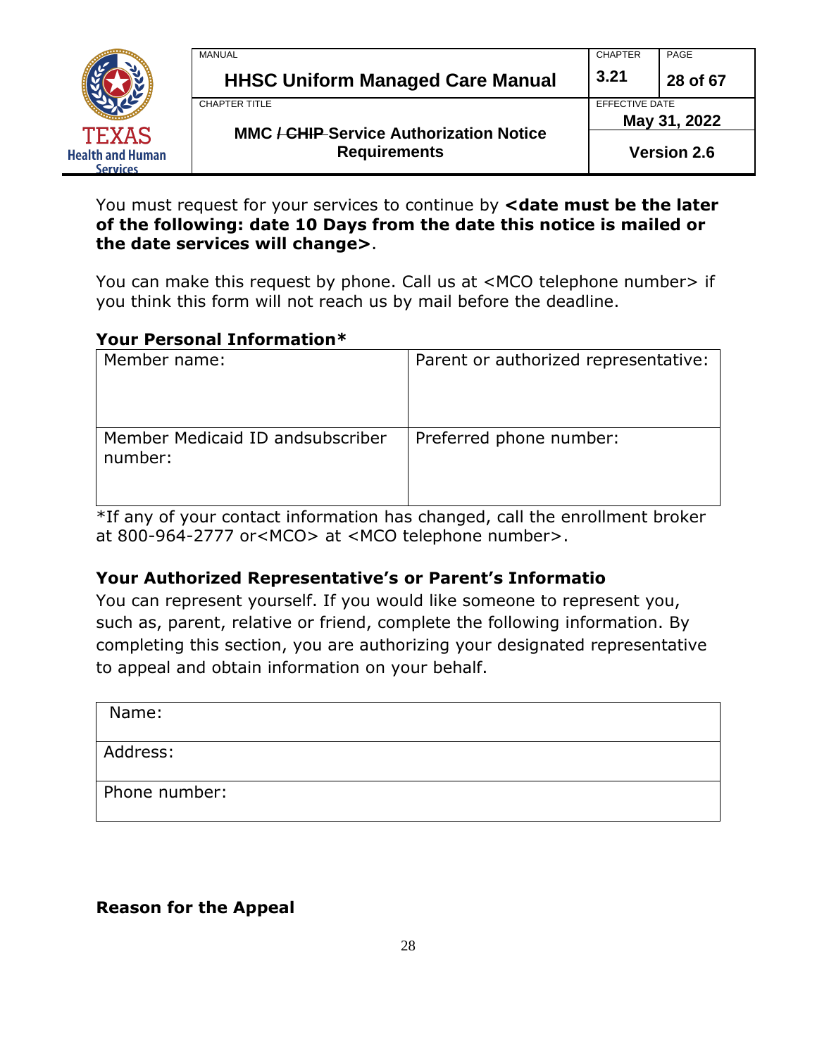You must request for your services to continue by **<date must be the later of the following: date 10 Days from the date this notice is mailed or the date services will change>**.

You can make this request by phone. Call us at <MCO telephone number> if you think this form will not reach us by mail before the deadline.

**Your Personal Information***

| Member name: | Parent or authorized representative: |
|---|---|
| Member Medicaid ID andsubscriber number: | Preferred phone number: |

*If any of your contact information has changed, call the enrollment broker at 800-964-2777 or<MCO> at <MCO telephone number>.

**Your Authorized Representative's or Parent's Informatio**

You can represent yourself. If you would like someone to represent you, such as, parent, relative or friend, complete the following information. By completing this section, you are authorizing your designated representative to appeal and obtain information on your behalf.

| Name: |
|---|
| Address: |
| Phone number: |

**Reason for the Appeal**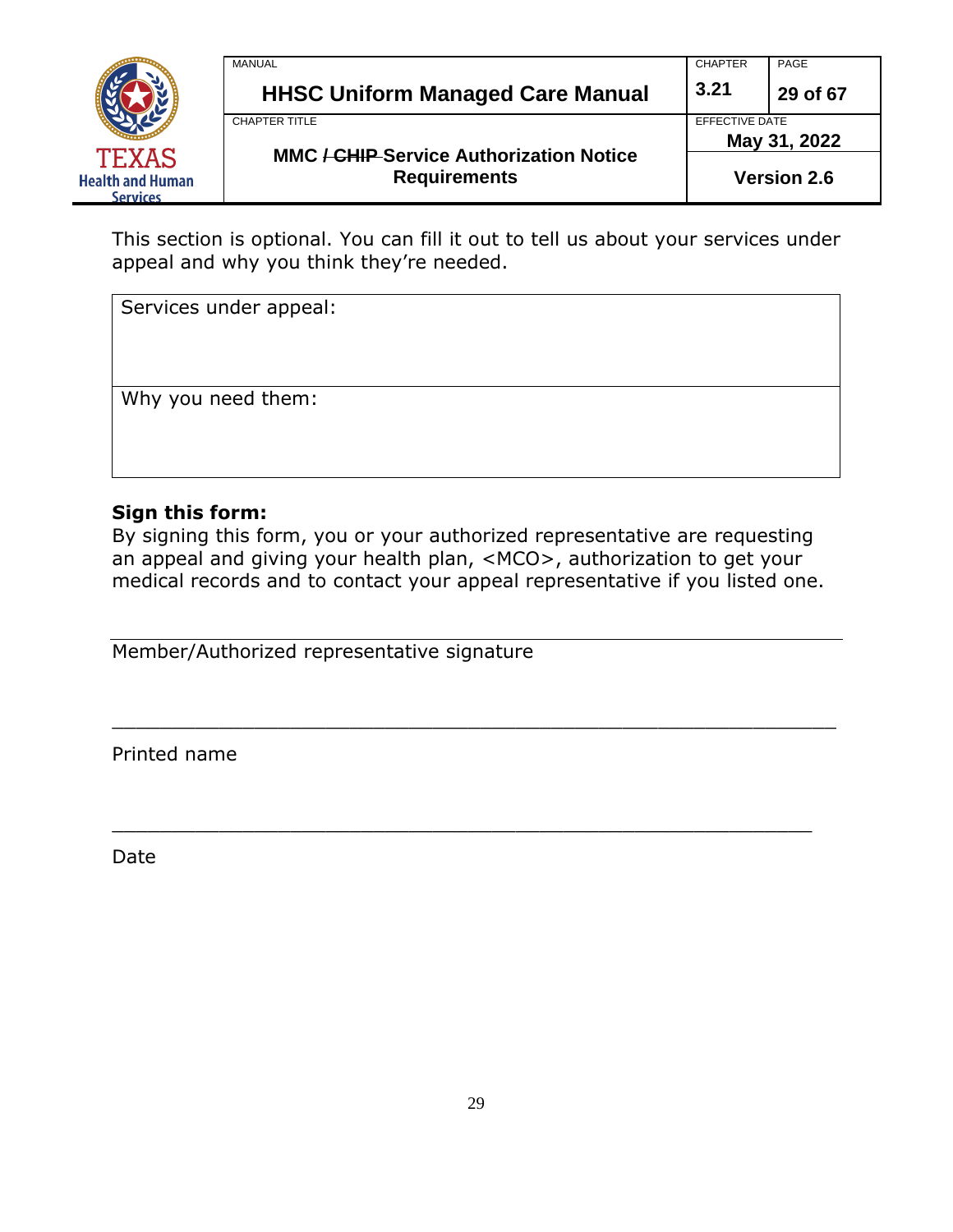This section is optional. You can fill it out to tell us about your services under appeal and why you think they're needed.

| Services under appeal: |
|---|
| Why you need them: |

**Sign this form:**
By signing this form, you or your authorized representative are requesting an appeal and giving your health plan, <MCO>, authorization to get your medical records and to contact your appeal representative if you listed one.

\_\_\_\_\_\_\_\_\_\_\_\_\_\_\_\_\_\_\_\_\_\_\_\_\_\_\_\_\_\_\_\_\_\_\_\_\_\_\_\_\_\_\_\_\_\_\_\_\_\_\_\_

Member/Authorized representative signature

\_\_\_\_\_\_\_\_\_\_\_\_\_\_\_\_\_\_\_\_\_\_\_\_\_\_\_\_\_\_\_\_\_\_\_\_\_\_\_\_\_\_\_\_\_\_\_\_\_\_\_\_

Printed name

\_\_\_\_\_\_\_\_\_\_\_\_\_\_\_\_\_\_\_\_\_\_\_\_\_\_\_\_\_\_\_\_\_\_\_\_\_\_\_\_\_\_\_\_\_\_\_\_\_\_\_\_

Date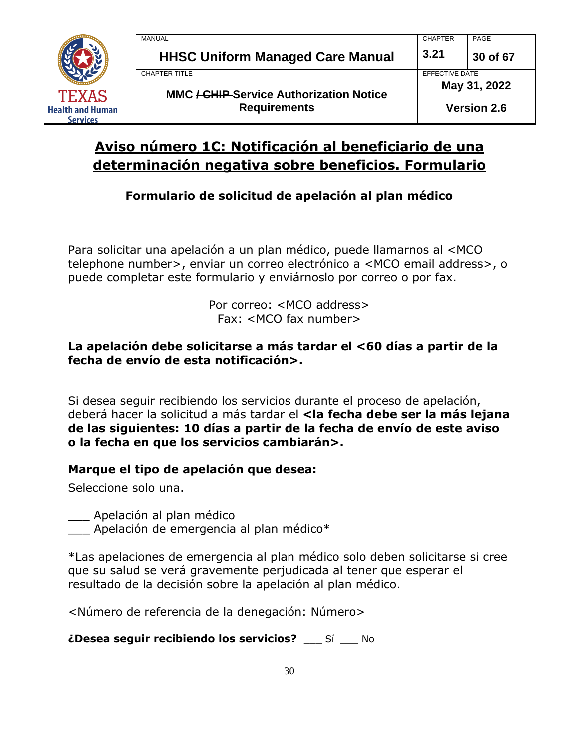## Aviso número 1C: Notificación al beneficiario de una determinación negativa sobre beneficios. Formulario

### Formulario de solicitud de apelación al plan médico

Para solicitar una apelación a un plan médico, puede llamarnos al <MCO telephone number>, enviar un correo electrónico a <MCO email address>, o puede completar este formulario y enviárnoslo por correo o por fax.

Por correo: <MCO address>
Fax: <MCO fax number>

**La apelación debe solicitarse a más tardar el <60 días a partir de la fecha de envío de esta notificación>.**

Si desea seguir recibiendo los servicios durante el proceso de apelación, deberá hacer la solicitud a más tardar el **<la fecha debe ser la más lejana de las siguientes: 10 días a partir de la fecha de envío de este aviso o la fecha en que los servicios cambiarán>.**

**Marque el tipo de apelación que desea:**

Seleccione solo una.

___ Apelación al plan médico
___ Apelación de emergencia al plan médico*

*Las apelaciones de emergencia al plan médico solo deben solicitarse si cree que su salud se verá gravemente perjudicada al tener que esperar el resultado de la decisión sobre la apelación al plan médico.

<Número de referencia de la denegación: Número>

**¿Desea seguir recibiendo los servicios?** ___ Sí ___ No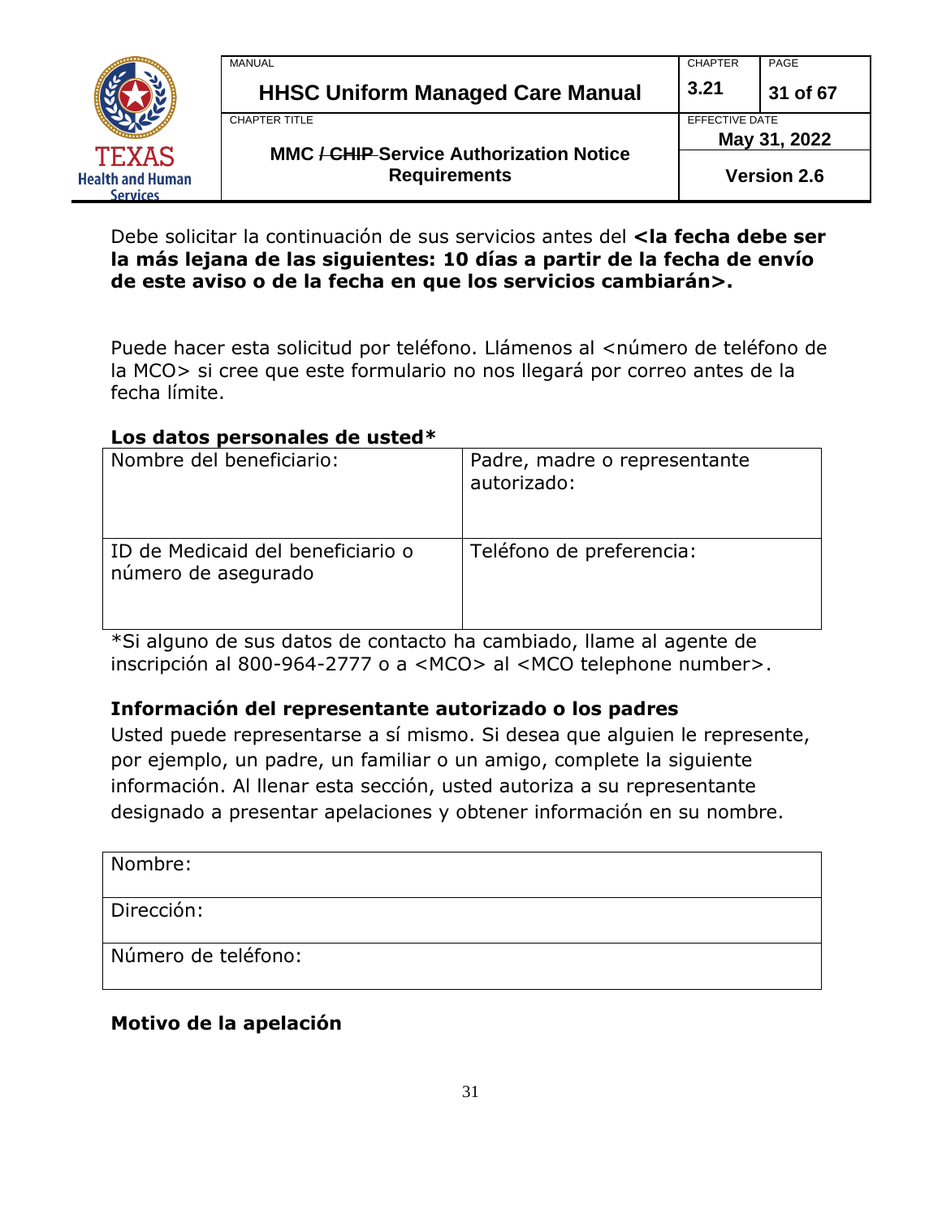Debe solicitar la continuación de sus servicios antes del **<la fecha debe ser la más lejana de las siguientes: 10 días a partir de la fecha de envío de este aviso o de la fecha en que los servicios cambiarán>.**

Puede hacer esta solicitud por teléfono. Llámenos al <número de teléfono de la MCO> si cree que este formulario no nos llegará por correo antes de la fecha límite.

**Los datos personales de usted***

| Nombre del beneficiario: | Padre, madre o representante autorizado: |
|---|---|
| ID de Medicaid del beneficiario o número de asegurado | Teléfono de preferencia: |

*Si alguno de sus datos de contacto ha cambiado, llame al agente de inscripción al 800-964-2777 o a <MCO> al <MCO telephone number>.

**Información del representante autorizado o los padres**

Usted puede representarse a sí mismo. Si desea que alguien le represente, por ejemplo, un padre, un familiar o un amigo, complete la siguiente información. Al llenar esta sección, usted autoriza a su representante designado a presentar apelaciones y obtener información en su nombre.

| Nombre: |
|---|
| Dirección: |
| Número de teléfono: |

**Motivo de la apelación**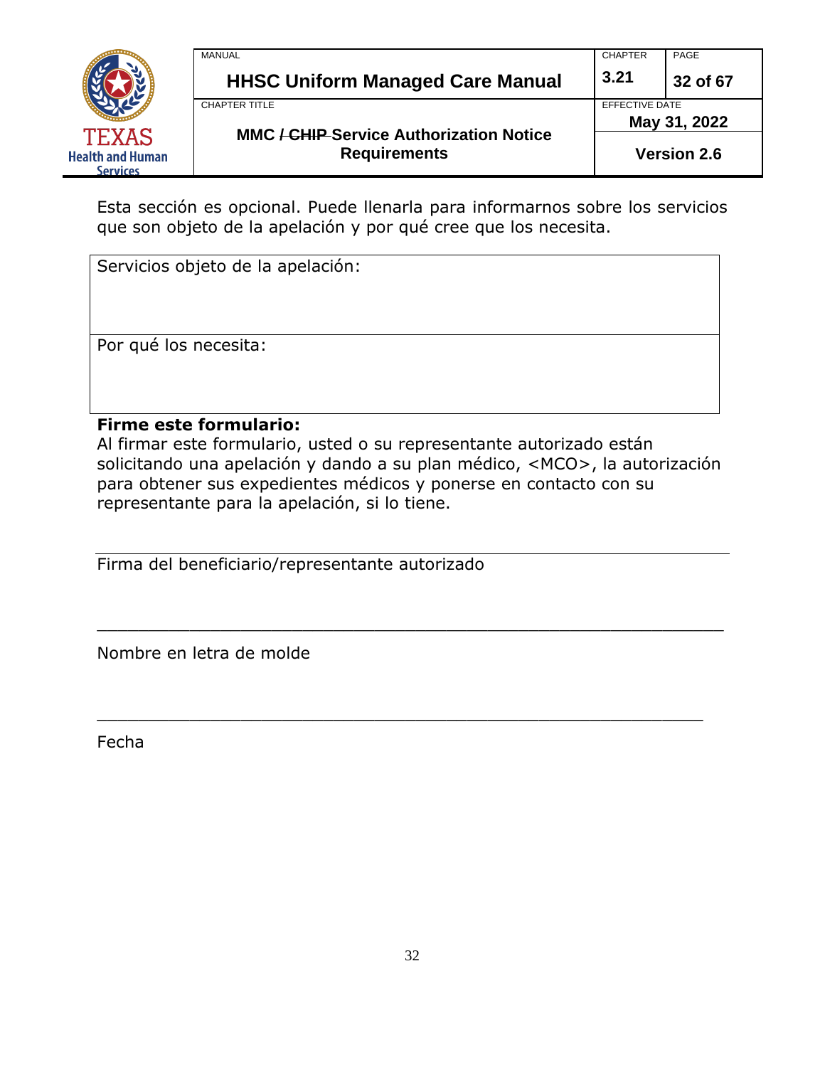Esta sección es opcional. Puede llenarla para informarnos sobre los servicios que son objeto de la apelación y por qué cree que los necesita.

| Servicios objeto de la apelación: |
|---|
| Por qué los necesita: |

**Firme este formulario:**
Al firmar este formulario, usted o su representante autorizado están solicitando una apelación y dando a su plan médico, <MCO>, la autorización para obtener sus expedientes médicos y ponerse en contacto con su representante para la apelación, si lo tiene.

\_\_\_\_\_\_\_\_\_\_\_\_\_\_\_\_\_\_\_\_\_\_\_\_\_\_\_\_\_\_\_\_\_\_\_\_\_\_\_\_\_\_\_\_\_\_\_\_\_\_\_\_\_\_\_\_

Firma del beneficiario/representante autorizado

\_\_\_\_\_\_\_\_\_\_\_\_\_\_\_\_\_\_\_\_\_\_\_\_\_\_\_\_\_\_\_\_\_\_\_\_\_\_\_\_\_\_\_\_\_\_\_\_\_\_\_\_\_\_\_\_

Nombre en letra de molde

\_\_\_\_\_\_\_\_\_\_\_\_\_\_\_\_\_\_\_\_\_\_\_\_\_\_\_\_\_\_\_\_\_\_\_\_\_\_\_\_\_\_\_\_\_\_\_\_\_\_\_\_\_\_\_\_

Fecha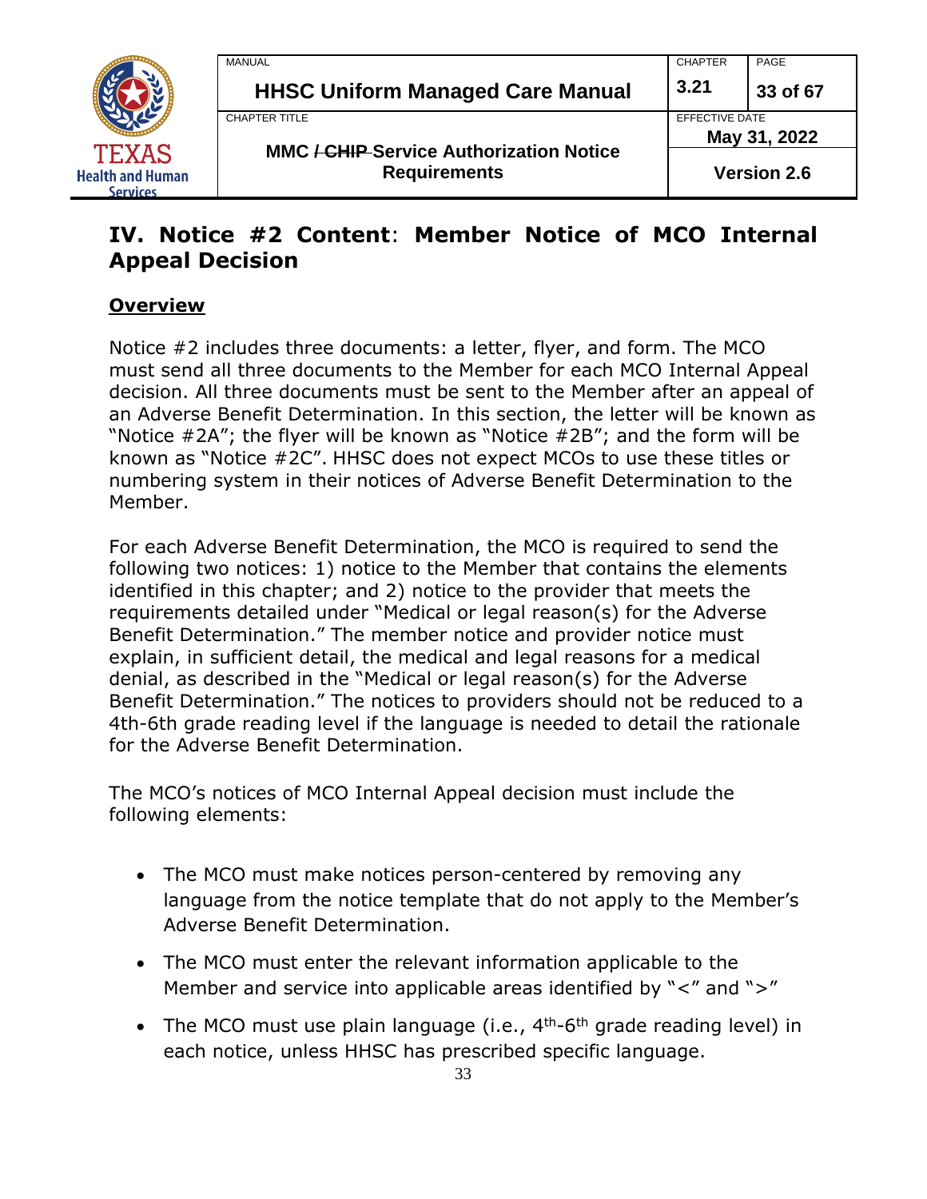## IV. Notice #2 Content: Member Notice of MCO Internal Appeal Decision

### Overview

Notice #2 includes three documents: a letter, flyer, and form. The MCO must send all three documents to the Member for each MCO Internal Appeal decision. All three documents must be sent to the Member after an appeal of an Adverse Benefit Determination. In this section, the letter will be known as "Notice #2A"; the flyer will be known as "Notice #2B"; and the form will be known as "Notice #2C". HHSC does not expect MCOs to use these titles or numbering system in their notices of Adverse Benefit Determination to the Member.

For each Adverse Benefit Determination, the MCO is required to send the following two notices: 1) notice to the Member that contains the elements identified in this chapter; and 2) notice to the provider that meets the requirements detailed under "Medical or legal reason(s) for the Adverse Benefit Determination." The member notice and provider notice must explain, in sufficient detail, the medical and legal reasons for a medical denial, as described in the "Medical or legal reason(s) for the Adverse Benefit Determination." The notices to providers should not be reduced to a 4th-6th grade reading level if the language is needed to detail the rationale for the Adverse Benefit Determination.

The MCO's notices of MCO Internal Appeal decision must include the following elements:

- The MCO must make notices person-centered by removing any language from the notice template that do not apply to the Member's Adverse Benefit Determination.
- The MCO must enter the relevant information applicable to the Member and service into applicable areas identified by "<" and ">"
- The MCO must use plain language (i.e., 4th-6th grade reading level) in each notice, unless HHSC has prescribed specific language.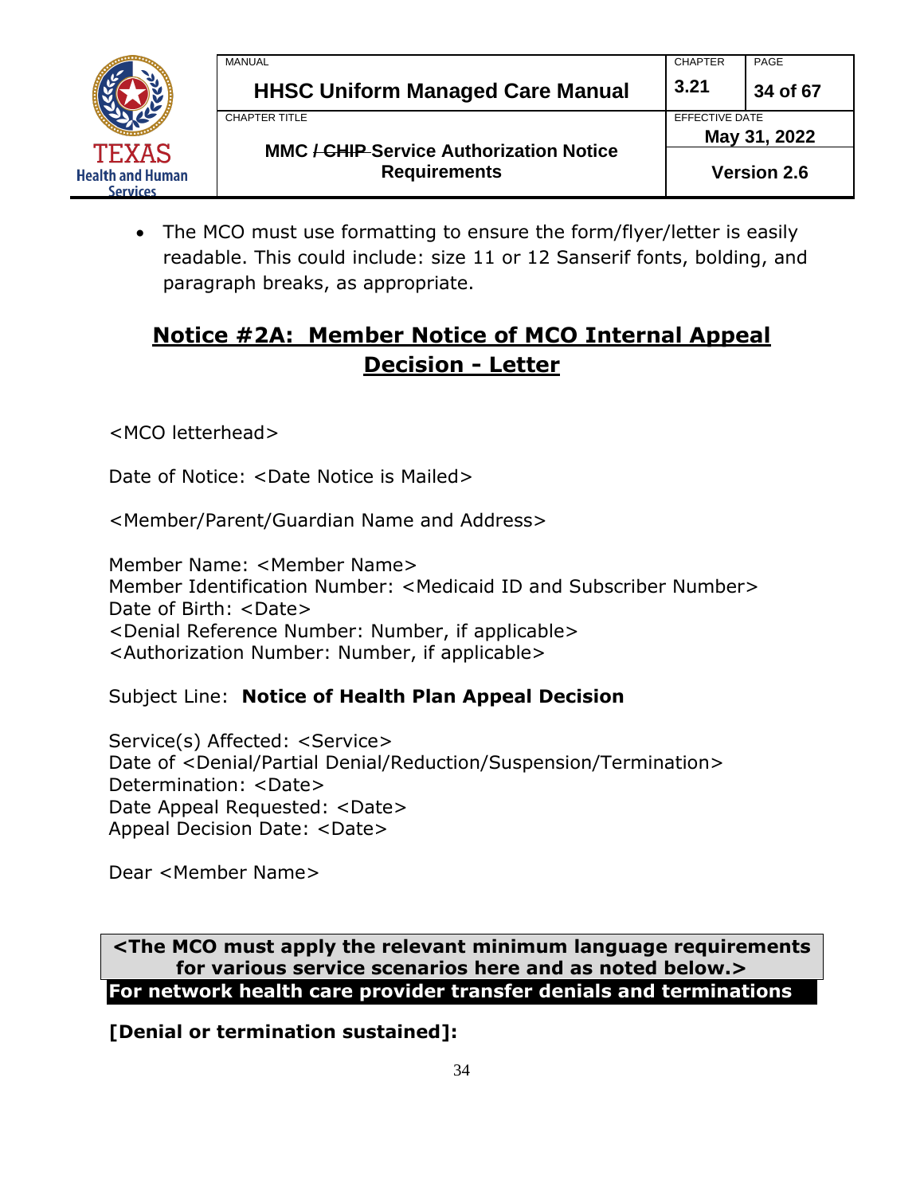- The MCO must use formatting to ensure the form/flyer/letter is easily readable. This could include: size 11 or 12 Sanserif fonts, bolding, and paragraph breaks, as appropriate.

## Notice #2A: Member Notice of MCO Internal Appeal Decision - Letter

<MCO letterhead>

Date of Notice: <Date Notice is Mailed>

<Member/Parent/Guardian Name and Address>

Member Name: <Member Name>
Member Identification Number: <Medicaid ID and Subscriber Number>
Date of Birth: <Date>
<Denial Reference Number: Number, if applicable>
<Authorization Number: Number, if applicable>

Subject Line: **Notice of Health Plan Appeal Decision**

Service(s) Affected: <Service>
Date of <Denial/Partial Denial/Reduction/Suspension/Termination> Determination: <Date>
Date Appeal Requested: <Date>
Appeal Decision Date: <Date>

Dear <Member Name>

**<The MCO must apply the relevant minimum language requirements for various service scenarios here and as noted below.>**

**For network health care provider transfer denials and terminations**

**[Denial or termination sustained]:**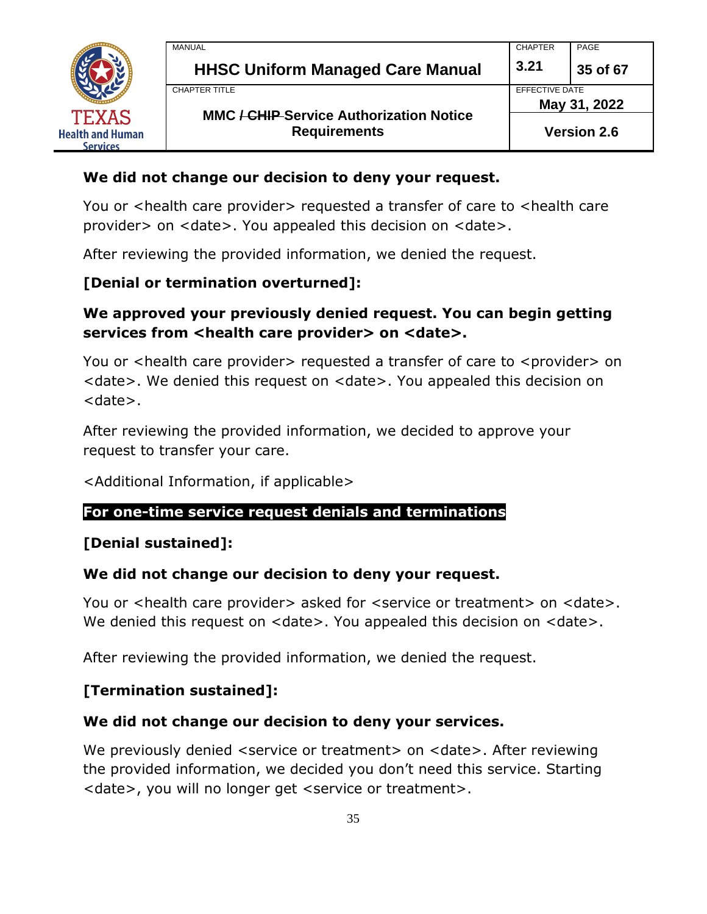**We did not change our decision to deny your request.**

You or <health care provider> requested a transfer of care to <health care provider> on <date>. You appealed this decision on <date>.

After reviewing the provided information, we denied the request.

**[Denial or termination overturned]:**

**We approved your previously denied request. You can begin getting services from <health care provider> on <date>.**

You or <health care provider> requested a transfer of care to <provider> on <date>. We denied this request on <date>. You appealed this decision on <date>.

After reviewing the provided information, we decided to approve your request to transfer your care.

<Additional Information, if applicable>

**For one-time service request denials and terminations**

**[Denial sustained]:**

**We did not change our decision to deny your request.**

You or <health care provider> asked for <service or treatment> on <date>. We denied this request on <date>. You appealed this decision on <date>.

After reviewing the provided information, we denied the request.

**[Termination sustained]:**

**We did not change our decision to deny your services.**

We previously denied <service or treatment> on <date>. After reviewing the provided information, we decided you don’t need this service. Starting <date>, you will no longer get <service or treatment>.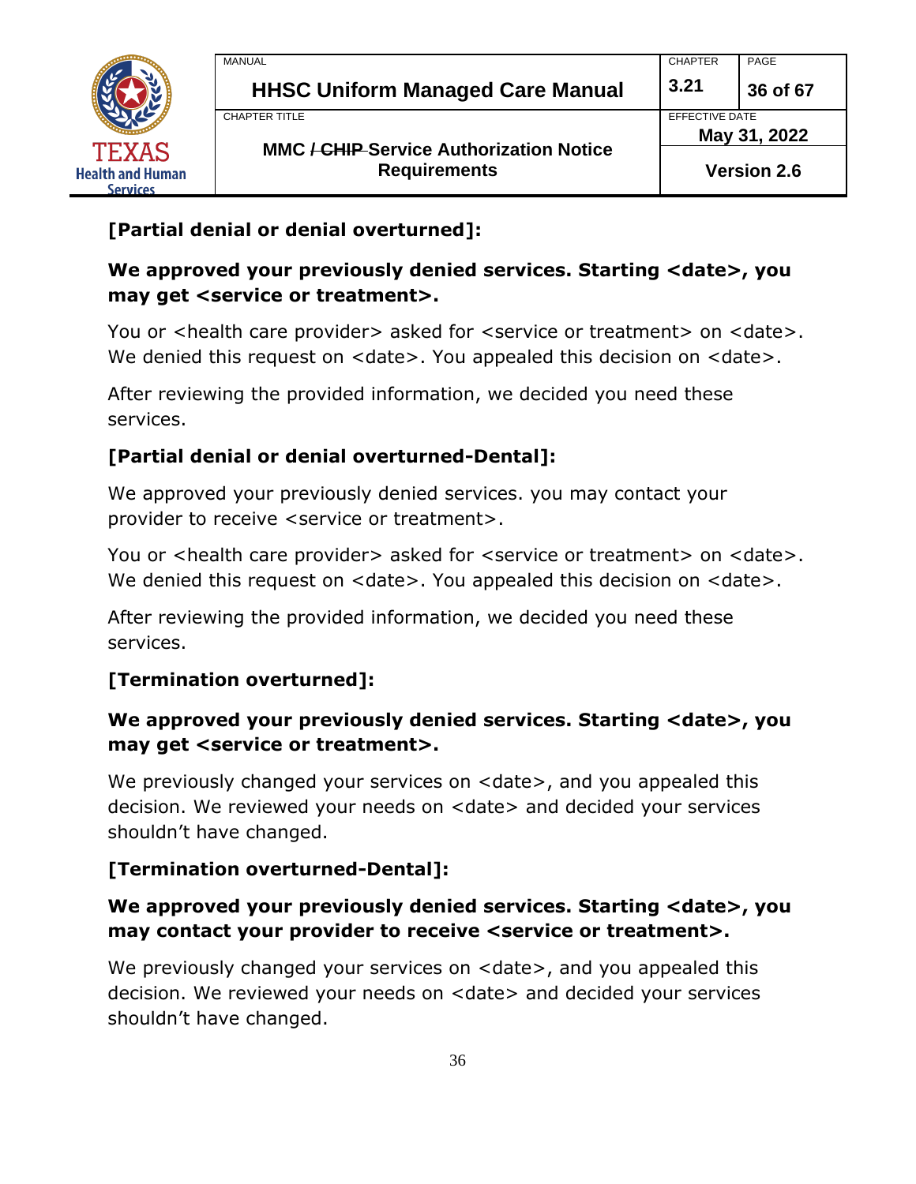**[Partial denial or denial overturned]:**

**We approved your previously denied services. Starting <date>, you may get <service or treatment>.**

You or <health care provider> asked for <service or treatment> on <date>. We denied this request on <date>. You appealed this decision on <date>.

After reviewing the provided information, we decided you need these services.

**[Partial denial or denial overturned-Dental]:**

We approved your previously denied services. you may contact your provider to receive <service or treatment>.

You or <health care provider> asked for <service or treatment> on <date>. We denied this request on <date>. You appealed this decision on <date>.

After reviewing the provided information, we decided you need these services.

**[Termination overturned]:**

**We approved your previously denied services. Starting <date>, you may get <service or treatment>.**

We previously changed your services on <date>, and you appealed this decision. We reviewed your needs on <date> and decided your services shouldn't have changed.

**[Termination overturned-Dental]:**

**We approved your previously denied services. Starting <date>, you may contact your provider to receive <service or treatment>.**

We previously changed your services on <date>, and you appealed this decision. We reviewed your needs on <date> and decided your services shouldn't have changed.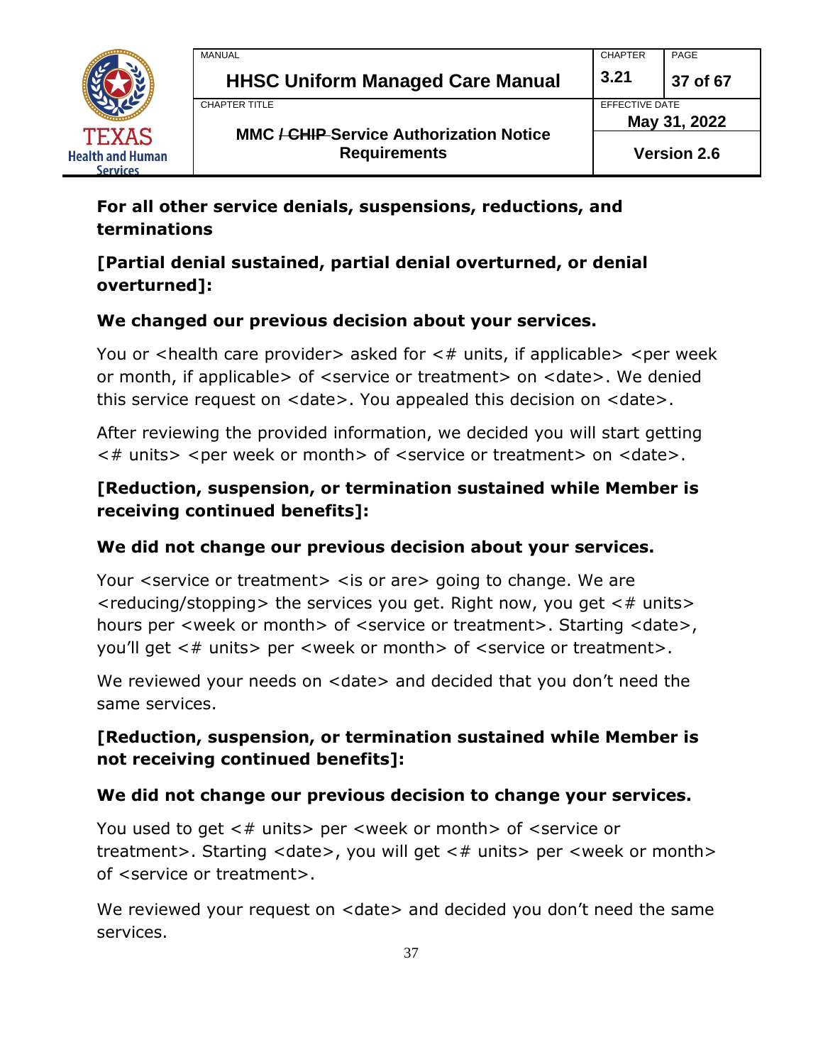**For all other service denials, suspensions, reductions, and terminations**

**[Partial denial sustained, partial denial overturned, or denial overturned]:**

**We changed our previous decision about your services.**

You or <health care provider> asked for <# units, if applicable> <per week or month, if applicable> of <service or treatment> on <date>. We denied this service request on <date>. You appealed this decision on <date>.

After reviewing the provided information, we decided you will start getting <# units> <per week or month> of <service or treatment> on <date>.

**[Reduction, suspension, or termination sustained while Member is receiving continued benefits]:**

**We did not change our previous decision about your services.**

Your <service or treatment> <is or are> going to change. We are <reducing/stopping> the services you get. Right now, you get <# units> hours per <week or month> of <service or treatment>. Starting <date>, you'll get <# units> per <week or month> of <service or treatment>.

We reviewed your needs on <date> and decided that you don't need the same services.

**[Reduction, suspension, or termination sustained while Member is not receiving continued benefits]:**

**We did not change our previous decision to change your services.**

You used to get <# units> per <week or month> of <service or treatment>. Starting <date>, you will get <# units> per <week or month> of <service or treatment>.

We reviewed your request on <date> and decided you don't need the same services.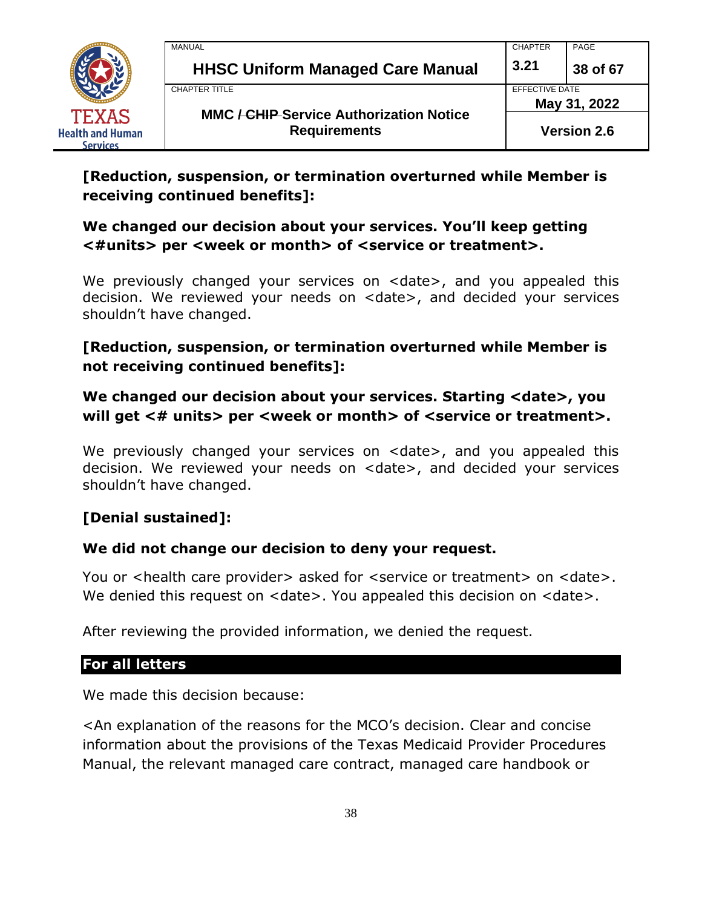**[Reduction, suspension, or termination overturned while Member is receiving continued benefits]:**

**We changed our decision about your services. You'll keep getting <#units> per <week or month> of <service or treatment>.**

We previously changed your services on <date>, and you appealed this decision. We reviewed your needs on <date>, and decided your services shouldn't have changed.

**[Reduction, suspension, or termination overturned while Member is not receiving continued benefits]:**

**We changed our decision about your services. Starting <date>, you will get <# units> per <week or month> of <service or treatment>.**

We previously changed your services on <date>, and you appealed this decision. We reviewed your needs on <date>, and decided your services shouldn't have changed.

**[Denial sustained]:**

**We did not change our decision to deny your request.**

You or <health care provider> asked for <service or treatment> on <date>. We denied this request on <date>. You appealed this decision on <date>.

After reviewing the provided information, we denied the request.

**For all letters**

We made this decision because:

<An explanation of the reasons for the MCO's decision. Clear and concise information about the provisions of the Texas Medicaid Provider Procedures Manual, the relevant managed care contract, managed care handbook or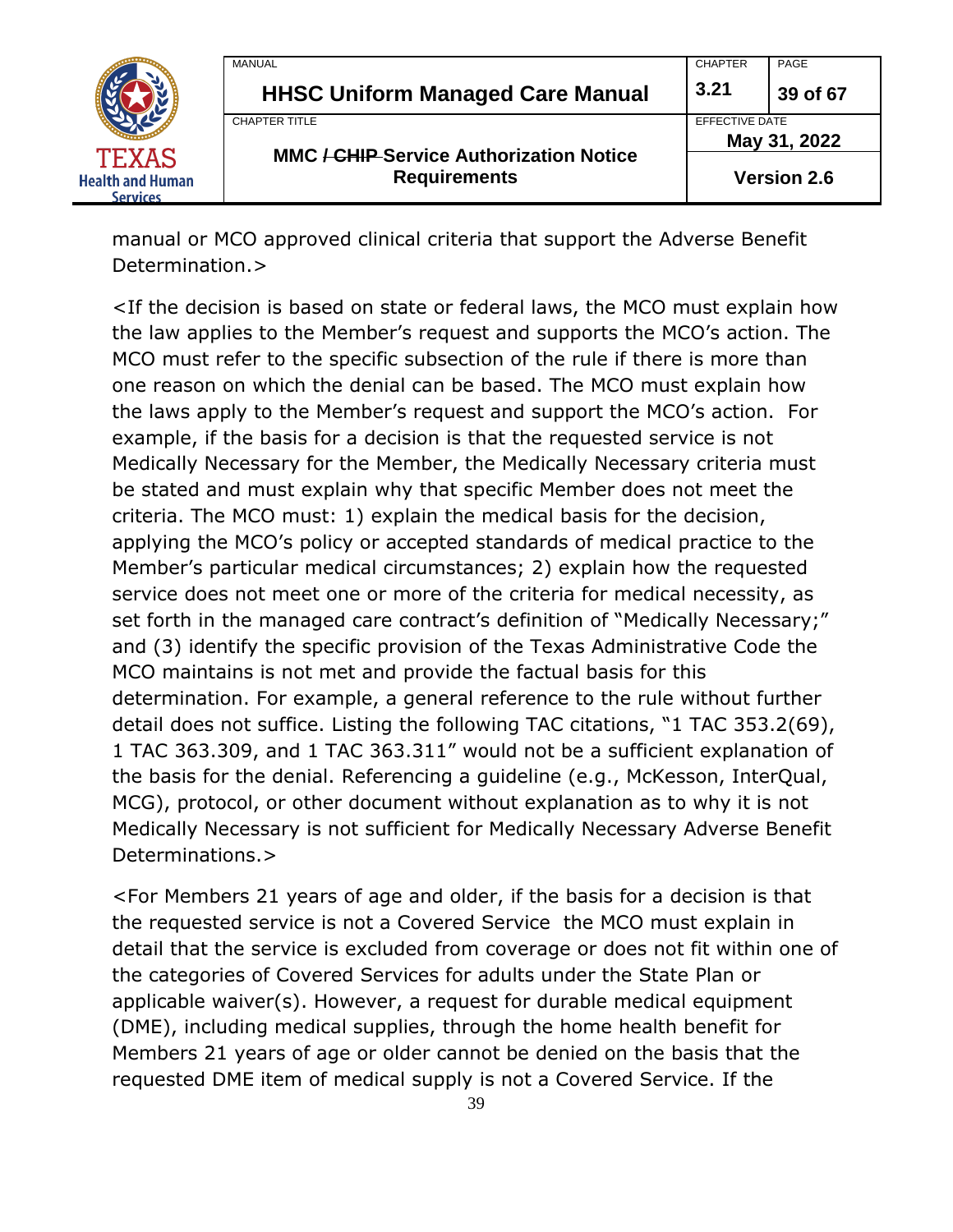manual or MCO approved clinical criteria that support the Adverse Benefit Determination.>

<If the decision is based on state or federal laws, the MCO must explain how the law applies to the Member's request and supports the MCO's action. The MCO must refer to the specific subsection of the rule if there is more than one reason on which the denial can be based. The MCO must explain how the laws apply to the Member's request and support the MCO's action.  For example, if the basis for a decision is that the requested service is not Medically Necessary for the Member, the Medically Necessary criteria must be stated and must explain why that specific Member does not meet the criteria. The MCO must: 1) explain the medical basis for the decision, applying the MCO's policy or accepted standards of medical practice to the Member's particular medical circumstances; 2) explain how the requested service does not meet one or more of the criteria for medical necessity, as set forth in the managed care contract's definition of "Medically Necessary;" and (3) identify the specific provision of the Texas Administrative Code the MCO maintains is not met and provide the factual basis for this determination. For example, a general reference to the rule without further detail does not suffice. Listing the following TAC citations, "1 TAC 353.2(69), 1 TAC 363.309, and 1 TAC 363.311" would not be a sufficient explanation of the basis for the denial. Referencing a guideline (e.g., McKesson, InterQual, MCG), protocol, or other document without explanation as to why it is not Medically Necessary is not sufficient for Medically Necessary Adverse Benefit Determinations.>

<For Members 21 years of age and older, if the basis for a decision is that the requested service is not a Covered Service  the MCO must explain in detail that the service is excluded from coverage or does not fit within one of the categories of Covered Services for adults under the State Plan or applicable waiver(s). However, a request for durable medical equipment (DME), including medical supplies, through the home health benefit for Members 21 years of age or older cannot be denied on the basis that the requested DME item of medical supply is not a Covered Service. If the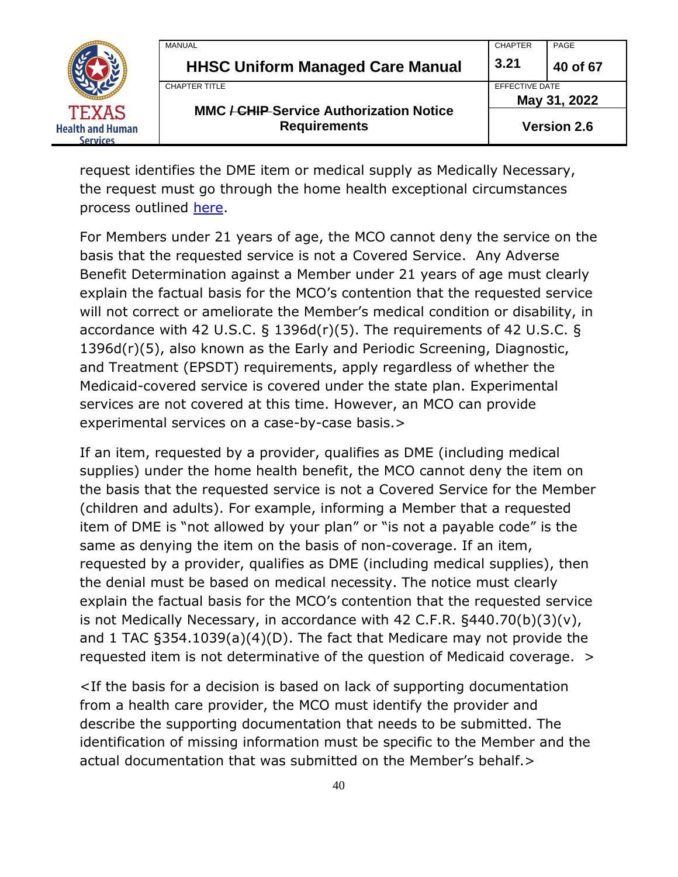request identifies the DME item or medical supply as Medically Necessary, the request must go through the home health exceptional circumstances process outlined [here](#).

For Members under 21 years of age, the MCO cannot deny the service on the basis that the requested service is not a Covered Service. Any Adverse Benefit Determination against a Member under 21 years of age must clearly explain the factual basis for the MCO's contention that the requested service will not correct or ameliorate the Member's medical condition or disability, in accordance with 42 U.S.C. § 1396d(r)(5). The requirements of 42 U.S.C. § 1396d(r)(5), also known as the Early and Periodic Screening, Diagnostic, and Treatment (EPSDT) requirements, apply regardless of whether the Medicaid-covered service is covered under the state plan. Experimental services are not covered at this time. However, an MCO can provide experimental services on a case-by-case basis.>

If an item, requested by a provider, qualifies as DME (including medical supplies) under the home health benefit, the MCO cannot deny the item on the basis that the requested service is not a Covered Service for the Member (children and adults). For example, informing a Member that a requested item of DME is "not allowed by your plan" or "is not a payable code" is the same as denying the item on the basis of non-coverage. If an item, requested by a provider, qualifies as DME (including medical supplies), then the denial must be based on medical necessity. The notice must clearly explain the factual basis for the MCO's contention that the requested service is not Medically Necessary, in accordance with 42 C.F.R. §440.70(b)(3)(v), and 1 TAC §354.1039(a)(4)(D). The fact that Medicare may not provide the requested item is not determinative of the question of Medicaid coverage. >

<If the basis for a decision is based on lack of supporting documentation from a health care provider, the MCO must identify the provider and describe the supporting documentation that needs to be submitted. The identification of missing information must be specific to the Member and the actual documentation that was submitted on the Member's behalf.>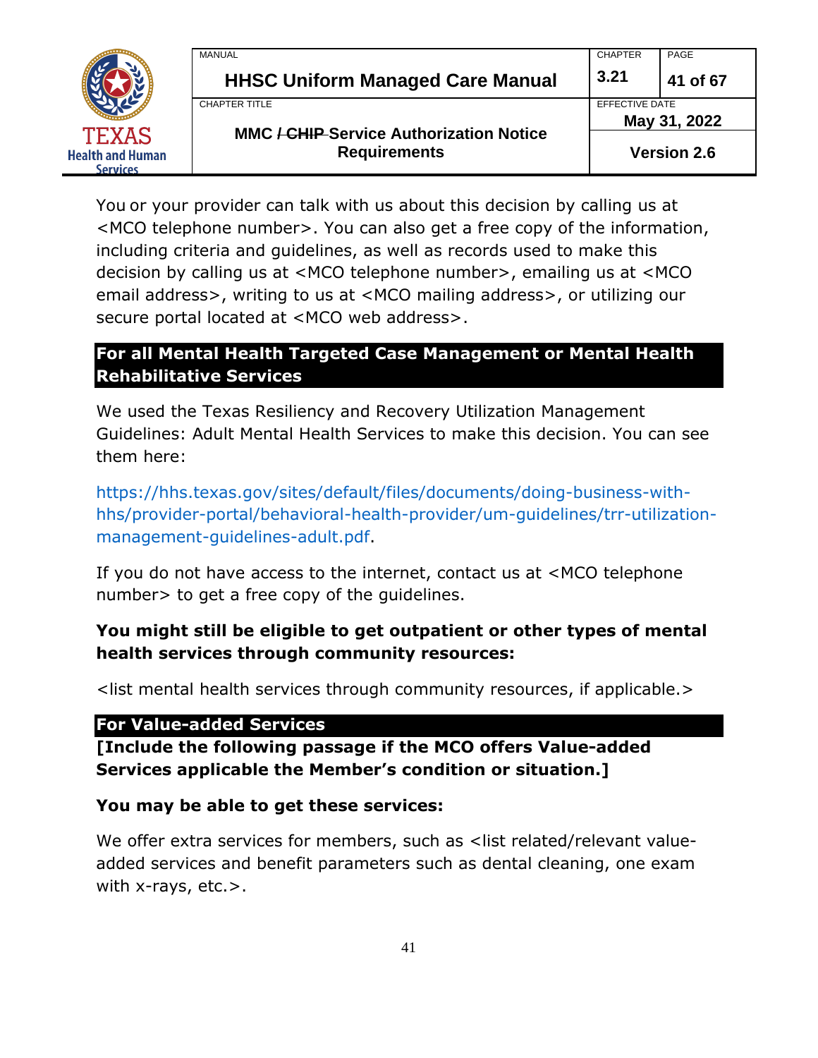You or your provider can talk with us about this decision by calling us at <MCO telephone number>. You can also get a free copy of the information, including criteria and guidelines, as well as records used to make this decision by calling us at <MCO telephone number>, emailing us at <MCO email address>, writing to us at <MCO mailing address>, or utilizing our secure portal located at <MCO web address>.

## For all Mental Health Targeted Case Management or Mental Health Rehabilitative Services

We used the Texas Resiliency and Recovery Utilization Management Guidelines: Adult Mental Health Services to make this decision. You can see them here:

https://hhs.texas.gov/sites/default/files/documents/doing-business-with-hhs/provider-portal/behavioral-health-provider/um-guidelines/trr-utilization-management-guidelines-adult.pdf.

If you do not have access to the internet, contact us at <MCO telephone number> to get a free copy of the guidelines.

**You might still be eligible to get outpatient or other types of mental health services through community resources:**

<list mental health services through community resources, if applicable.>

## For Value-added Services

**[Include the following passage if the MCO offers Value-added Services applicable the Member's condition or situation.]**

**You may be able to get these services:**

We offer extra services for members, such as <list related/relevant value-added services and benefit parameters such as dental cleaning, one exam with x-rays, etc.>.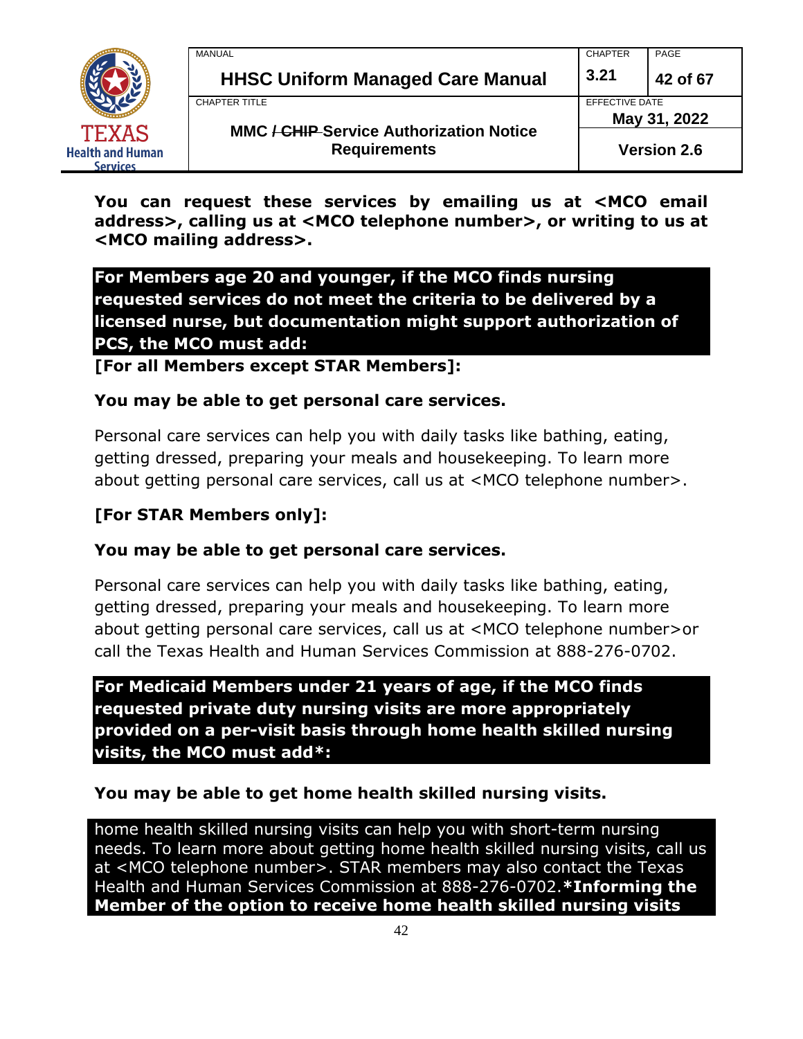**You can request these services by emailing us at <MCO email address>, calling us at <MCO telephone number>, or writing to us at <MCO mailing address>.**

**For Members age 20 and younger, if the MCO finds nursing requested services do not meet the criteria to be delivered by a licensed nurse, but documentation might support authorization of PCS, the MCO must add:**

**[For all Members except STAR Members]:**

**You may be able to get personal care services.**

Personal care services can help you with daily tasks like bathing, eating, getting dressed, preparing your meals and housekeeping. To learn more about getting personal care services, call us at <MCO telephone number>.

**[For STAR Members only]:**

**You may be able to get personal care services.**

Personal care services can help you with daily tasks like bathing, eating, getting dressed, preparing your meals and housekeeping. To learn more about getting personal care services, call us at <MCO telephone number>or call the Texas Health and Human Services Commission at 888-276-0702.

**For Medicaid Members under 21 years of age, if the MCO finds requested private duty nursing visits are more appropriately provided on a per-visit basis through home health skilled nursing visits, the MCO must add*:**

**You may be able to get home health skilled nursing visits.**

home health skilled nursing visits can help you with short-term nursing needs. To learn more about getting home health skilled nursing visits, call us at <MCO telephone number>. STAR members may also contact the Texas Health and Human Services Commission at 888-276-0702.***Informing the Member of the option to receive home health skilled nursing visits**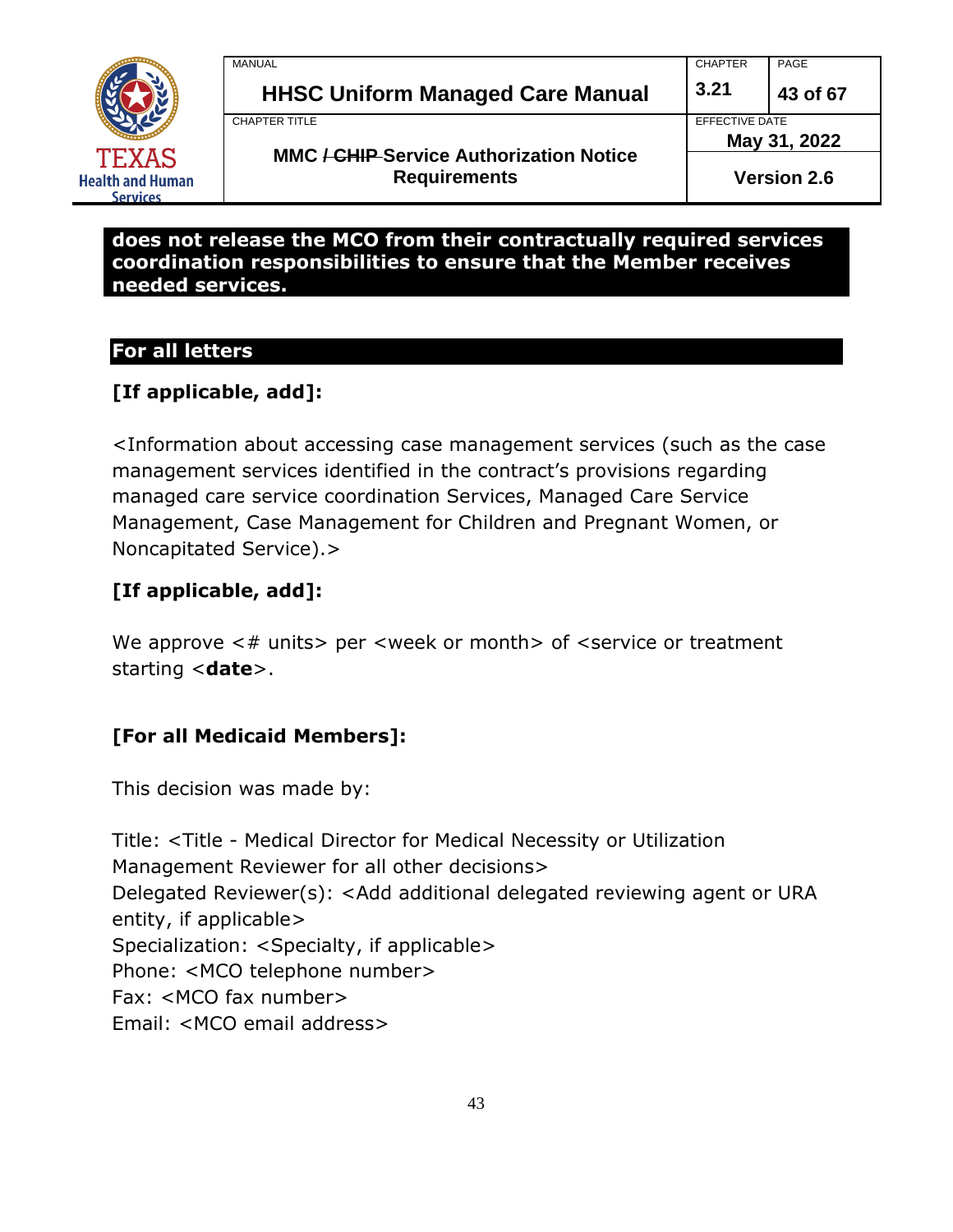**does not release the MCO from their contractually required services coordination responsibilities to ensure that the Member receives needed services.**

## For all letters

**[If applicable, add]:**

<Information about accessing case management services (such as the case management services identified in the contract's provisions regarding managed care service coordination Services, Managed Care Service Management, Case Management for Children and Pregnant Women, or Noncapitated Service).>

**[If applicable, add]:**

We approve <# units> per <week or month> of <service or treatment starting <**date**>.

**[For all Medicaid Members]:**

This decision was made by:

Title: <Title - Medical Director for Medical Necessity or Utilization Management Reviewer for all other decisions>
Delegated Reviewer(s): <Add additional delegated reviewing agent or URA entity, if applicable>
Specialization: <Specialty, if applicable>
Phone: <MCO telephone number>
Fax: <MCO fax number>
Email: <MCO email address>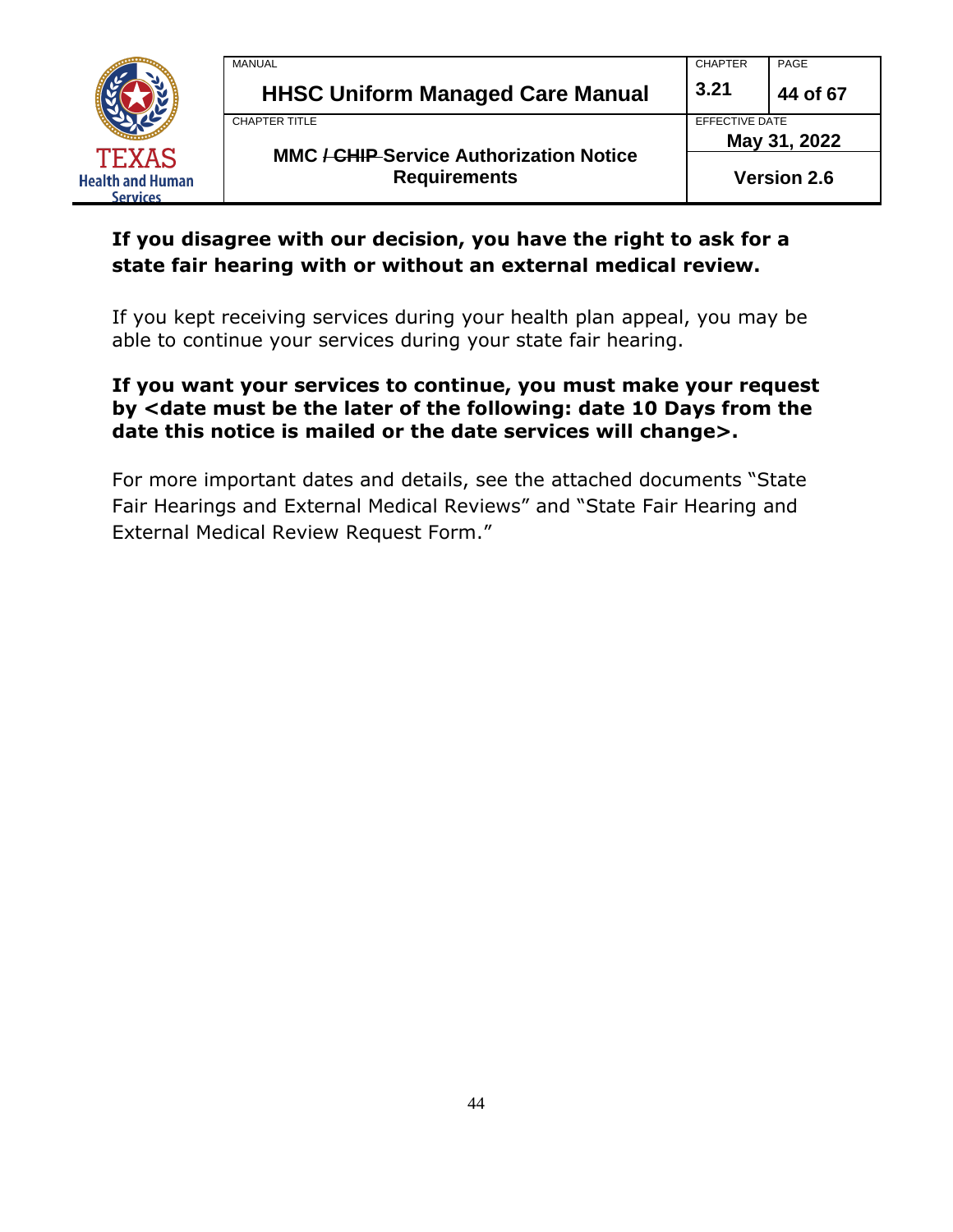**If you disagree with our decision, you have the right to ask for a state fair hearing with or without an external medical review.**

If you kept receiving services during your health plan appeal, you may be able to continue your services during your state fair hearing.

**If you want your services to continue, you must make your request by <date must be the later of the following: date 10 Days from the date this notice is mailed or the date services will change>.**

For more important dates and details, see the attached documents "State Fair Hearings and External Medical Reviews" and "State Fair Hearing and External Medical Review Request Form."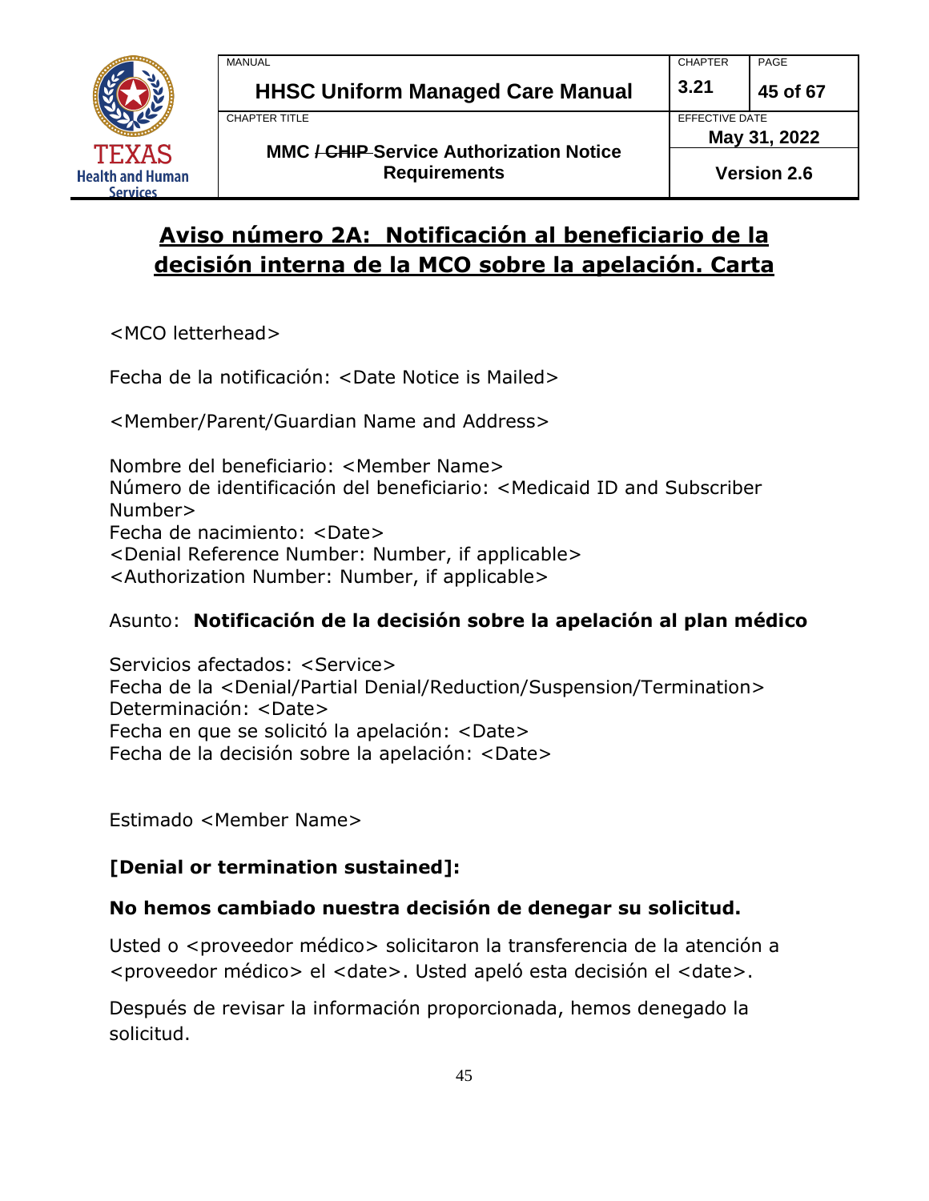## Aviso número 2A: Notificación al beneficiario de la decisión interna de la MCO sobre la apelación. Carta

<MCO letterhead>

Fecha de la notificación: <Date Notice is Mailed>

<Member/Parent/Guardian Name and Address>

Nombre del beneficiario: <Member Name>
Número de identificación del beneficiario: <Medicaid ID and Subscriber Number>
Fecha de nacimiento: <Date>
<Denial Reference Number: Number, if applicable>
<Authorization Number: Number, if applicable>

Asunto: **Notificación de la decisión sobre la apelación al plan médico**

Servicios afectados: <Service>
Fecha de la <Denial/Partial Denial/Reduction/Suspension/Termination> Determinación: <Date>
Fecha en que se solicitó la apelación: <Date>
Fecha de la decisión sobre la apelación: <Date>

Estimado <Member Name>

**[Denial or termination sustained]:**

**No hemos cambiado nuestra decisión de denegar su solicitud.**

Usted o <proveedor médico> solicitaron la transferencia de la atención a <proveedor médico> el <date>. Usted apeló esta decisión el <date>.

Después de revisar la información proporcionada, hemos denegado la solicitud.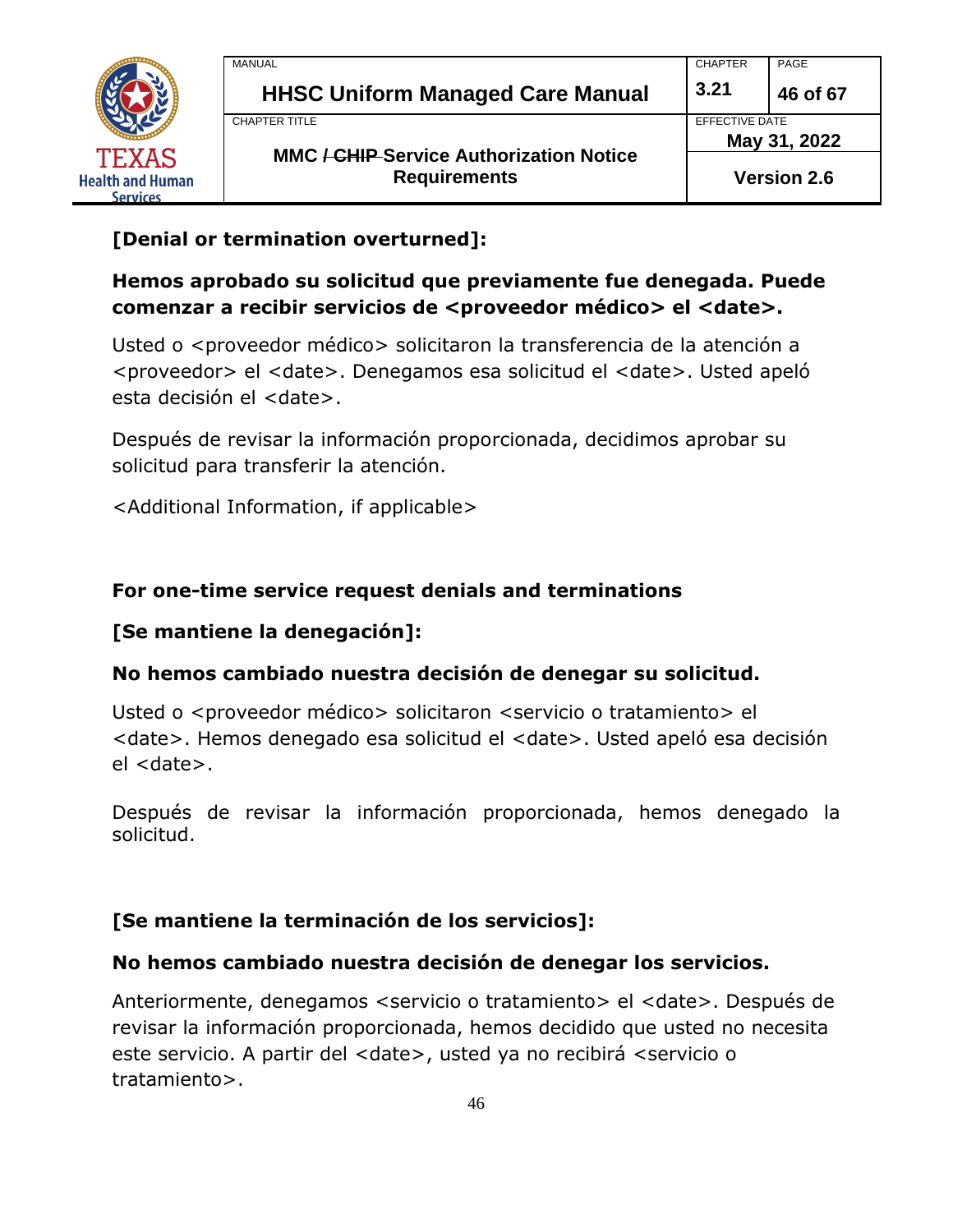**[Denial or termination overturned]:**

**Hemos aprobado su solicitud que previamente fue denegada. Puede comenzar a recibir servicios de <proveedor médico> el <date>.**

Usted o <proveedor médico> solicitaron la transferencia de la atención a <proveedor> el <date>. Denegamos esa solicitud el <date>. Usted apeló esta decisión el <date>.

Después de revisar la información proporcionada, decidimos aprobar su solicitud para transferir la atención.

<Additional Information, if applicable>

**For one-time service request denials and terminations**

**[Se mantiene la denegación]:**

**No hemos cambiado nuestra decisión de denegar su solicitud.**

Usted o <proveedor médico> solicitaron <servicio o tratamiento> el <date>. Hemos denegado esa solicitud el <date>. Usted apeló esa decisión el <date>.

Después de revisar la información proporcionada, hemos denegado la solicitud.

**[Se mantiene la terminación de los servicios]:**

**No hemos cambiado nuestra decisión de denegar los servicios.**

Anteriormente, denegamos <servicio o tratamiento> el <date>. Después de revisar la información proporcionada, hemos decidido que usted no necesita este servicio. A partir del <date>, usted ya no recibirá <servicio o tratamiento>.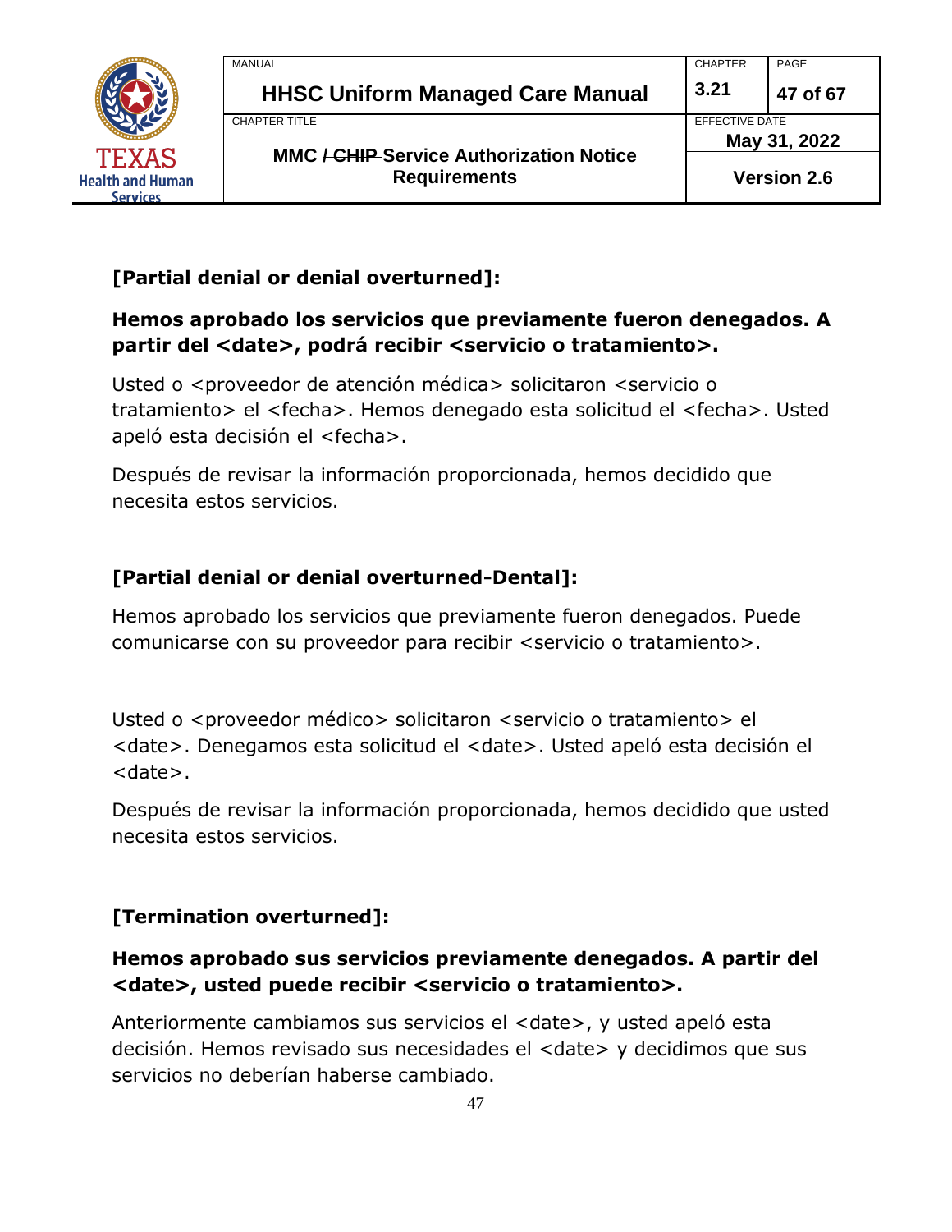**[Partial denial or denial overturned]:**

**Hemos aprobado los servicios que previamente fueron denegados. A partir del <date>, podrá recibir <servicio o tratamiento>.**

Usted o <proveedor de atención médica> solicitaron <servicio o tratamiento> el <fecha>. Hemos denegado esta solicitud el <fecha>. Usted apeló esta decisión el <fecha>.

Después de revisar la información proporcionada, hemos decidido que necesita estos servicios.

**[Partial denial or denial overturned-Dental]:**

Hemos aprobado los servicios que previamente fueron denegados. Puede comunicarse con su proveedor para recibir <servicio o tratamiento>.

Usted o <proveedor médico> solicitaron <servicio o tratamiento> el <date>. Denegamos esta solicitud el <date>. Usted apeló esta decisión el <date>.

Después de revisar la información proporcionada, hemos decidido que usted necesita estos servicios.

**[Termination overturned]:**

**Hemos aprobado sus servicios previamente denegados. A partir del <date>, usted puede recibir <servicio o tratamiento>.**

Anteriormente cambiamos sus servicios el <date>, y usted apeló esta decisión. Hemos revisado sus necesidades el <date> y decidimos que sus servicios no deberían haberse cambiado.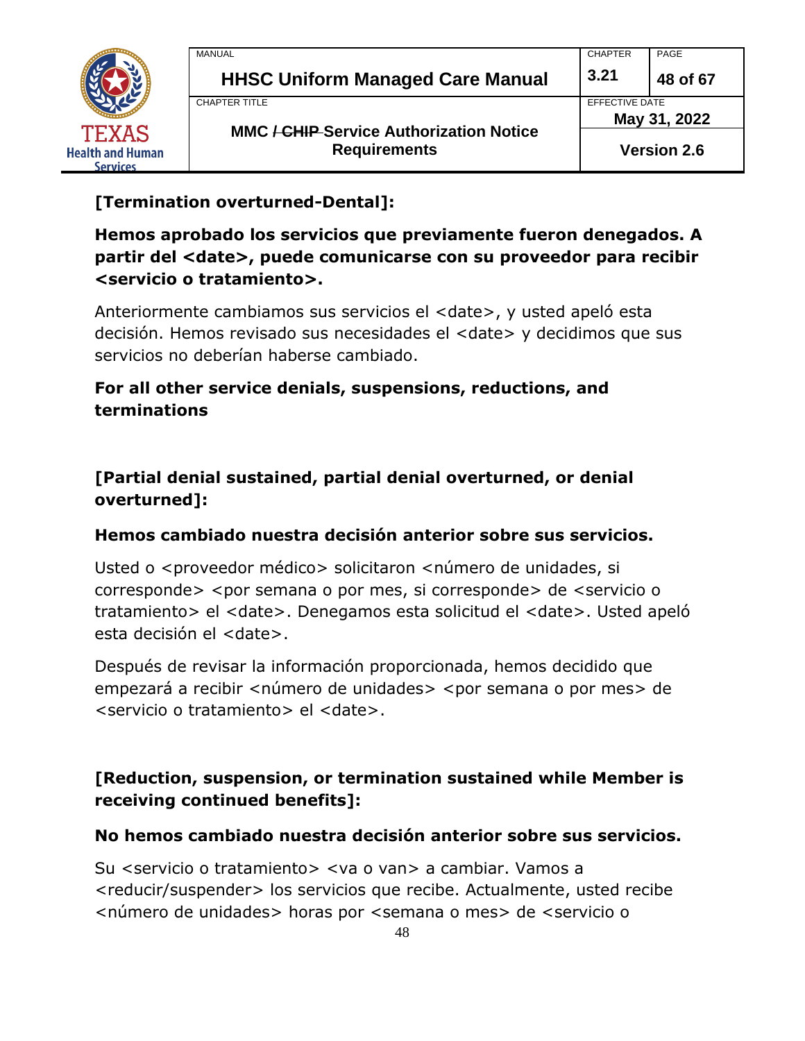**[Termination overturned-Dental]:**

**Hemos aprobado los servicios que previamente fueron denegados. A partir del <date>, puede comunicarse con su proveedor para recibir <servicio o tratamiento>.**

Anteriormente cambiamos sus servicios el <date>, y usted apeló esta decisión. Hemos revisado sus necesidades el <date> y decidimos que sus servicios no deberían haberse cambiado.

**For all other service denials, suspensions, reductions, and terminations**

**[Partial denial sustained, partial denial overturned, or denial overturned]:**

**Hemos cambiado nuestra decisión anterior sobre sus servicios.**

Usted o <proveedor médico> solicitaron <número de unidades, si corresponde> <por semana o por mes, si corresponde> de <servicio o tratamiento> el <date>. Denegamos esta solicitud el <date>. Usted apeló esta decisión el <date>.

Después de revisar la información proporcionada, hemos decidido que empezará a recibir <número de unidades> <por semana o por mes> de <servicio o tratamiento> el <date>.

**[Reduction, suspension, or termination sustained while Member is receiving continued benefits]:**

**No hemos cambiado nuestra decisión anterior sobre sus servicios.**

Su <servicio o tratamiento> <va o van> a cambiar. Vamos a <reducir/suspender> los servicios que recibe. Actualmente, usted recibe <número de unidades> horas por <semana o mes> de <servicio o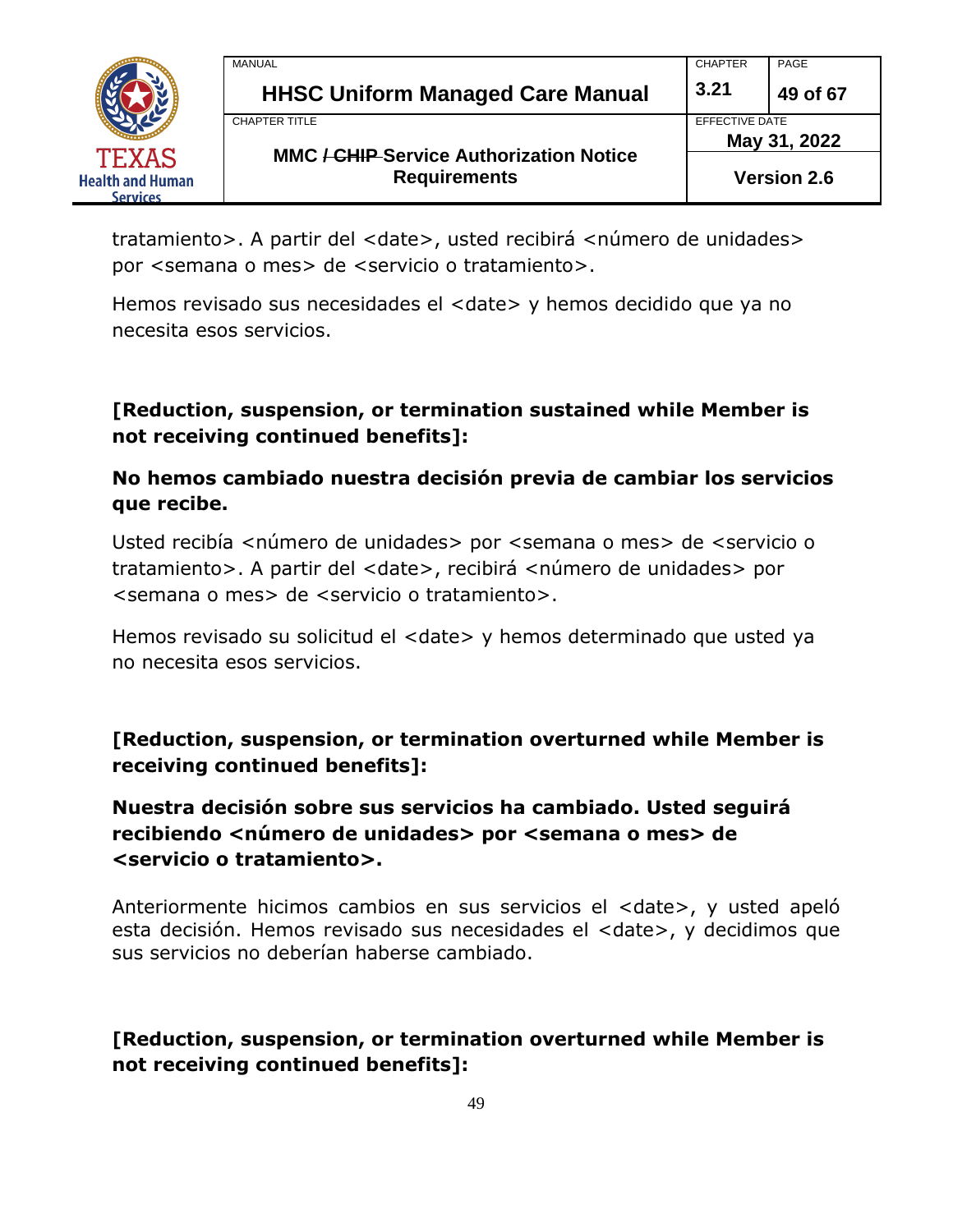tratamiento>. A partir del <date>, usted recibirá <número de unidades> por <semana o mes> de <servicio o tratamiento>.

Hemos revisado sus necesidades el <date> y hemos decidido que ya no necesita esos servicios.

**[Reduction, suspension, or termination sustained while Member is not receiving continued benefits]:**

**No hemos cambiado nuestra decisión previa de cambiar los servicios que recibe.**

Usted recibía <número de unidades> por <semana o mes> de <servicio o tratamiento>. A partir del <date>, recibirá <número de unidades> por <semana o mes> de <servicio o tratamiento>.

Hemos revisado su solicitud el <date> y hemos determinado que usted ya no necesita esos servicios.

**[Reduction, suspension, or termination overturned while Member is receiving continued benefits]:**

**Nuestra decisión sobre sus servicios ha cambiado. Usted seguirá recibiendo <número de unidades> por <semana o mes> de <servicio o tratamiento>.**

Anteriormente hicimos cambios en sus servicios el <date>, y usted apeló esta decisión. Hemos revisado sus necesidades el <date>, y decidimos que sus servicios no deberían haberse cambiado.

**[Reduction, suspension, or termination overturned while Member is not receiving continued benefits]:**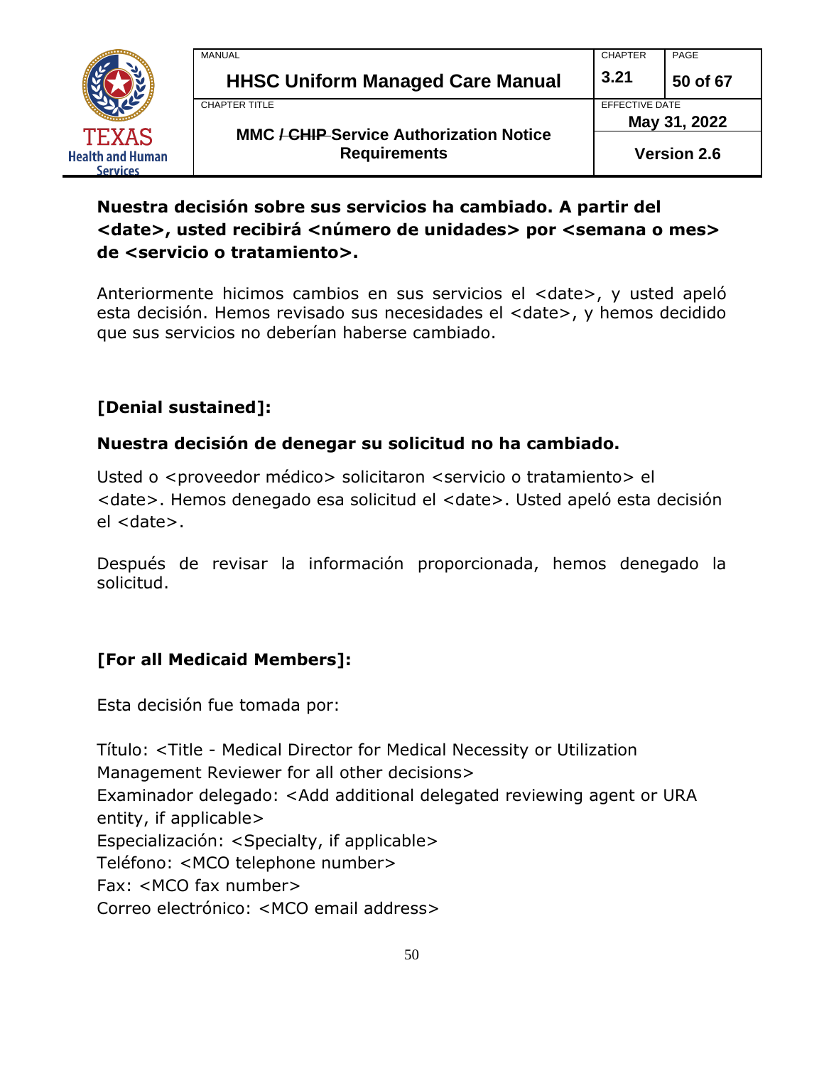**Nuestra decisión sobre sus servicios ha cambiado. A partir del <date>, usted recibirá <número de unidades> por <semana o mes> de <servicio o tratamiento>.**

Anteriormente hicimos cambios en sus servicios el <date>, y usted apeló esta decisión. Hemos revisado sus necesidades el <date>, y hemos decidido que sus servicios no deberían haberse cambiado.

**[Denial sustained]:**

**Nuestra decisión de denegar su solicitud no ha cambiado.**

Usted o <proveedor médico> solicitaron <servicio o tratamiento> el <date>. Hemos denegado esa solicitud el <date>. Usted apeló esta decisión el <date>.

Después de revisar la información proporcionada, hemos denegado la solicitud.

**[For all Medicaid Members]:**

Esta decisión fue tomada por:

Título: <Title - Medical Director for Medical Necessity or Utilization Management Reviewer for all other decisions>
Examinador delegado: <Add additional delegated reviewing agent or URA entity, if applicable>
Especialización: <Specialty, if applicable>
Teléfono: <MCO telephone number>
Fax: <MCO fax number>
Correo electrónico: <MCO email address>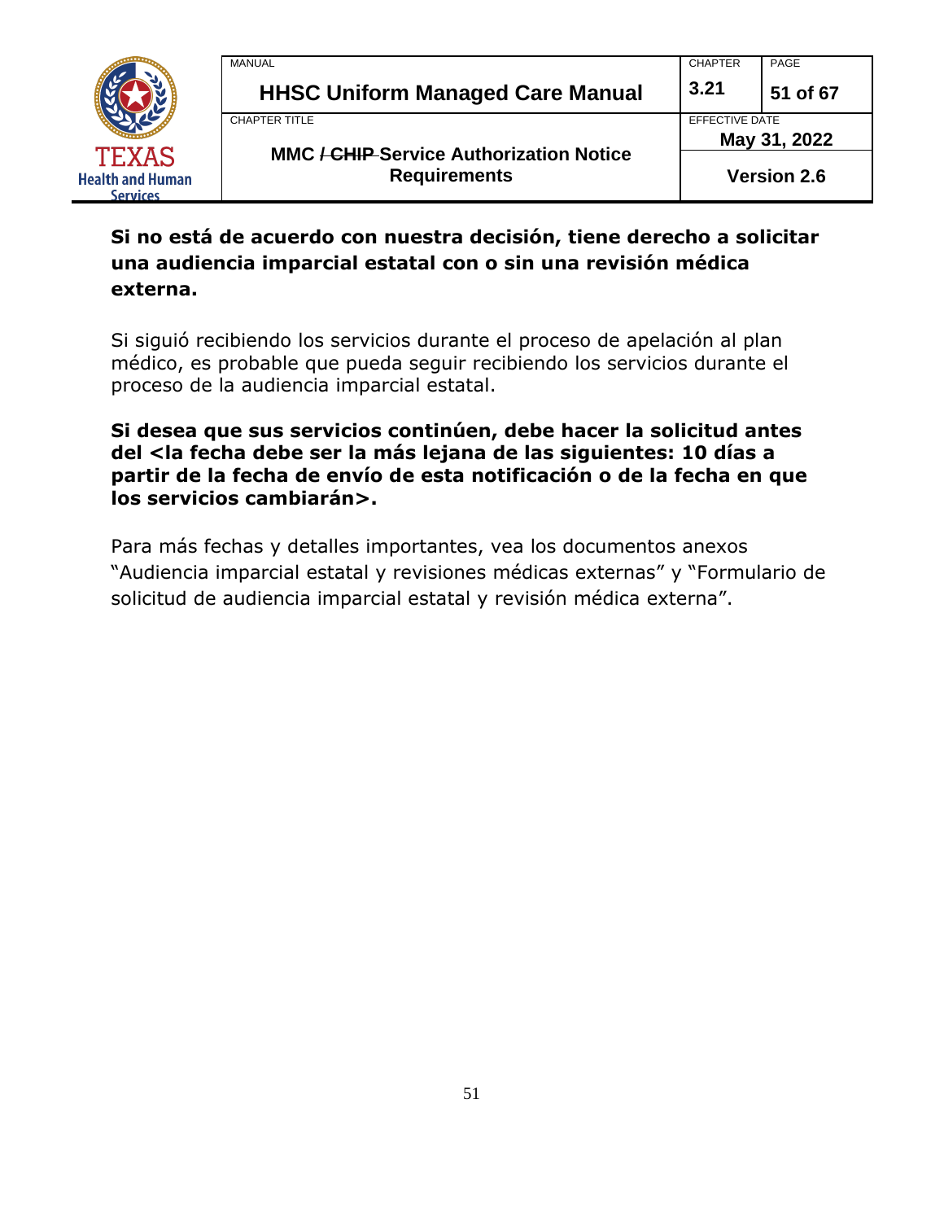**Si no está de acuerdo con nuestra decisión, tiene derecho a solicitar una audiencia imparcial estatal con o sin una revisión médica externa.**

Si siguió recibiendo los servicios durante el proceso de apelación al plan médico, es probable que pueda seguir recibiendo los servicios durante el proceso de la audiencia imparcial estatal.

**Si desea que sus servicios continúen, debe hacer la solicitud antes del <la fecha debe ser la más lejana de las siguientes: 10 días a partir de la fecha de envío de esta notificación o de la fecha en que los servicios cambiarán>.**

Para más fechas y detalles importantes, vea los documentos anexos "Audiencia imparcial estatal y revisiones médicas externas" y "Formulario de solicitud de audiencia imparcial estatal y revisión médica externa".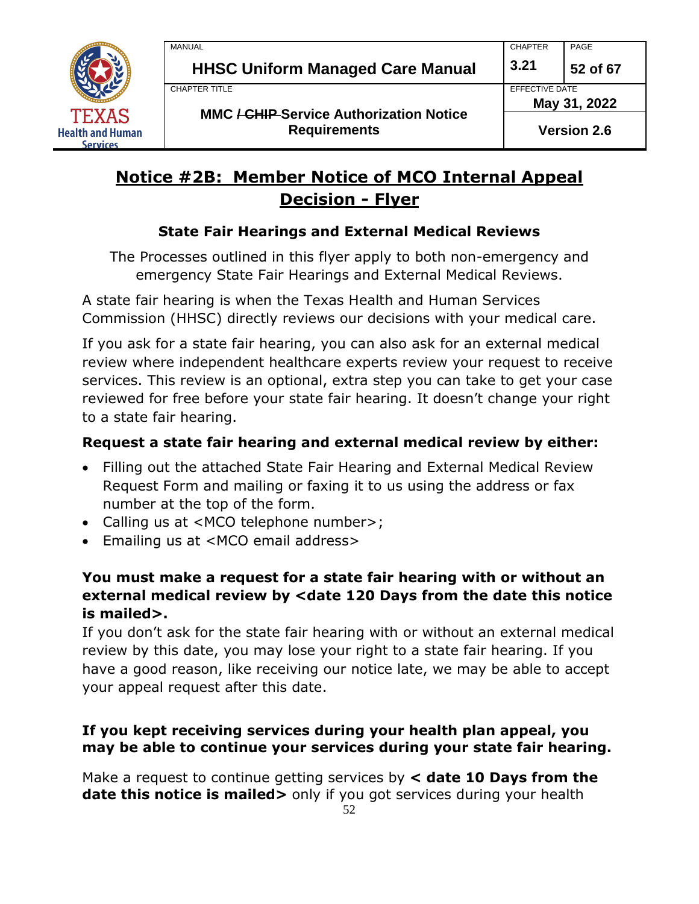## Notice #2B: Member Notice of MCO Internal Appeal Decision - Flyer

### State Fair Hearings and External Medical Reviews

The Processes outlined in this flyer apply to both non-emergency and emergency State Fair Hearings and External Medical Reviews.

A state fair hearing is when the Texas Health and Human Services Commission (HHSC) directly reviews our decisions with your medical care.

If you ask for a state fair hearing, you can also ask for an external medical review where independent healthcare experts review your request to receive services. This review is an optional, extra step you can take to get your case reviewed for free before your state fair hearing. It doesn't change your right to a state fair hearing.

**Request a state fair hearing and external medical review by either:**

- Filling out the attached State Fair Hearing and External Medical Review Request Form and mailing or faxing it to us using the address or fax number at the top of the form.
- Calling us at <MCO telephone number>;
- Emailing us at <MCO email address>

**You must make a request for a state fair hearing with or without an external medical review by <date 120 Days from the date this notice is mailed>.**

If you don't ask for the state fair hearing with or without an external medical review by this date, you may lose your right to a state fair hearing. If you have a good reason, like receiving our notice late, we may be able to accept your appeal request after this date.

**If you kept receiving services during your health plan appeal, you may be able to continue your services during your state fair hearing.**

Make a request to continue getting services by **< date 10 Days from the date this notice is mailed>** only if you got services during your health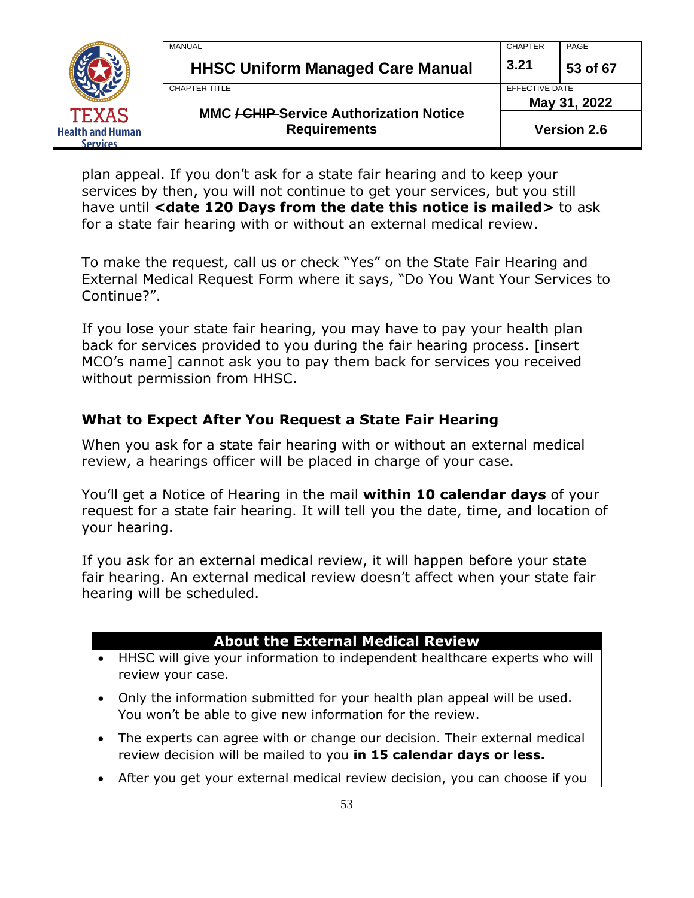plan appeal. If you don't ask for a state fair hearing and to keep your services by then, you will not continue to get your services, but you still have until **<date 120 Days from the date this notice is mailed>** to ask for a state fair hearing with or without an external medical review.

To make the request, call us or check "Yes" on the State Fair Hearing and External Medical Request Form where it says, "Do You Want Your Services to Continue?".

If you lose your state fair hearing, you may have to pay your health plan back for services provided to you during the fair hearing process. [insert MCO's name] cannot ask you to pay them back for services you received without permission from HHSC.

### What to Expect After You Request a State Fair Hearing

When you ask for a state fair hearing with or without an external medical review, a hearings officer will be placed in charge of your case.

You'll get a Notice of Hearing in the mail **within 10 calendar days** of your request for a state fair hearing. It will tell you the date, time, and location of your hearing.

If you ask for an external medical review, it will happen before your state fair hearing. An external medical review doesn't affect when your state fair hearing will be scheduled.

| About the External Medical Review |
|---|
| • HHSC will give your information to independent healthcare experts who will review your case.<br>• Only the information submitted for your health plan appeal will be used. You won't be able to give new information for the review.<br>• The experts can agree with or change our decision. Their external medical review decision will be mailed to you **in 15 calendar days or less.**<br>• After you get your external medical review decision, you can choose if you |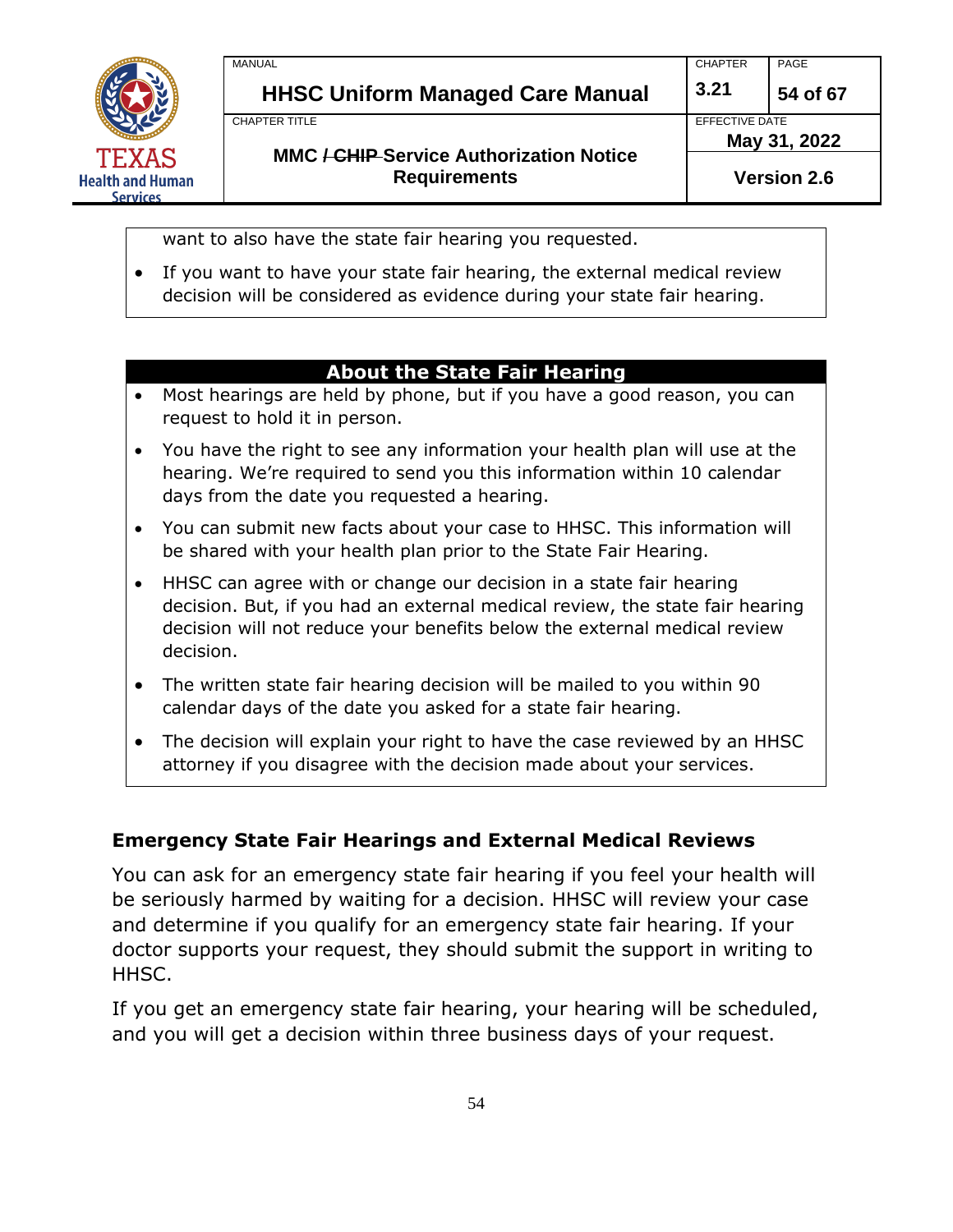want to also have the state fair hearing you requested.

- If you want to have your state fair hearing, the external medical review decision will be considered as evidence during your state fair hearing.

**About the State Fair Hearing**

- Most hearings are held by phone, but if you have a good reason, you can request to hold it in person.
- You have the right to see any information your health plan will use at the hearing. We're required to send you this information within 10 calendar days from the date you requested a hearing.
- You can submit new facts about your case to HHSC. This information will be shared with your health plan prior to the State Fair Hearing.
- HHSC can agree with or change our decision in a state fair hearing decision. But, if you had an external medical review, the state fair hearing decision will not reduce your benefits below the external medical review decision.
- The written state fair hearing decision will be mailed to you within 90 calendar days of the date you asked for a state fair hearing.
- The decision will explain your right to have the case reviewed by an HHSC attorney if you disagree with the decision made about your services.

### Emergency State Fair Hearings and External Medical Reviews

You can ask for an emergency state fair hearing if you feel your health will be seriously harmed by waiting for a decision. HHSC will review your case and determine if you qualify for an emergency state fair hearing. If your doctor supports your request, they should submit the support in writing to HHSC.

If you get an emergency state fair hearing, your hearing will be scheduled, and you will get a decision within three business days of your request.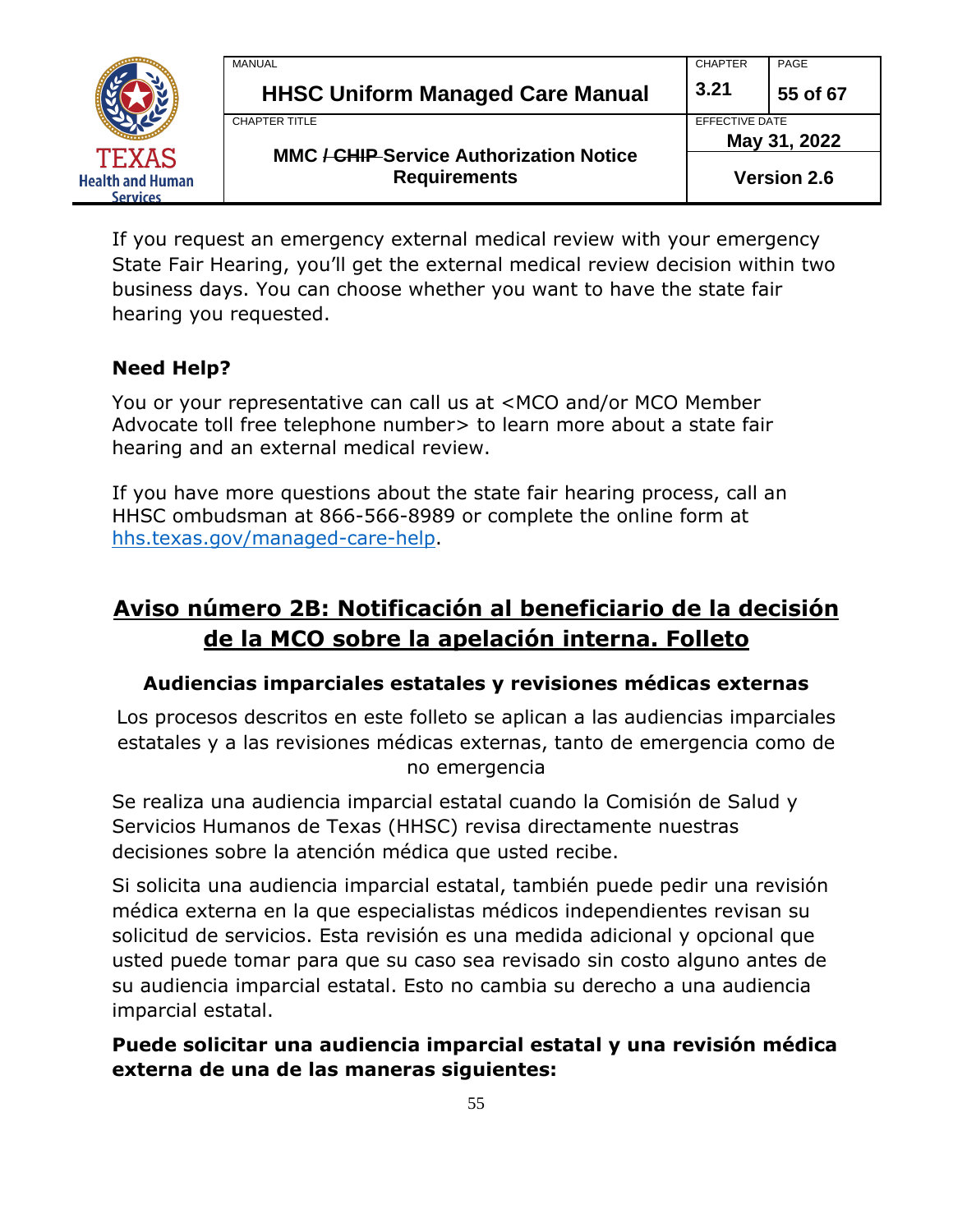If you request an emergency external medical review with your emergency State Fair Hearing, you'll get the external medical review decision within two business days. You can choose whether you want to have the state fair hearing you requested.

**Need Help?**

You or your representative can call us at <MCO and/or MCO Member Advocate toll free telephone number> to learn more about a state fair hearing and an external medical review.

If you have more questions about the state fair hearing process, call an HHSC ombudsman at 866-566-8989 or complete the online form at [hhs.texas.gov/managed-care-help](hhs.texas.gov/managed-care-help).

## Aviso número 2B: Notificación al beneficiario de la decisión de la MCO sobre la apelación interna. Folleto

### Audiencias imparciales estatales y revisiones médicas externas

Los procesos descritos en este folleto se aplican a las audiencias imparciales estatales y a las revisiones médicas externas, tanto de emergencia como de no emergencia

Se realiza una audiencia imparcial estatal cuando la Comisión de Salud y Servicios Humanos de Texas (HHSC) revisa directamente nuestras decisiones sobre la atención médica que usted recibe.

Si solicita una audiencia imparcial estatal, también puede pedir una revisión médica externa en la que especialistas médicos independientes revisan su solicitud de servicios. Esta revisión es una medida adicional y opcional que usted puede tomar para que su caso sea revisado sin costo alguno antes de su audiencia imparcial estatal. Esto no cambia su derecho a una audiencia imparcial estatal.

**Puede solicitar una audiencia imparcial estatal y una revisión médica externa de una de las maneras siguientes:**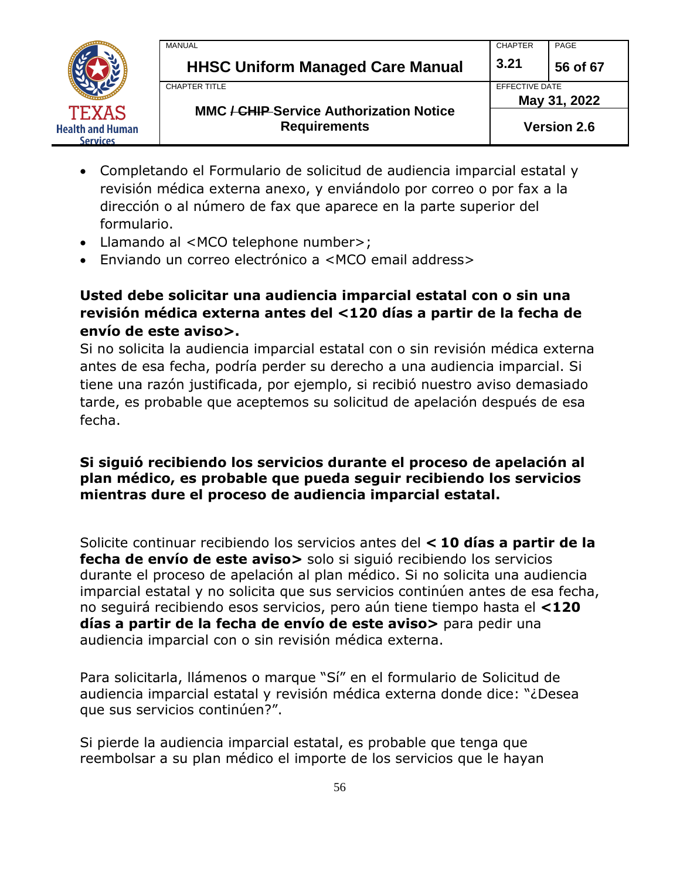- Completando el Formulario de solicitud de audiencia imparcial estatal y revisión médica externa anexo, y enviándolo por correo o por fax a la dirección o al número de fax que aparece en la parte superior del formulario.
- Llamando al <MCO telephone number>;
- Enviando un correo electrónico a <MCO email address>

**Usted debe solicitar una audiencia imparcial estatal con o sin una revisión médica externa antes del <120 días a partir de la fecha de envío de este aviso>.**

Si no solicita la audiencia imparcial estatal con o sin revisión médica externa antes de esa fecha, podría perder su derecho a una audiencia imparcial. Si tiene una razón justificada, por ejemplo, si recibió nuestro aviso demasiado tarde, es probable que aceptemos su solicitud de apelación después de esa fecha.

**Si siguió recibiendo los servicios durante el proceso de apelación al plan médico, es probable que pueda seguir recibiendo los servicios mientras dure el proceso de audiencia imparcial estatal.**

Solicite continuar recibiendo los servicios antes del **< 10 días a partir de la fecha de envío de este aviso>** solo si siguió recibiendo los servicios durante el proceso de apelación al plan médico. Si no solicita una audiencia imparcial estatal y no solicita que sus servicios continúen antes de esa fecha, no seguirá recibiendo esos servicios, pero aún tiene tiempo hasta el **<120 días a partir de la fecha de envío de este aviso>** para pedir una audiencia imparcial con o sin revisión médica externa.

Para solicitarla, llámenos o marque "Sí" en el formulario de Solicitud de audiencia imparcial estatal y revisión médica externa donde dice: "¿Desea que sus servicios continúen?".

Si pierde la audiencia imparcial estatal, es probable que tenga que reembolsar a su plan médico el importe de los servicios que le hayan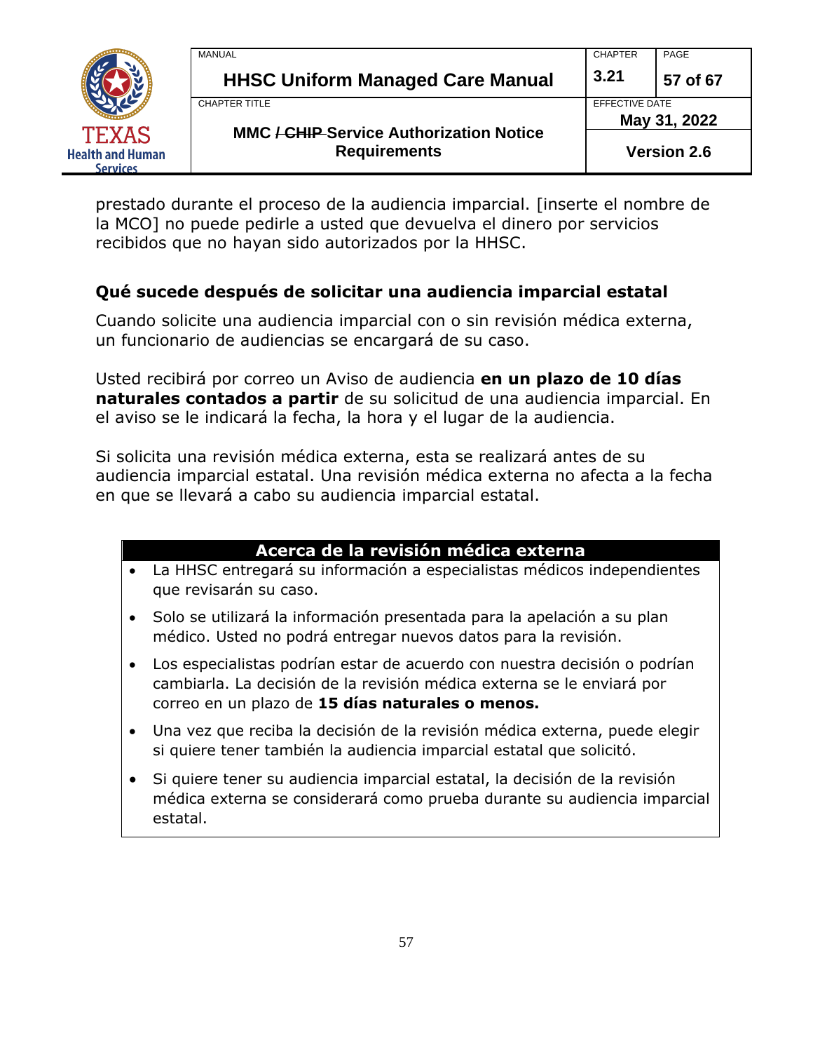prestado durante el proceso de la audiencia imparcial. [inserte el nombre de la MCO] no puede pedirle a usted que devuelva el dinero por servicios recibidos que no hayan sido autorizados por la HHSC.

**Qué sucede después de solicitar una audiencia imparcial estatal**

Cuando solicite una audiencia imparcial con o sin revisión médica externa, un funcionario de audiencias se encargará de su caso.

Usted recibirá por correo un Aviso de audiencia **en un plazo de 10 días naturales contados a partir** de su solicitud de una audiencia imparcial. En el aviso se le indicará la fecha, la hora y el lugar de la audiencia.

Si solicita una revisión médica externa, esta se realizará antes de su audiencia imparcial estatal. Una revisión médica externa no afecta a la fecha en que se llevará a cabo su audiencia imparcial estatal.

| Acerca de la revisión médica externa |
| --- |
| • La HHSC entregará su información a especialistas médicos independientes que revisarán su caso.<br>• Solo se utilizará la información presentada para la apelación a su plan médico. Usted no podrá entregar nuevos datos para la revisión.<br>• Los especialistas podrían estar de acuerdo con nuestra decisión o podrían cambiarla. La decisión de la revisión médica externa se le enviará por correo en un plazo de **15 días naturales o menos.**<br>• Una vez que reciba la decisión de la revisión médica externa, puede elegir si quiere tener también la audiencia imparcial estatal que solicitó.<br>• Si quiere tener su audiencia imparcial estatal, la decisión de la revisión médica externa se considerará como prueba durante su audiencia imparcial estatal. |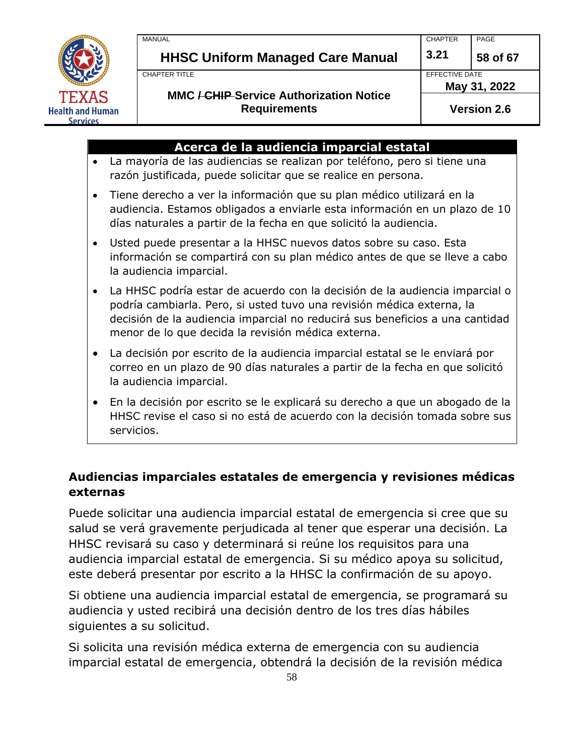| Acerca de la audiencia imparcial estatal |
|---|
| • La mayoría de las audiencias se realizan por teléfono, pero si tiene una razón justificada, puede solicitar que se realice en persona.<br>• Tiene derecho a ver la información que su plan médico utilizará en la audiencia. Estamos obligados a enviarle esta información en un plazo de 10 días naturales a partir de la fecha en que solicitó la audiencia.<br>• Usted puede presentar a la HHSC nuevos datos sobre su caso. Esta información se compartirá con su plan médico antes de que se lleve a cabo la audiencia imparcial.<br>• La HHSC podría estar de acuerdo con la decisión de la audiencia imparcial o podría cambiarla. Pero, si usted tuvo una revisión médica externa, la decisión de la audiencia imparcial no reducirá sus beneficios a una cantidad menor de lo que decida la revisión médica externa.<br>• La decisión por escrito de la audiencia imparcial estatal se le enviará por correo en un plazo de 90 días naturales a partir de la fecha en que solicitó la audiencia imparcial.<br>• En la decisión por escrito se le explicará su derecho a que un abogado de la HHSC revise el caso si no está de acuerdo con la decisión tomada sobre sus servicios. |

### Audiencias imparciales estatales de emergencia y revisiones médicas externas

Puede solicitar una audiencia imparcial estatal de emergencia si cree que su salud se verá gravemente perjudicada al tener que esperar una decisión. La HHSC revisará su caso y determinará si reúne los requisitos para una audiencia imparcial estatal de emergencia. Si su médico apoya su solicitud, este deberá presentar por escrito a la HHSC la confirmación de su apoyo.

Si obtiene una audiencia imparcial estatal de emergencia, se programará su audiencia y usted recibirá una decisión dentro de los tres días hábiles siguientes a su solicitud.

Si solicita una revisión médica externa de emergencia con su audiencia imparcial estatal de emergencia, obtendrá la decisión de la revisión médica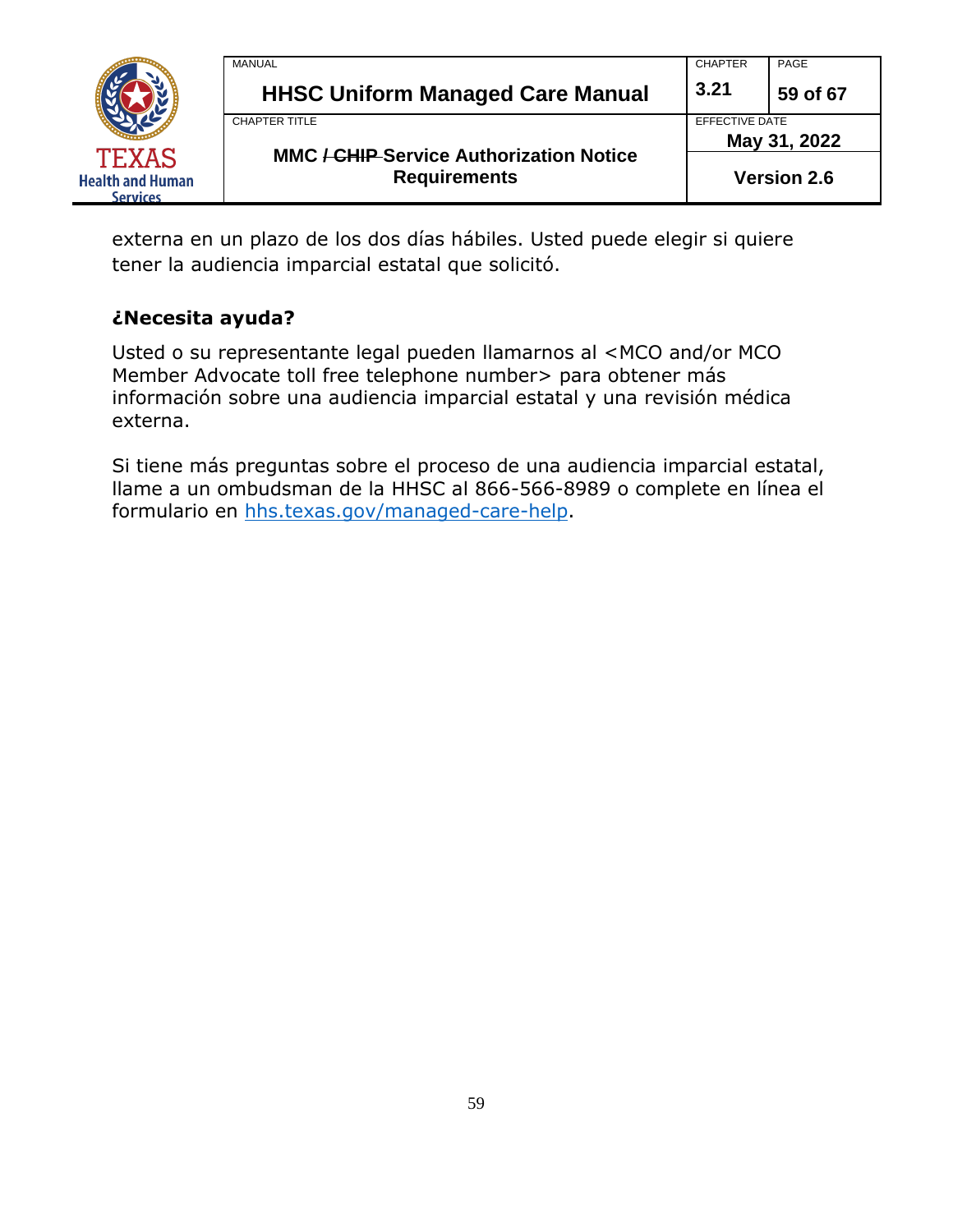externa en un plazo de los dos días hábiles. Usted puede elegir si quiere tener la audiencia imparcial estatal que solicitó.

**¿Necesita ayuda?**

Usted o su representante legal pueden llamarnos al <MCO and/or MCO Member Advocate toll free telephone number> para obtener más información sobre una audiencia imparcial estatal y una revisión médica externa.

Si tiene más preguntas sobre el proceso de una audiencia imparcial estatal, llame a un ombudsman de la HHSC al 866-566-8989 o complete en línea el formulario en hhs.texas.gov/managed-care-help.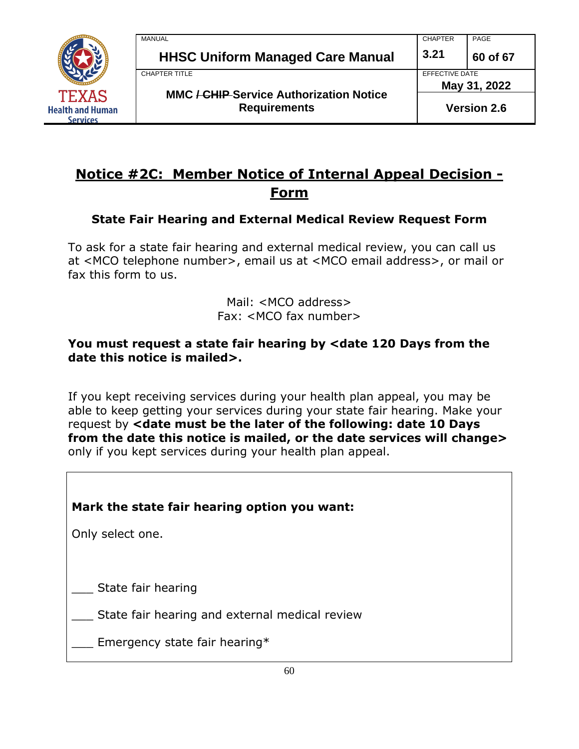## Notice #2C: Member Notice of Internal Appeal Decision - Form

### State Fair Hearing and External Medical Review Request Form

To ask for a state fair hearing and external medical review, you can call us at <MCO telephone number>, email us at <MCO email address>, or mail or fax this form to us.

Mail: <MCO address>
Fax: <MCO fax number>

**You must request a state fair hearing by <date 120 Days from the date this notice is mailed>.**

If you kept receiving services during your health plan appeal, you may be able to keep getting your services during your state fair hearing. Make your request by **<date must be the later of the following: date 10 Days from the date this notice is mailed, or the date services will change>** only if you kept services during your health plan appeal.

**Mark the state fair hearing option you want:**

Only select one.

___ State fair hearing

___ State fair hearing and external medical review

___ Emergency state fair hearing*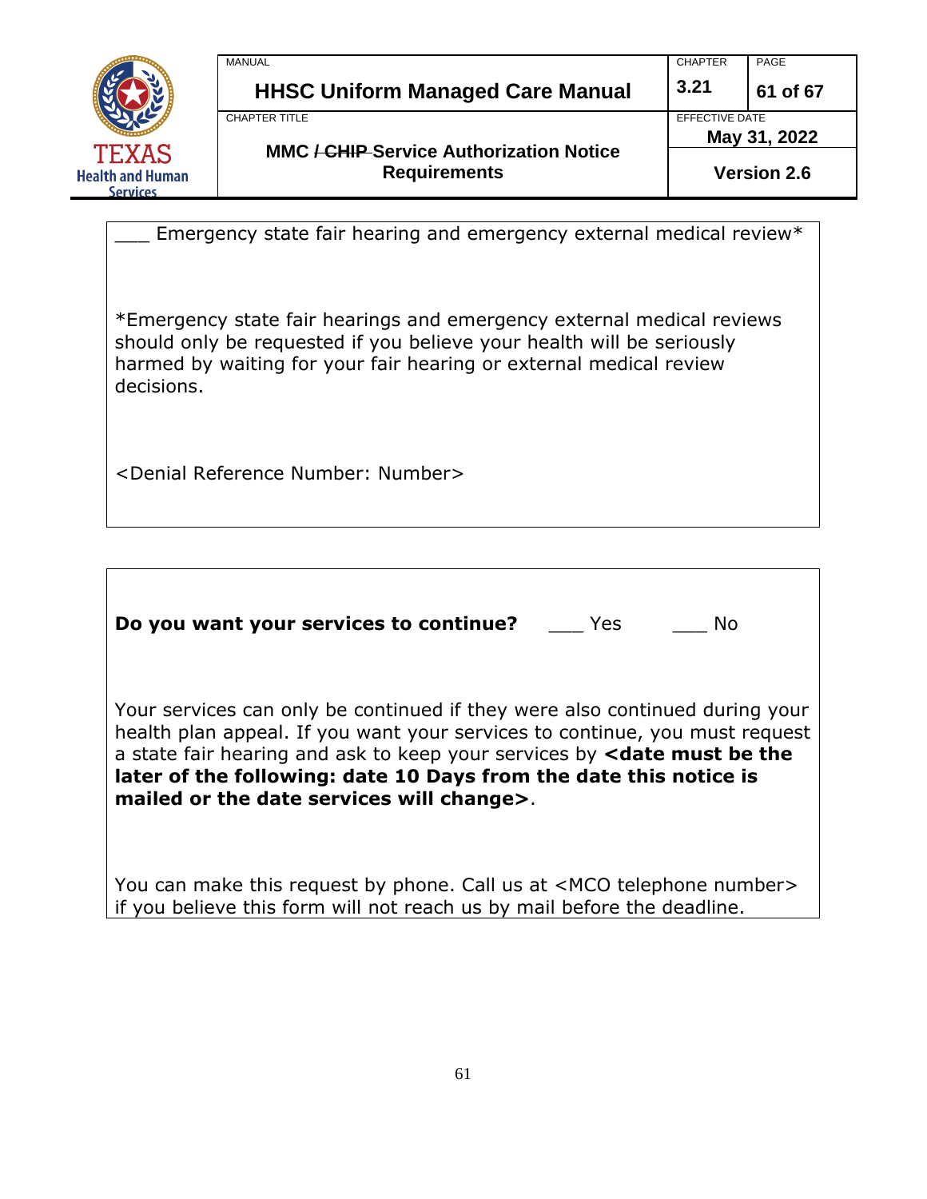___ Emergency state fair hearing and emergency external medical review*

*Emergency state fair hearings and emergency external medical reviews should only be requested if you believe your health will be seriously harmed by waiting for your fair hearing or external medical review decisions.

<Denial Reference Number: Number>

**Do you want your services to continue?** ___ Yes ___ No

Your services can only be continued if they were also continued during your health plan appeal. If you want your services to continue, you must request a state fair hearing and ask to keep your services by **<date must be the later of the following: date 10 Days from the date this notice is mailed or the date services will change>**.

You can make this request by phone. Call us at <MCO telephone number> if you believe this form will not reach us by mail before the deadline.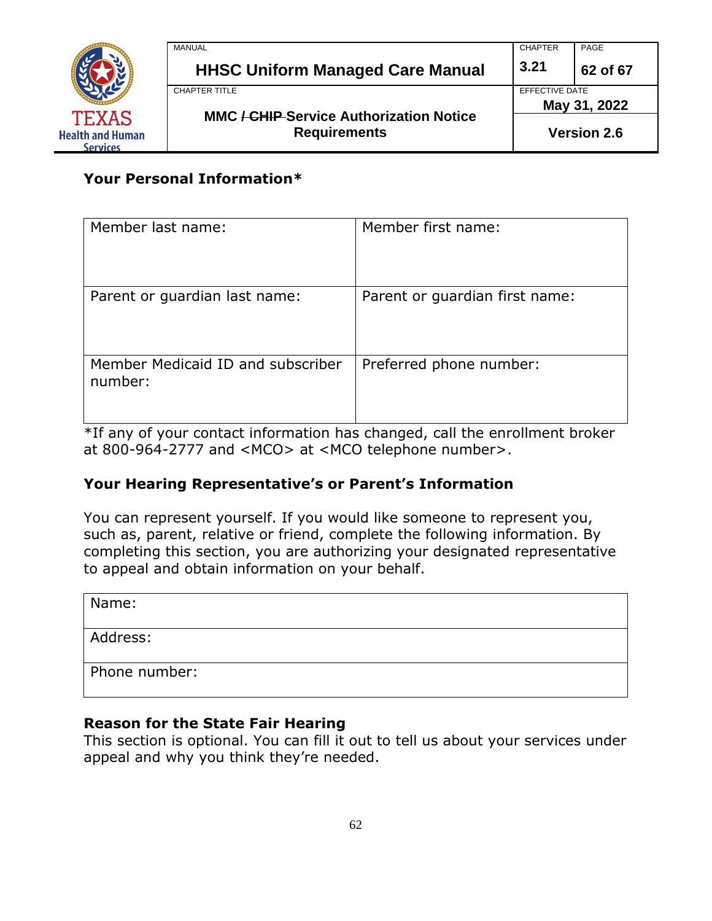### Your Personal Information*

| Member last name: | Member first name: |
|---|---|
| Parent or guardian last name: | Parent or guardian first name: |
| Member Medicaid ID and subscriber number: | Preferred phone number: |

*If any of your contact information has changed, call the enrollment broker at 800-964-2777 and <MCO> at <MCO telephone number>.

### Your Hearing Representative's or Parent's Information

You can represent yourself. If you would like someone to represent you, such as, parent, relative or friend, complete the following information. By completing this section, you are authorizing your designated representative to appeal and obtain information on your behalf.

| Name: |
|---|
| Address: |
| Phone number: |

### Reason for the State Fair Hearing

This section is optional. You can fill it out to tell us about your services under appeal and why you think they're needed.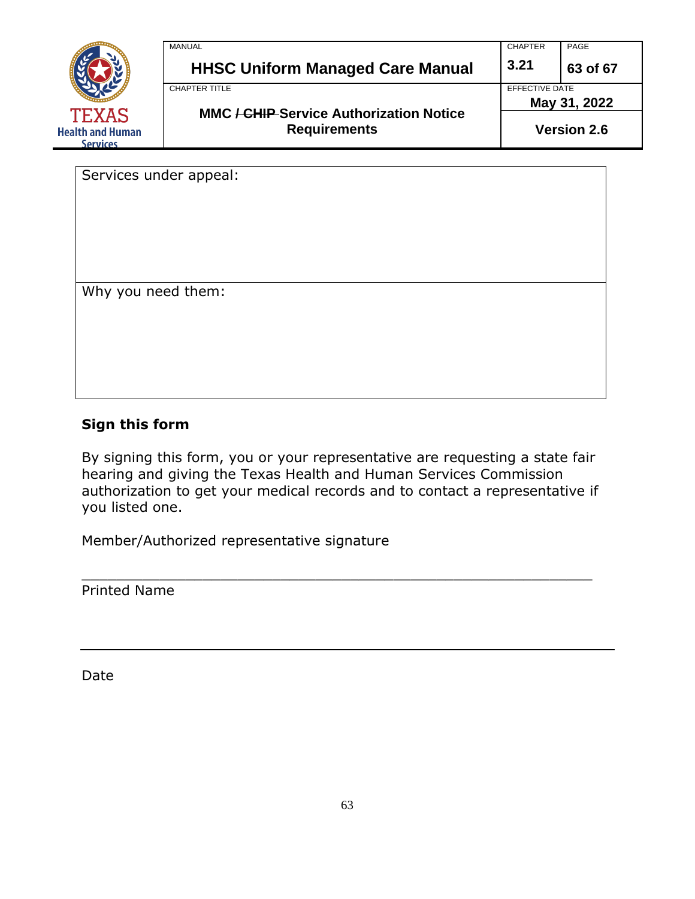| Services under appeal: |
|---|
| Why you need them: |

**Sign this form**

By signing this form, you or your representative are requesting a state fair hearing and giving the Texas Health and Human Services Commission authorization to get your medical records and to contact a representative if you listed one.

Member/Authorized representative signature

\_\_\_\_\_\_\_\_\_\_\_\_\_\_\_\_\_\_\_\_\_\_\_\_\_\_\_\_\_\_\_\_\_\_\_\_\_\_\_\_\_\_\_\_\_\_\_\_\_\_\_\_\_\_\_

Printed Name

\_\_\_\_\_\_\_\_\_\_\_\_\_\_\_\_\_\_\_\_\_\_\_\_\_\_\_\_\_\_\_\_\_\_\_\_\_\_\_\_\_\_\_\_\_\_\_\_\_\_\_\_\_\_\_

Date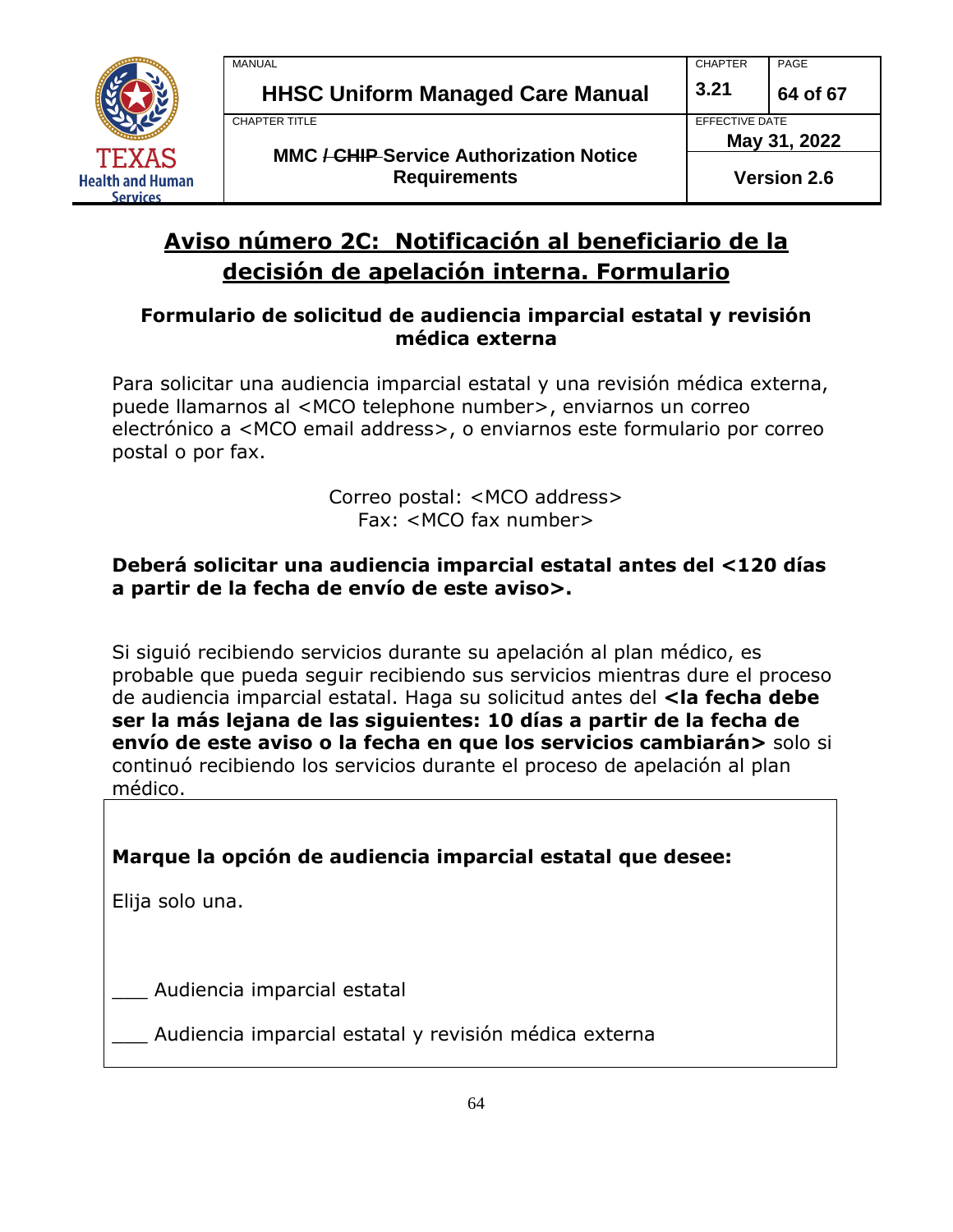## Aviso número 2C: Notificación al beneficiario de la decisión de apelación interna. Formulario

### Formulario de solicitud de audiencia imparcial estatal y revisión médica externa

Para solicitar una audiencia imparcial estatal y una revisión médica externa, puede llamarnos al <MCO telephone number>, enviarnos un correo electrónico a <MCO email address>, o enviarnos este formulario por correo postal o por fax.

Correo postal: <MCO address>
Fax: <MCO fax number>

**Deberá solicitar una audiencia imparcial estatal antes del <120 días a partir de la fecha de envío de este aviso>.**

Si siguió recibiendo servicios durante su apelación al plan médico, es probable que pueda seguir recibiendo sus servicios mientras dure el proceso de audiencia imparcial estatal. Haga su solicitud antes del **<la fecha debe ser la más lejana de las siguientes: 10 días a partir de la fecha de envío de este aviso o la fecha en que los servicios cambiarán>** solo si continuó recibiendo los servicios durante el proceso de apelación al plan médico.

**Marque la opción de audiencia imparcial estatal que desee:**

Elija solo una.

___ Audiencia imparcial estatal

___ Audiencia imparcial estatal y revisión médica externa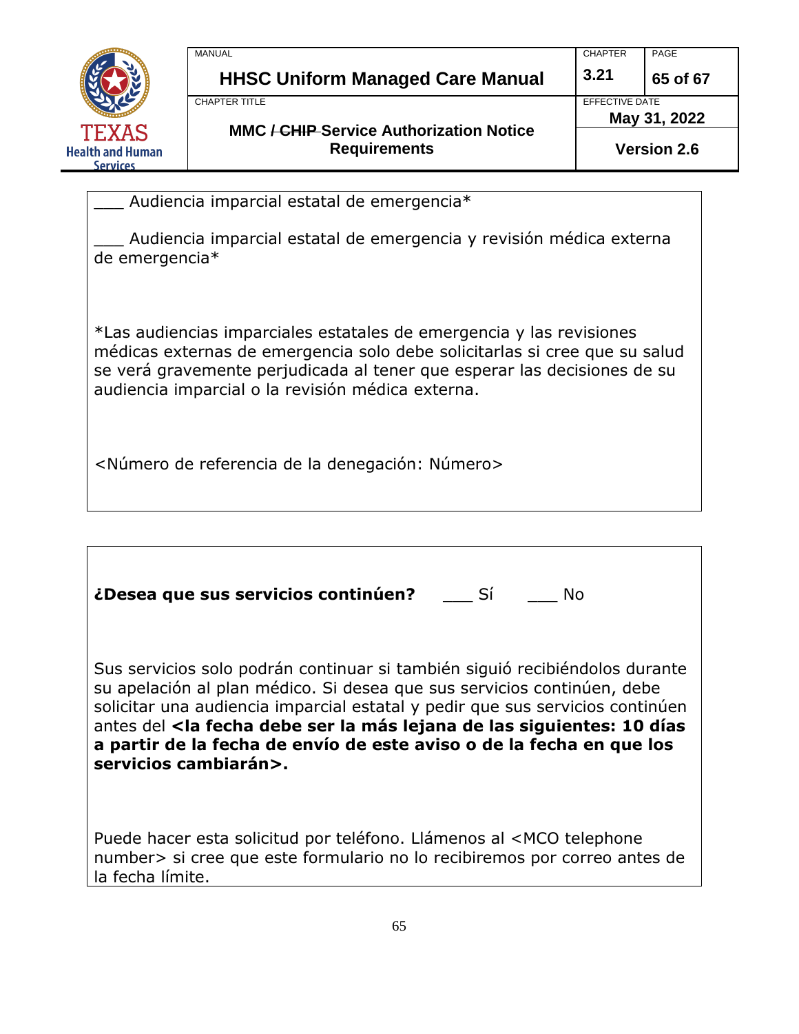___ Audiencia imparcial estatal de emergencia*

___ Audiencia imparcial estatal de emergencia y revisión médica externa de emergencia*

*Las audiencias imparciales estatales de emergencia y las revisiones médicas externas de emergencia solo debe solicitarlas si cree que su salud se verá gravemente perjudicada al tener que esperar las decisiones de su audiencia imparcial o la revisión médica externa.

<Número de referencia de la denegación: Número>

**¿Desea que sus servicios continúen?** ___ Sí ___ No

Sus servicios solo podrán continuar si también siguió recibiéndolos durante su apelación al plan médico. Si desea que sus servicios continúen, debe solicitar una audiencia imparcial estatal y pedir que sus servicios continúen antes del **<la fecha debe ser la más lejana de las siguientes: 10 días a partir de la fecha de envío de este aviso o de la fecha en que los servicios cambiarán>.**

Puede hacer esta solicitud por teléfono. Llámenos al <MCO telephone number> si cree que este formulario no lo recibiremos por correo antes de la fecha límite.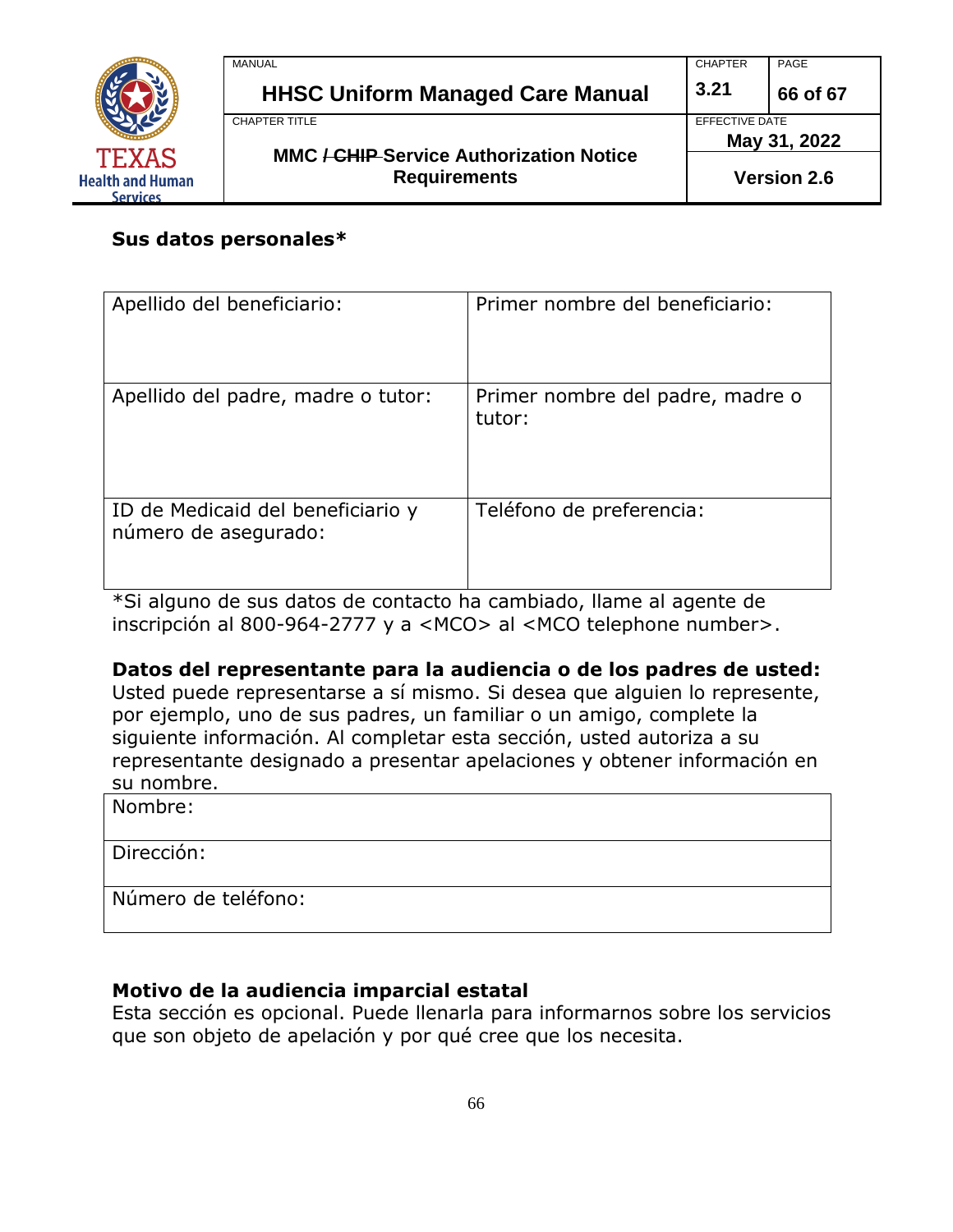**Sus datos personales***

| Apellido del beneficiario: | Primer nombre del beneficiario: |
|---|---|
| Apellido del padre, madre o tutor: | Primer nombre del padre, madre o tutor: |
| ID de Medicaid del beneficiario y número de asegurado: | Teléfono de preferencia: |

*Si alguno de sus datos de contacto ha cambiado, llame al agente de inscripción al 800-964-2777 y a <MCO> al <MCO telephone number>.

**Datos del representante para la audiencia o de los padres de usted:**
Usted puede representarse a sí mismo. Si desea que alguien lo represente, por ejemplo, uno de sus padres, un familiar o un amigo, complete la siguiente información. Al completar esta sección, usted autoriza a su representante designado a presentar apelaciones y obtener información en su nombre.

| Nombre: |
|---|
| Dirección: |
| Número de teléfono: |

**Motivo de la audiencia imparcial estatal**
Esta sección es opcional. Puede llenarla para informarnos sobre los servicios que son objeto de apelación y por qué cree que los necesita.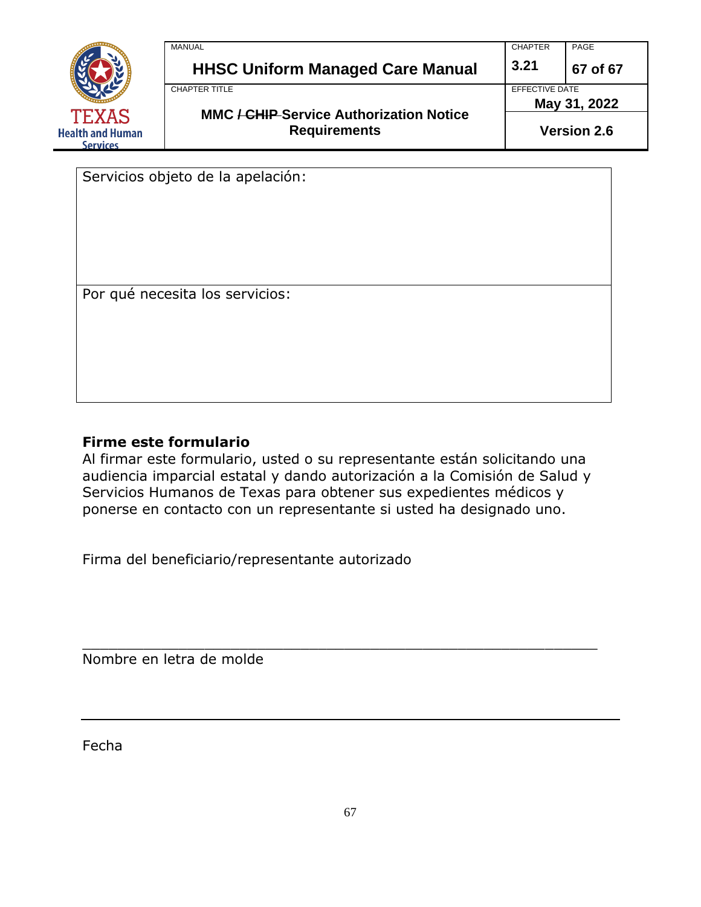| Servicios objeto de la apelación: |
| --- |
| Por qué necesita los servicios: |

**Firme este formulario**

Al firmar este formulario, usted o su representante están solicitando una audiencia imparcial estatal y dando autorización a la Comisión de Salud y Servicios Humanos de Texas para obtener sus expedientes médicos y ponerse en contacto con un representante si usted ha designado uno.

Firma del beneficiario/representante autorizado

______________________________________________________

Nombre en letra de molde

______________________________________________________

Fecha